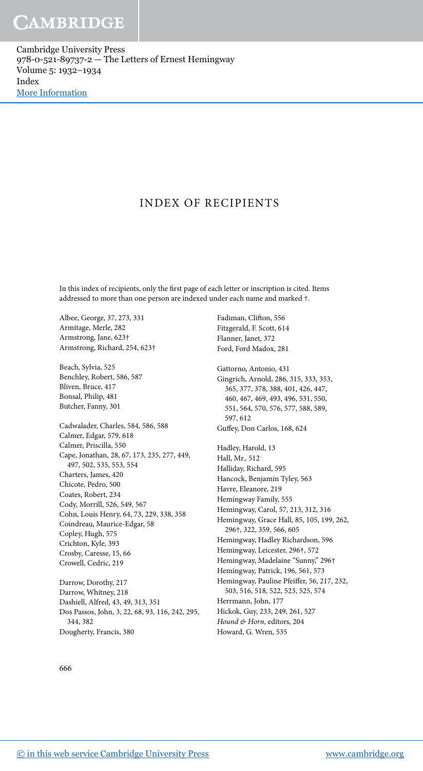# INDEX OF RECIPIENTS

In this index of recipients, only the first page of each letter or inscription is cited. Items addressed to more than one person are indexed under each name and marked †.

Albee, George, 37, 273, 331
Armitage, Merle, 282
Armstrong, Jane, 623†
Armstrong, Richard, 254, 623†

Beach, Sylvia, 525
Benchley, Robert, 586, 587
Bliven, Bruce, 417
Bonsal, Philip, 481
Butcher, Fanny, 301

Cadwalader, Charles, 584, 586, 588
Calmer, Edgar, 579, 618
Calmer, Priscilla, 550
Cape, Jonathan, 28, 67, 173, 235, 277, 449, 497, 502, 535, 553, 554
Charters, James, 420
Chicote, Pedro, 500
Coates, Robert, 234
Cody, Morrill, 526, 549, 567
Cohn, Louis Henry, 64, 73, 229, 338, 358
Coindreau, Maurice-Edgar, 58
Copley, Hugh, 575
Crichton, Kyle, 393
Crosby, Caresse, 15, 66
Crowell, Cedric, 219

Darrow, Dorothy, 217
Darrow, Whitney, 218
Dashiell, Alfred, 43, 49, 313, 351
Dos Passos, John, 3, 22, 68, 93, 116, 242, 295, 344, 382
Dougherty, Francis, 380

Fadiman, Clifton, 556
Fitzgerald, F. Scott, 614
Flanner, Janet, 372
Ford, Ford Madox, 281

Gattorno, Antonio, 431
Gingrich, Arnold, 286, 315, 333, 353, 365, 377, 378, 388, 401, 426, 447, 460, 467, 469, 493, 496, 531, 550, 551, 564, 570, 576, 577, 588, 589, 597, 612
Guffey, Don Carlos, 168, 624

Hadley, Harold, 13
Hall, Mr., 512
Halliday, Richard, 595
Hancock, Benjamin Tyley, 563
Havre, Eleanore, 219
Hemingway Family, 555
Hemingway, Carol, 57, 213, 312, 316
Hemingway, Grace Hall, 85, 105, 199, 262, 296†, 322, 359, 566, 605
Hemingway, Hadley Richardson, 596
Hemingway, Leicester, 296†, 572
Hemingway, Madelaine "Sunny," 296†
Hemingway, Patrick, 196, 561, 573
Hemingway, Pauline Pfeiffer, 56, 217, 232, 503, 516, 518, 522, 523, 525, 574
Herrmann, John, 177
Hickok, Guy, 233, 249, 261, 527
*Hound & Horn*, editors, 204
Howard, G. Wren, 535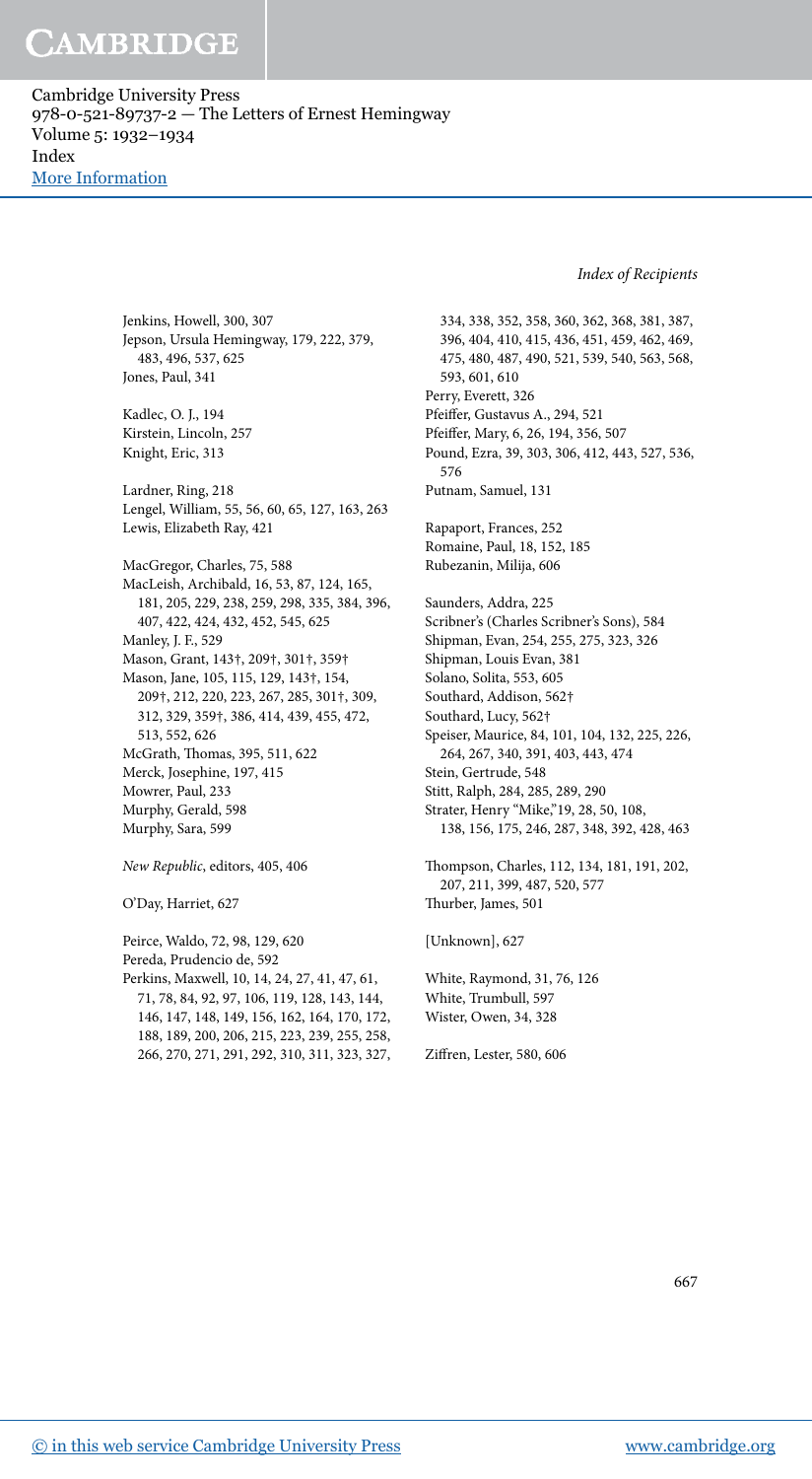Jenkins, Howell, 300, 307
Jepson, Ursula Hemingway, 179, 222, 379, 483, 496, 537, 625
Jones, Paul, 341

Kadlec, O. J., 194
Kirstein, Lincoln, 257
Knight, Eric, 313

Lardner, Ring, 218
Lengel, William, 55, 56, 60, 65, 127, 163, 263
Lewis, Elizabeth Ray, 421

MacGregor, Charles, 75, 588
MacLeish, Archibald, 16, 53, 87, 124, 165, 181, 205, 229, 238, 259, 298, 335, 384, 396, 407, 422, 424, 432, 452, 545, 625
Manley, J. F., 529
Mason, Grant, 143†, 209†, 301†, 359†
Mason, Jane, 105, 115, 129, 143†, 154, 209†, 212, 220, 223, 267, 285, 301†, 309, 312, 329, 359†, 386, 414, 439, 455, 472, 513, 552, 626
McGrath, Thomas, 395, 511, 622
Merck, Josephine, 197, 415
Mowrer, Paul, 233
Murphy, Gerald, 598
Murphy, Sara, 599

*New Republic*, editors, 405, 406

O'Day, Harriet, 627

Peirce, Waldo, 72, 98, 129, 620
Pereda, Prudencio de, 592
Perkins, Maxwell, 10, 14, 24, 27, 41, 47, 61, 71, 78, 84, 92, 97, 106, 119, 128, 143, 144, 146, 147, 148, 149, 156, 162, 164, 170, 172, 188, 189, 200, 206, 215, 223, 239, 255, 258, 266, 270, 271, 291, 292, 310, 311, 323, 327, 334, 338, 352, 358, 360, 362, 368, 381, 387, 396, 404, 410, 415, 436, 451, 459, 462, 469, 475, 480, 487, 490, 521, 539, 540, 563, 568, 593, 601, 610
Perry, Everett, 326
Pfeiffer, Gustavus A., 294, 521
Pfeiffer, Mary, 6, 26, 194, 356, 507
Pound, Ezra, 39, 303, 306, 412, 443, 527, 536, 576
Putnam, Samuel, 131

Rapaport, Frances, 252
Romaine, Paul, 18, 152, 185
Rubezanin, Milija, 606

Saunders, Addra, 225
Scribner's (Charles Scribner's Sons), 584
Shipman, Evan, 254, 255, 275, 323, 326
Shipman, Louis Evan, 381
Solano, Solita, 553, 605
Southard, Addison, 562†
Southard, Lucy, 562†
Speiser, Maurice, 84, 101, 104, 132, 225, 226, 264, 267, 340, 391, 403, 443, 474
Stein, Gertrude, 548
Stitt, Ralph, 284, 285, 289, 290
Strater, Henry "Mike," 19, 28, 50, 108, 138, 156, 175, 246, 287, 348, 392, 428, 463

Thompson, Charles, 112, 134, 181, 191, 202, 207, 211, 399, 487, 520, 577
Thurber, James, 501

[Unknown], 627

White, Raymond, 31, 76, 126
White, Trumbull, 597
Wister, Owen, 34, 328

Ziffren, Lester, 580, 606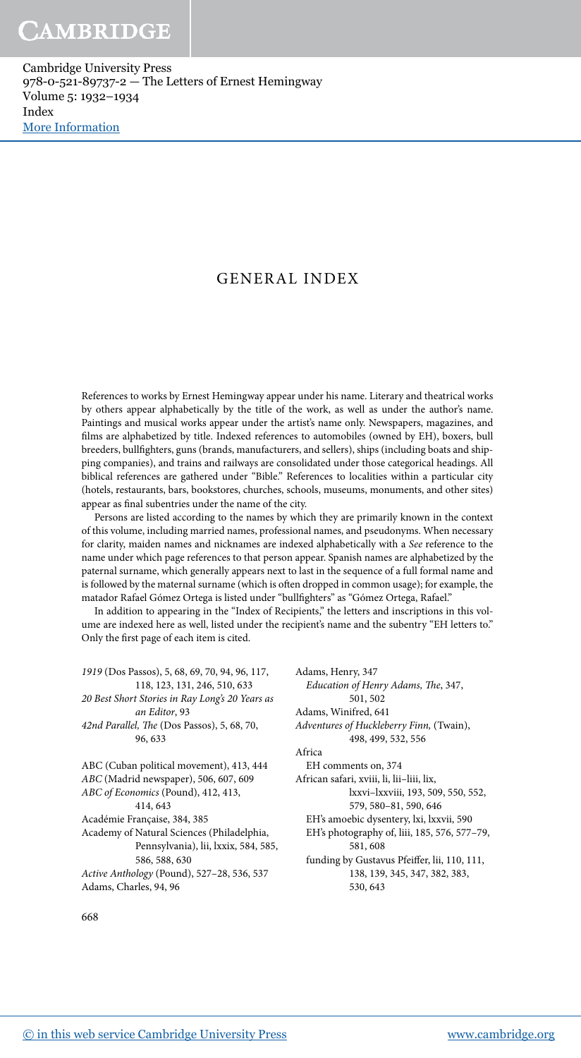# GENERAL INDEX

References to works by Ernest Hemingway appear under his name. Literary and theatrical works by others appear alphabetically by the title of the work, as well as under the author's name. Paintings and musical works appear under the artist's name only. Newspapers, magazines, and films are alphabetized by title. Indexed references to automobiles (owned by EH), boxers, bull breeders, bullfighters, guns (brands, manufacturers, and sellers), ships (including boats and shipping companies), and trains and railways are consolidated under those categorical headings. All biblical references are gathered under "Bible." References to localities within a particular city (hotels, restaurants, bars, bookstores, churches, schools, museums, monuments, and other sites) appear as final subentries under the name of the city.

Persons are listed according to the names by which they are primarily known in the context of this volume, including married names, professional names, and pseudonyms. When necessary for clarity, maiden names and nicknames are indexed alphabetically with a *See* reference to the name under which page references to that person appear. Spanish names are alphabetized by the paternal surname, which generally appears next to last in the sequence of a full formal name and is followed by the maternal surname (which is often dropped in common usage); for example, the matador Rafael Gómez Ortega is listed under "bullfighters" as "Gómez Ortega, Rafael."

In addition to appearing in the "Index of Recipients," the letters and inscriptions in this volume are indexed here as well, listed under the recipient's name and the subentry "EH letters to." Only the first page of each item is cited.

*1919* (Dos Passos), 5, 68, 69, 70, 94, 96, 117, 118, 123, 131, 246, 510, 633
*20 Best Short Stories in Ray Long's 20 Years as an Editor*, 93
*42nd Parallel, The* (Dos Passos), 5, 68, 70, 96, 633

ABC (Cuban political movement), 413, 444
*ABC* (Madrid newspaper), 506, 607, 609
*ABC of Economics* (Pound), 412, 413, 414, 643
Académie Française, 384, 385
Academy of Natural Sciences (Philadelphia, Pennsylvania), lii, lxxix, 584, 585, 586, 588, 630
*Active Anthology* (Pound), 527–28, 536, 537
Adams, Charles, 94, 96
Adams, Henry, 347
  *Education of Henry Adams, The*, 347, 501, 502
Adams, Winifred, 641
*Adventures of Huckleberry Finn,* (Twain), 498, 499, 532, 556
Africa
  EH comments on, 374
African safari, xviii, li, lii–liii, lix, lxxvi–lxxviii, 193, 509, 550, 552, 579, 580–81, 590, 646
  EH's amoebic dysentery, lxi, lxxvii, 590
  EH's photography of, liii, 185, 576, 577–79, 581, 608
  funding by Gustavus Pfeiffer, lii, 110, 111, 138, 139, 345, 347, 382, 383, 530, 643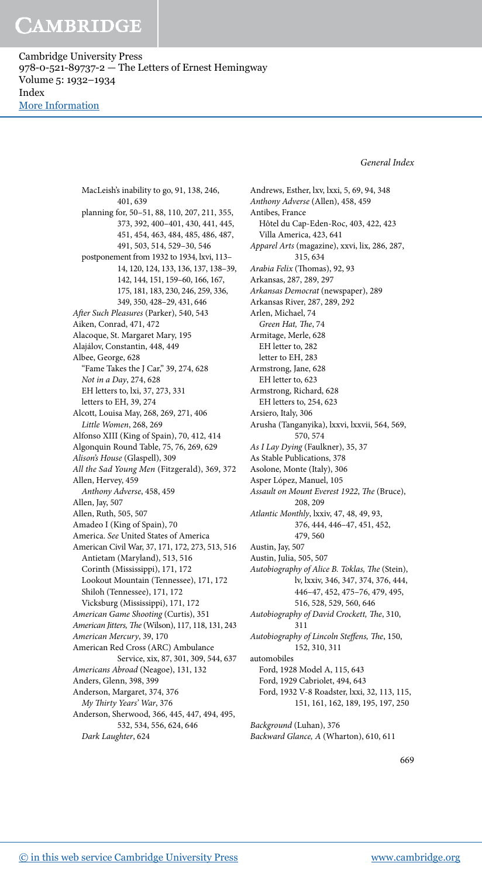MacLeish's inability to go, 91, 138, 246, 401, 639
planning for, 50–51, 88, 110, 207, 211, 355, 373, 392, 400–401, 430, 441, 445, 451, 454, 463, 484, 485, 486, 487, 491, 503, 514, 529–30, 546
postponement from 1932 to 1934, lxvi, 113–14, 120, 124, 133, 136, 137, 138–39, 142, 144, 151, 159–60, 166, 167, 175, 181, 183, 230, 246, 259, 336, 349, 350, 428–29, 431, 646

*After Such Pleasures* (Parker), 540, 543
Aiken, Conrad, 471, 472
Alacoque, St. Margaret Mary, 195
Alajálov, Constantin, 448, 449
Albee, George, 628
  "Fame Takes the J Car," 39, 274, 628
  *Not in a Day*, 274, 628
  EH letters to, lxi, 37, 273, 331
  letters to EH, 39, 274
Alcott, Louisa May, 268, 269, 271, 406
  *Little Women*, 268, 269
Alfonso XIII (King of Spain), 70, 412, 414
Algonquin Round Table, 75, 76, 269, 629
*Alison's House* (Glaspell), 309
*All the Sad Young Men* (Fitzgerald), 369, 372
Allen, Hervey, 459
  *Anthony Adverse*, 458, 459
Allen, Jay, 507
Allen, Ruth, 505, 507
Amadeo I (King of Spain), 70
America. *See* United States of America
American Civil War, 37, 171, 172, 273, 513, 516
  Antietam (Maryland), 513, 516
  Corinth (Mississippi), 171, 172
  Lookout Mountain (Tennessee), 171, 172
  Shiloh (Tennessee), 171, 172
  Vicksburg (Mississippi), 171, 172
*American Game Shooting* (Curtis), 351
*American Jitters, The* (Wilson), 117, 118, 131, 243
*American Mercury*, 39, 170
American Red Cross (ARC) Ambulance Service, xix, 87, 301, 309, 544, 637
*Americans Abroad* (Neagoe), 131, 132
Anders, Glenn, 398, 399
Anderson, Margaret, 374, 376
  *My Thirty Years' War*, 376
Anderson, Sherwood, 366, 445, 447, 494, 495, 532, 534, 556, 624, 646
  *Dark Laughter*, 624
Andrews, Esther, lxv, lxxi, 5, 69, 94, 348
*Anthony Adverse* (Allen), 458, 459
Antibes, France
  Hôtel du Cap-Eden-Roc, 403, 422, 423
  Villa America, 423, 641
*Apparel Arts* (magazine), xxvi, lix, 286, 287, 315, 634
*Arabia Felix* (Thomas), 92, 93
Arkansas, 287, 289, 297
*Arkansas Democrat* (newspaper), 289
Arkansas River, 287, 289, 292
Arlen, Michael, 74
  *Green Hat, The*, 74
Armitage, Merle, 628
  EH letter to, 282
  letter to EH, 283
Armstrong, Jane, 628
  EH letter to, 623
Armstrong, Richard, 628
  EH letters to, 254, 623
Arsiero, Italy, 306
Arusha (Tanganyika), lxxvi, lxxvii, 564, 569, 570, 574
*As I Lay Dying* (Faulkner), 35, 37
As Stable Publications, 378
Asolone, Monte (Italy), 306
Asper López, Manuel, 105
*Assault on Mount Everest 1922, The* (Bruce), 208, 209
*Atlantic Monthly*, lxxiv, 47, 48, 49, 93, 376, 444, 446–47, 451, 452, 479, 560
Austin, Jay, 507
Austin, Julia, 505, 507
*Autobiography of Alice B. Toklas, The* (Stein), lv, lxxiv, 346, 347, 374, 376, 444, 446–47, 452, 475–76, 479, 495, 516, 528, 529, 560, 646
*Autobiography of David Crockett, The*, 310, 311
*Autobiography of Lincoln Steffens, The*, 150, 152, 310, 311
automobiles
  Ford, 1928 Model A, 115, 643
  Ford, 1929 Cabriolet, 494, 643
  Ford, 1932 V-8 Roadster, lxxi, 32, 113, 115, 151, 161, 162, 189, 195, 197, 250

*Background* (Luhan), 376
*Backward Glance, A* (Wharton), 610, 611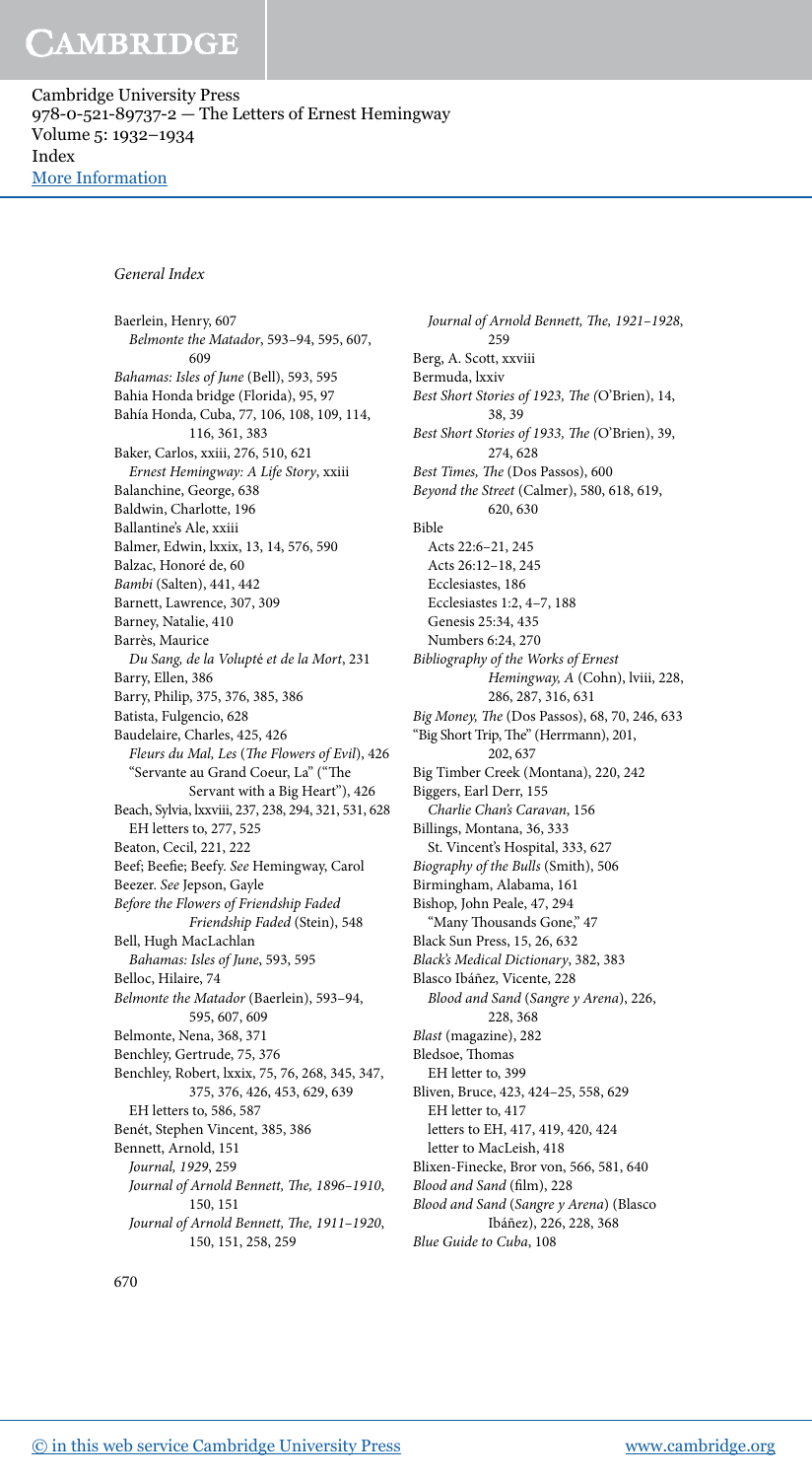Cambridge University Press
978-0-521-89737-2 — The Letters of Ernest Hemingway
Volume 5: 1932–1934
Index
More Information

*General Index*

Baerlein, Henry, 607
  *Belmonte the Matador*, 593–94, 595, 607, 609
*Bahamas: Isles of June* (Bell), 593, 595
Bahia Honda bridge (Florida), 95, 97
Bahía Honda, Cuba, 77, 106, 108, 109, 114, 116, 361, 383
Baker, Carlos, xxiii, 276, 510, 621
  *Ernest Hemingway: A Life Story*, xxiii
Balanchine, George, 638
Baldwin, Charlotte, 196
Ballantine's Ale, xxiii
Balmer, Edwin, lxxix, 13, 14, 576, 590
Balzac, Honoré de, 60
*Bambi* (Salten), 441, 442
Barnett, Lawrence, 307, 309
Barney, Natalie, 410
Barrès, Maurice
  *Du Sang, de la Volupté et de la Mort*, 231
Barry, Ellen, 386
Barry, Philip, 375, 376, 385, 386
Batista, Fulgencio, 628
Baudelaire, Charles, 425, 426
  *Fleurs du Mal, Les* (*The Flowers of Evil*), 426
  "Servante au Grand Coeur, La" ("The Servant with a Big Heart"), 426
Beach, Sylvia, lxxviii, 237, 238, 294, 321, 531, 628
  EH letters to, 277, 525
Beaton, Cecil, 221, 222
Beef; Beefie; Beefy. *See* Hemingway, Carol
Beezer. *See* Jepson, Gayle
*Before the Flowers of Friendship Faded Friendship Faded* (Stein), 548
Bell, Hugh MacLachlan
  *Bahamas: Isles of June*, 593, 595
Belloc, Hilaire, 74
*Belmonte the Matador* (Baerlein), 593–94, 595, 607, 609
Belmonte, Nena, 368, 371
Benchley, Gertrude, 75, 376
Benchley, Robert, lxxix, 75, 76, 268, 345, 347, 375, 376, 426, 453, 629, 639
  EH letters to, 586, 587
Benét, Stephen Vincent, 385, 386
Bennett, Arnold, 151
  *Journal, 1929*, 259
  *Journal of Arnold Bennett, The, 1896–1910*, 150, 151
  *Journal of Arnold Bennett, The, 1911–1920*, 150, 151, 258, 259
  *Journal of Arnold Bennett, The, 1921–1928*, 259
Berg, A. Scott, xxviii
Bermuda, lxxiv
*Best Short Stories of 1923, The* (O'Brien), 14, 38, 39
*Best Short Stories of 1933, The* (O'Brien), 39, 274, 628
*Best Times, The* (Dos Passos), 600
*Beyond the Street* (Calmer), 580, 618, 619, 620, 630
Bible
  Acts 22:6–21, 245
  Acts 26:12–18, 245
  Ecclesiastes, 186
  Ecclesiastes 1:2, 4–7, 188
  Genesis 25:34, 435
  Numbers 6:24, 270
*Bibliography of the Works of Ernest Hemingway, A* (Cohn), lviii, 228, 286, 287, 316, 631
*Big Money, The* (Dos Passos), 68, 70, 246, 633
"Big Short Trip, The" (Herrmann), 201, 202, 637
Big Timber Creek (Montana), 220, 242
Biggers, Earl Derr, 155
  *Charlie Chan's Caravan*, 156
Billings, Montana, 36, 333
  St. Vincent's Hospital, 333, 627
*Birmgraphy of the Bulls* (Smith), 506
Birmingham, Alabama, 161
Bishop, John Peale, 47, 294
  "Many Thousands Gone," 47
Black Sun Press, 15, 26, 632
*Black's Medical Dictionary*, 382, 383
Blasco Ibáñez, Vicente, 228
  *Blood and Sand* (*Sangre y Arena*), 226, 228, 368
*Blast* (magazine), 282
Bledsoe, Thomas
  EH letter to, 399
Bliven, Bruce, 423, 424–25, 558, 629
  EH letter to, 417
  letters to EH, 417, 419, 420, 424
  letter to MacLeish, 418
Blixen-Finecke, Bror von, 566, 581, 640
*Blood and Sand* (film), 228
*Blood and Sand* (*Sangre y Arena*) (Blasco Ibáñez), 226, 228, 368
*Blue Guide to Cuba*, 108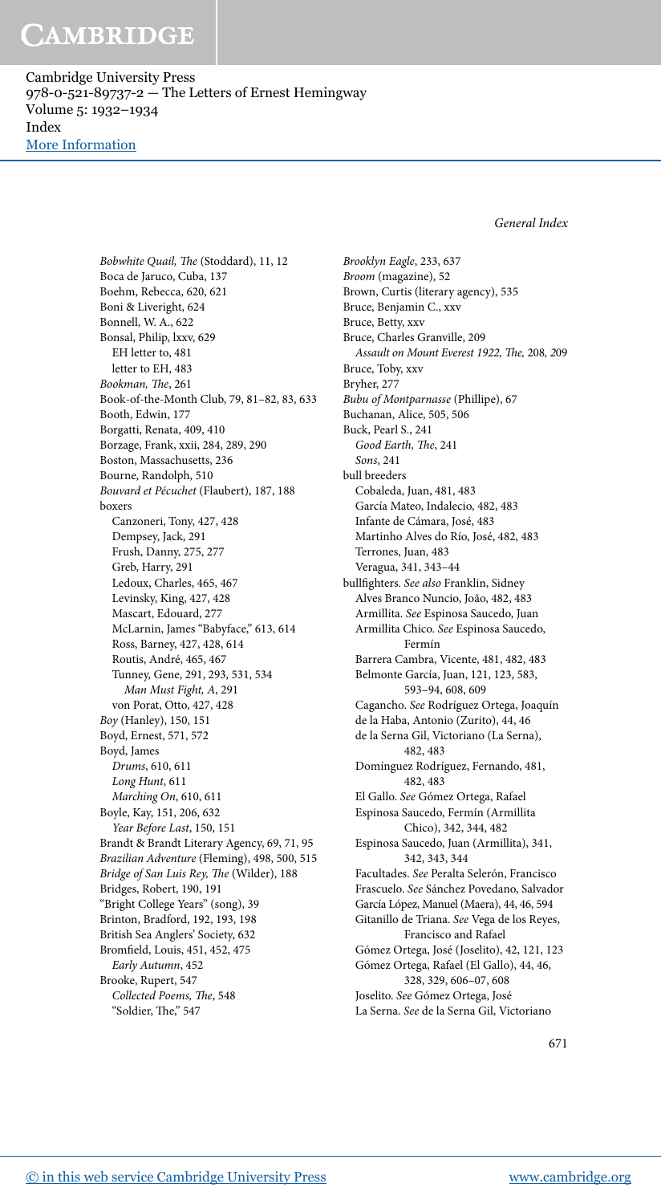*Bobwhite Quail, The* (Stoddard), 11, 12
Boca de Jaruco, Cuba, 137
Boehm, Rebecca, 620, 621
Boni & Liveright, 624
Bonnell, W. A., 622
Bonsal, Philip, lxxv, 629
  EH letter to, 481
  letter to EH, 483
*Bookman, The*, 261
Book-of-the-Month Club, 79, 81–82, 83, 633
Booth, Edwin, 177
Borgatti, Renata, 409, 410
Borzage, Frank, xxii, 284, 289, 290
Boston, Massachusetts, 236
Bourne, Randolph, 510
*Bouvard et Pécuchet* (Flaubert), 187, 188
boxers
  Canzoneri, Tony, 427, 428
  Dempsey, Jack, 291
  Frush, Danny, 275, 277
  Greb, Harry, 291
  Ledoux, Charles, 465, 467
  Levinsky, King, 427, 428
  Mascart, Edouard, 277
  McLarnin, James "Babyface," 613, 614
  Ross, Barney, 427, 428, 614
  Routis, André, 465, 467
  Tunney, Gene, 291, 293, 531, 534
    *Man Must Fight, A*, 291
  von Porat, Otto, 427, 428
*Boy* (Hanley), 150, 151
Boyd, Ernest, 571, 572
Boyd, James
  *Drums*, 610, 611
  *Long Hunt*, 611
  *Marching On*, 610, 611
Boyle, Kay, 151, 206, 632
  *Year Before Last*, 150, 151
Brandt & Brandt Literary Agency, 69, 71, 95
*Brazilian Adventure* (Fleming), 498, 500, 515
*Bridge of San Luis Rey, The* (Wilder), 188
Bridges, Robert, 190, 191
"Bright College Years" (song), 39
Brinton, Bradford, 192, 193, 198
British Sea Anglers' Society, 632
Bromfield, Louis, 451, 452, 475
  *Early Autumn*, 452
Brooke, Rupert, 547
  *Collected Poems, The*, 548
  "Soldier, The," 547
*Brooklyn Eagle*, 233, 637
*Broom* (magazine), 52
Brown, Curtis (literary agency), 535
Bruce, Benjamin C., xxv
Bruce, Betty, xxv
Bruce, Charles Granville, 209
  *Assault on Mount Everest 1922, The,* 208, 209
Bruce, Toby, xxv
Bryher, 277
*Bubu of Montparnasse* (Phillipe), 67
Buchanan, Alice, 505, 506
Buck, Pearl S., 241
  *Good Earth, The*, 241
  *Sons*, 241
bull breeders
  Cobaleda, Juan, 481, 483
  García Mateo, Indalecio, 482, 483
  Infante de Cámara, José, 483
  Martinho Alves do Río, José, 482, 483
  Terrones, Juan, 483
  Veragua, 341, 343–44
bullfighters. *See also* Franklin, Sidney
  Alves Branco Nuncio, João, 482, 483
  Armillita. *See* Espinosa Saucedo, Juan
  Armillita Chico. *See* Espinosa Saucedo, Fermín
  Barrera Cambra, Vicente, 481, 482, 483
  Belmonte García, Juan, 121, 123, 583, 593–94, 608, 609
  Cagancho. *See* Rodríguez Ortega, Joaquín
  de la Haba, Antonio (Zurito), 44, 46
  de la Serna Gil, Victoriano (La Serna), 482, 483
  Domínguez Rodríguez, Fernando, 481, 482, 483
  El Gallo. *See* Gómez Ortega, Rafael
  Espinosa Saucedo, Fermín (Armillita Chico), 342, 344, 482
  Espinosa Saucedo, Juan (Armillita), 341, 342, 343, 344
  Facultades. *See* Peralta Selerón, Francisco
  Frascuelo. *See* Sánchez Povedano, Salvador
  García López, Manuel (Maera), 44, 46, 594
  Gitanillo de Triana. *See* Vega de los Reyes, Francisco and Rafael
  Gómez Ortega, José (Joselito), 42, 121, 123
  Gómez Ortega, Rafael (El Gallo), 44, 46, 328, 329, 606–07, 608
  Joselito. *See* Gómez Ortega, José
  La Serna. *See* de la Serna Gil, Victoriano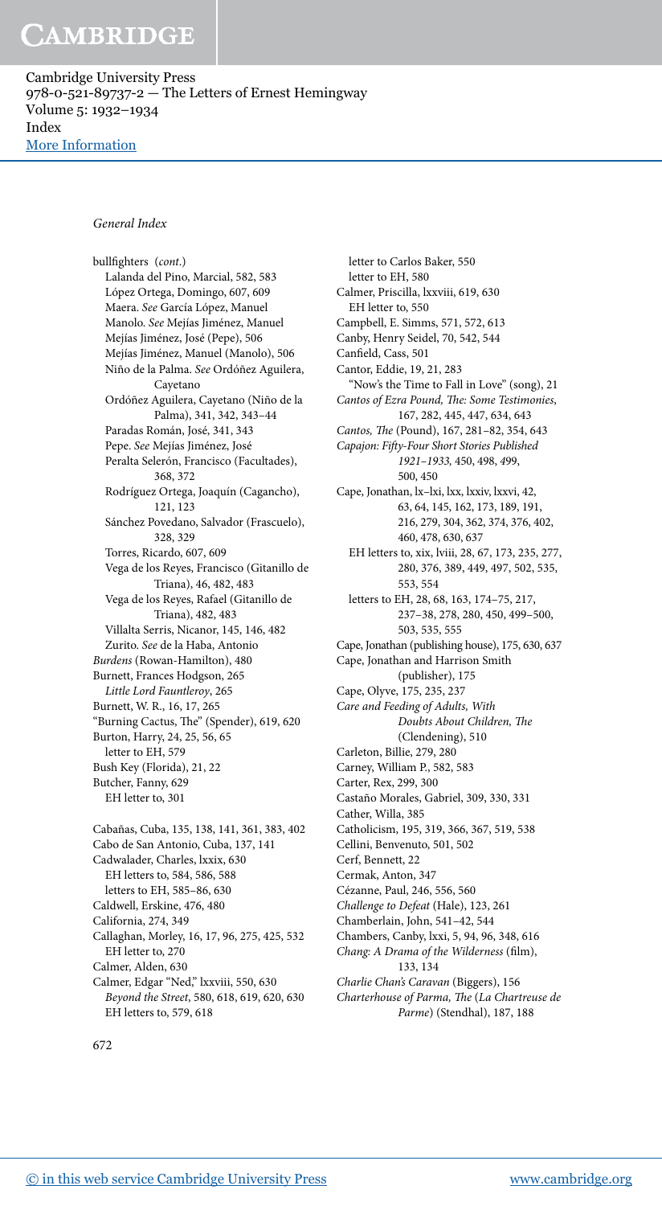General Index

bullfighters (*cont.*)
- Lalanda del Pino, Marcial, 582, 583
- López Ortega, Domingo, 607, 609
- Maera. *See* García López, Manuel
- Manolo. *See* Mejías Jiménez, Manuel
- Mejías Jiménez, José (Pepe), 506
- Mejías Jiménez, Manuel (Manolo), 506
- Niño de la Palma. *See* Ordóñez Aguilera, Cayetano
- Ordóñez Aguilera, Cayetano (Niño de la Palma), 341, 342, 343–44
- Paradas Román, José, 341, 343
- Pepe. *See* Mejías Jiménez, José
- Peralta Selerón, Francisco (Facultades), 368, 372
- Rodríguez Ortega, Joaquín (Cagancho), 121, 123
- Sánchez Povedano, Salvador (Frascuelo), 328, 329
- Torres, Ricardo, 607, 609
- Vega de los Reyes, Francisco (Gitanillo de Triana), 46, 482, 483
- Vega de los Reyes, Rafael (Gitanillo de Triana), 482, 483
- Villalta Serris, Nicanor, 145, 146, 482
- Zurito. *See* de la Haba, Antonio

*Burdens* (Rowan-Hamilton), 480
Burnett, Frances Hodgson, 265
- *Little Lord Fauntleroy*, 265

Burnett, W. R., 16, 17, 265
"Burning Cactus, The" (Spender), 619, 620
Burton, Harry, 24, 25, 56, 65
- letter to EH, 579

Bush Key (Florida), 21, 22
Butcher, Fanny, 629
- EH letter to, 301

Cabañas, Cuba, 135, 138, 141, 361, 383, 402
Cabo de San Antonio, Cuba, 137, 141
Cadwalader, Charles, lxxix, 630
- EH letters to, 584, 586, 588
- letters to EH, 585–86, 630

Caldwell, Erskine, 476, 480
California, 274, 349
Callaghan, Morley, 16, 17, 96, 275, 425, 532
- EH letter to, 270

Calmer, Alden, 630
Calmer, Edgar "Ned," lxxviii, 550, 630
- *Beyond the Street*, 580, 618, 619, 620, 630
- EH letters to, 579, 618
- letter to Carlos Baker, 550
- letter to EH, 580

Calmer, Priscilla, lxxviii, 619, 630
- EH letter to, 550

Campbell, E. Simms, 571, 572, 613
Canby, Henry Seidel, 70, 542, 544
Canfield, Cass, 501
Cantor, Eddie, 19, 21, 283
- "Now's the Time to Fall in Love" (song), 21

*Cantos of Ezra Pound, The: Some Testimonies*, 167, 282, 445, 447, 634, 643
*Cantos, The* (Pound), 167, 281–82, 354, 643
*Capajon: Fifty-Four Short Stories Published 1921–1933*, 450, 498, 499, 500, 450
Cape, Jonathan, lx–lxi, lxx, lxxiv, lxxvi, 42, 63, 64, 145, 162, 173, 189, 191, 216, 279, 304, 362, 374, 376, 402, 460, 478, 630, 637
- EH letters to, xix, lviii, 28, 67, 173, 235, 277, 280, 376, 389, 449, 497, 502, 535, 553, 554
- letters to EH, 28, 68, 163, 174–75, 217, 237–38, 278, 280, 450, 499–500, 503, 535, 555

Cape, Jonathan (publishing house), 175, 630, 637
Cape, Jonathan and Harrison Smith (publisher), 175
Cape, Olyve, 175, 235, 237
*Care and Feeding of Adults, With Doubts About Children, The* (Clendening), 510
Carleton, Billie, 279, 280
Carney, William P., 582, 583
Carter, Rex, 299, 300
Castaño Morales, Gabriel, 309, 330, 331
Cather, Willa, 385
Catholicism, 195, 319, 366, 367, 519, 538
Cellini, Benvenuto, 501, 502
Cerf, Bennett, 22
Cermak, Anton, 347
Cézanne, Paul, 246, 556, 560
*Challenge to Defeat* (Hale), 123, 261
Chamberlain, John, 541–42, 544
Chambers, Canby, lxxi, 5, 94, 96, 348, 616
*Chang: A Drama of the Wilderness* (film), 133, 134
*Charlie Chan's Caravan* (Biggers), 156
*Charterhouse of Parma, The* (*La Chartreuse de Parme*) (Stendhal), 187, 188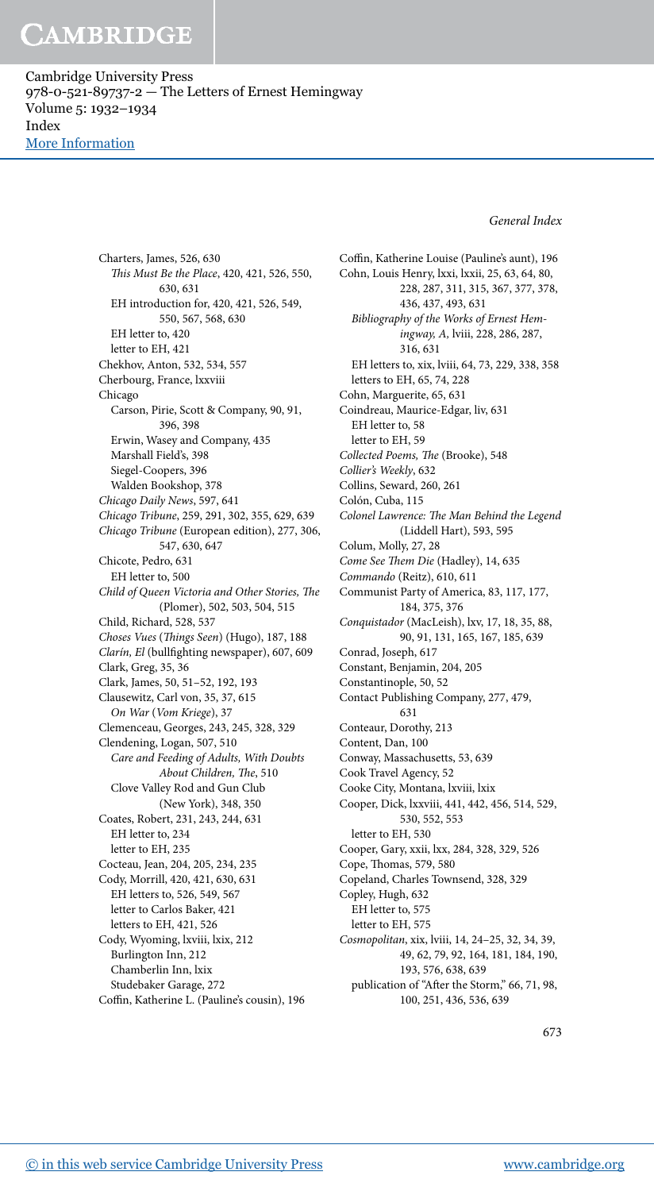Charters, James, 526, 630
  *This Must Be the Place*, 420, 421, 526, 550, 630, 631
  EH introduction for, 420, 421, 526, 549, 550, 567, 568, 630
  EH letter to, 420
  letter to EH, 421
Chekhov, Anton, 532, 534, 557
Cherbourg, France, lxxviii
Chicago
  Carson, Pirie, Scott & Company, 90, 91, 396, 398
  Erwin, Wasey and Company, 435
  Marshall Field's, 398
  Siegel-Coopers, 396
  Walden Bookshop, 378
*Chicago Daily News*, 597, 641
*Chicago Tribune*, 259, 291, 302, 355, 629, 639
*Chicago Tribune* (European edition), 277, 306, 547, 630, 647
Chicote, Pedro, 631
  EH letter to, 500
*Child of Queen Victoria and Other Stories, The* (Plomer), 502, 503, 504, 515
Child, Richard, 528, 537
*Choses Vues* (*Things Seen*) (Hugo), 187, 188
*Clarín, El* (bullfighting newspaper), 607, 609
Clark, Greg, 35, 36
Clark, James, 50, 51–52, 192, 193
Clausewitz, Carl von, 35, 37, 615
  *On War* (*Vom Kriege*), 37
Clemenceau, Georges, 243, 245, 328, 329
Clendening, Logan, 507, 510
  *Care and Feeding of Adults, With Doubts About Children, The*, 510
  Clove Valley Rod and Gun Club (New York), 348, 350
Coates, Robert, 231, 243, 244, 631
  EH letter to, 234
  letter to EH, 235
Cocteau, Jean, 204, 205, 234, 235
Cody, Morrill, 420, 421, 630, 631
  EH letters to, 526, 549, 567
  letter to Carlos Baker, 421
  letters to EH, 421, 526
Cody, Wyoming, lxviii, lxix, 212
  Burlington Inn, 212
  Chamberlin Inn, lxix
  Studebaker Garage, 272
Coffin, Katherine L. (Pauline's cousin), 196
Coffin, Katherine Louise (Pauline's aunt), 196
Cohn, Louis Henry, lxxi, lxxii, 25, 63, 64, 80, 228, 287, 311, 315, 367, 377, 378, 436, 437, 493, 631
  *Bibliography of the Works of Ernest Hemingway, A*, lviii, 228, 286, 287, 316, 631
  EH letters to, xix, lviii, 64, 73, 229, 338, 358
  letters to EH, 65, 74, 228
Cohn, Marguerite, 65, 631
Coindreau, Maurice-Edgar, liv, 631
  EH letter to, 58
  letter to EH, 59
*Collected Poems, The* (Brooke), 548
*Collier's Weekly*, 632
Collins, Seward, 260, 261
Colón, Cuba, 115
*Colonel Lawrence: The Man Behind the Legend* (Liddell Hart), 593, 595
Colum, Molly, 27, 28
*Come See Them Die* (Hadley), 14, 635
*Commando* (Reitz), 610, 611
Communist Party of America, 83, 117, 177, 184, 375, 376
*Conquistador* (MacLeish), lxv, 17, 18, 35, 88, 90, 91, 131, 165, 167, 185, 639
Conrad, Joseph, 617
Constant, Benjamin, 204, 205
Constantinople, 50, 52
Contact Publishing Company, 277, 479, 631
Conteaur, Dorothy, 213
Content, Dan, 100
Conway, Massachusetts, 53, 639
Cook Travel Agency, 52
Cooke City, Montana, lxviii, lxix
Cooper, Dick, lxxviii, 441, 442, 456, 514, 529, 530, 552, 553
  letter to EH, 530
Cooper, Gary, xxii, lxx, 284, 328, 329, 526
Cope, Thomas, 579, 580
Copeland, Charles Townsend, 328, 329
Copley, Hugh, 632
  EH letter to, 575
  letter to EH, 575
*Cosmopolitan*, xix, lviii, 14, 24–25, 32, 34, 39, 49, 62, 79, 92, 164, 181, 184, 190, 193, 576, 638, 639
  publication of "After the Storm," 66, 71, 98, 100, 251, 436, 536, 639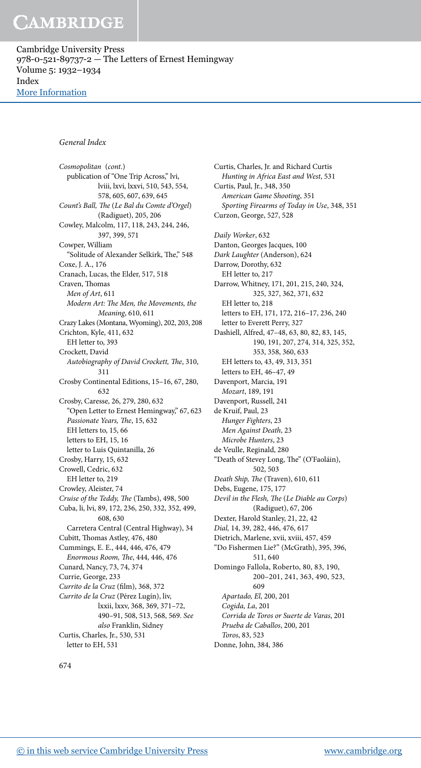## General Index

*Cosmopolitan* (*cont.*)
  publication of "One Trip Across," lvi, lviii, lxvi, lxxvi, 510, 543, 554, 578, 605, 607, 639, 645
*Count's Ball, The* (*Le Bal du Comte d'Orgel*) (Radiguet), 205, 206
Cowley, Malcolm, 117, 118, 243, 244, 246, 397, 399, 571
Cowper, William
  "Solitude of Alexander Selkirk, The," 548
Coxe, J. A., 176
Cranach, Lucas, the Elder, 517, 518
Craven, Thomas
  *Men of Art*, 611
  *Modern Art: The Men, the Movements, the Meaning*, 610, 611
Crazy Lakes (Montana, Wyoming), 202, 203, 208
Crichton, Kyle, 411, 632
  EH letter to, 393
Crockett, David
  *Autobiography of David Crockett, The*, 310, 311
Crosby Continental Editions, 15–16, 67, 280, 632
Crosby, Caresse, 26, 279, 280, 632
  "Open Letter to Ernest Hemingway," 67, 623
  *Passionate Years, The*, 15, 632
  EH letters to, 15, 66
  letters to EH, 15, 16
  letter to Luis Quintanilla, 26
Crosby, Harry, 15, 632
Crowell, Cedric, 632
  EH letter to, 219
Crowley, Aleister, 74
*Cruise of the Teddy, The* (Tambs), 498, 500
Cuba, li, lvi, 89, 172, 236, 250, 332, 352, 499, 608, 630
  Carretera Central (Central Highway), 34
Cubitt, Thomas Astley, 476, 480
Cummings, E. E., 444, 446, 476, 479
  *Enormous Room, The*, 444, 446, 476
Cunard, Nancy, 73, 74, 374
Currie, George, 233
*Currito de la Cruz* (film), 368, 372
*Currito de la Cruz* (Pérez Lugín), liv, lxxii, lxxv, 368, 369, 371–72, 490–91, 508, 513, 568, 569. *See also* Franklin, Sidney
Curtis, Charles, Jr., 530, 531
  letter to EH, 531
Curtis, Charles, Jr. and Richard Curtis
  *Hunting in Africa East and West*, 531
Curtis, Paul, Jr., 348, 350
  *American Game Shooting*, 351
  *Sporting Firearms of Today in Use*, 348, 351
Curzon, George, 527, 528

*Daily Worker*, 632
Danton, Georges Jacques, 100
*Dark Laughter* (Anderson), 624
Darrow, Dorothy, 632
  EH letter to, 217
Darrow, Whitney, 171, 201, 215, 240, 324, 325, 327, 362, 371, 632
  EH letter to, 218
  letters to EH, 171, 172, 216–17, 236, 240
  letter to Everett Perry, 327
Dashiell, Alfred, 47–48, 63, 80, 82, 83, 145, 190, 191, 207, 274, 314, 325, 352, 353, 358, 360, 633
  EH letters to, 43, 49, 313, 351
  letters to EH, 46–47, 49
Davenport, Marcia, 191
  *Mozart*, 189, 191
Davenport, Russell, 241
de Kruif, Paul, 23
  *Hunger Fighters*, 23
  *Men Against Death*, 23
  *Microbe Hunters*, 23
de Veulle, Reginald, 280
"Death of Stevey Long, The" (O'Faoláin), 502, 503
*Death Ship, The* (Traven), 610, 611
Debs, Eugene, 175, 177
*Devil in the Flesh, The* (*Le Diable au Corps*) (Radiguet), 67, 206
Dexter, Harold Stanley, 21, 22, 42
*Dial*, 14, 39, 282, 446, 476, 617
Dietrich, Marlene, xvii, xviii, 457, 459
"Do Fishermen Lie?" (McGrath), 395, 396, 511, 640
Domingo Fallola, Roberto, 80, 83, 190, 200–201, 241, 363, 490, 523, 609
  *Apartado, El*, 200, 201
  *Cogida, La*, 201
  *Corrida de Toros or Suerte de Varas*, 201
  *Prueba de Caballos*, 200, 201
  *Toros*, 83, 523
Donne, John, 384, 386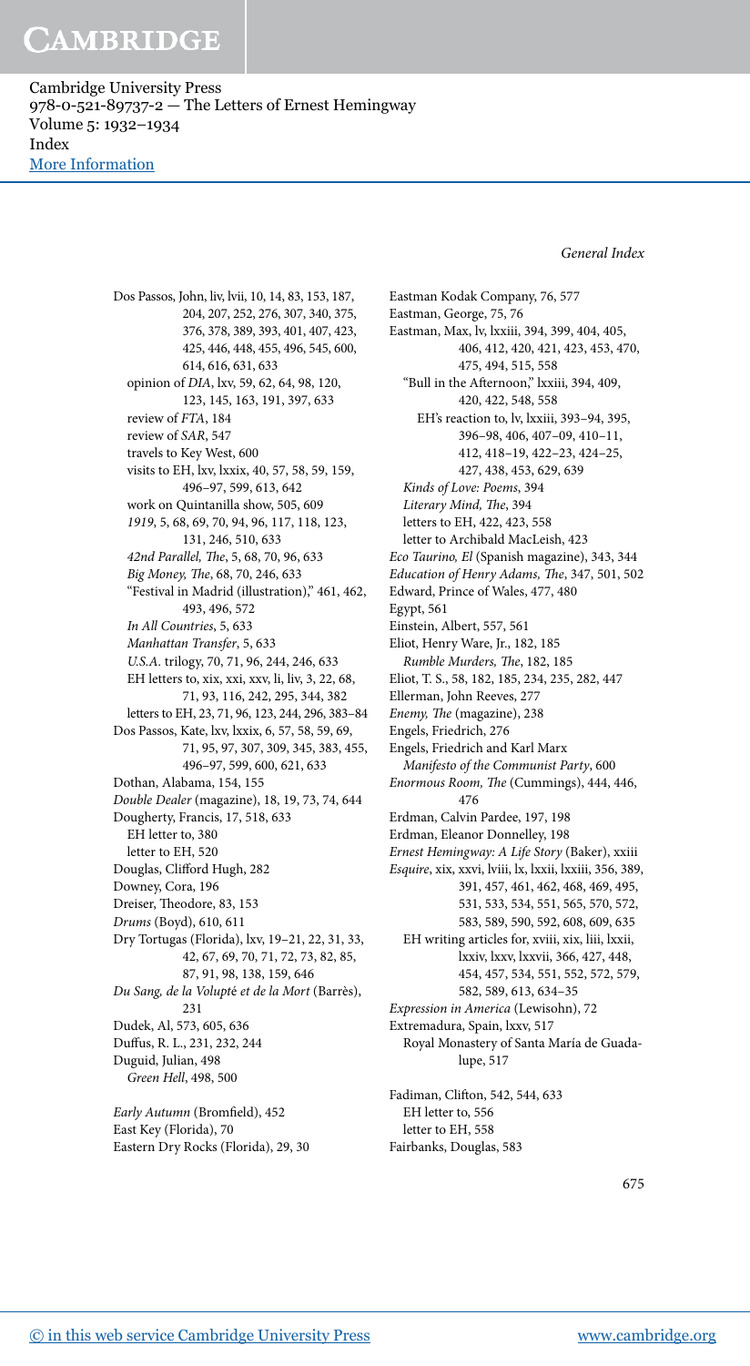Dos Passos, John, liv, lvii, 10, 14, 83, 153, 187, 204, 207, 252, 276, 307, 340, 375, 376, 378, 389, 393, 401, 407, 423, 425, 446, 448, 455, 496, 545, 600, 614, 616, 631, 633
- opinion of *DIA*, lxv, 59, 62, 64, 98, 120, 123, 145, 163, 191, 397, 633
- review of *FTA*, 184
- review of *SAR*, 547
- travels to Key West, 600
- visits to EH, lxv, lxxix, 40, 57, 58, 59, 159, 496–97, 599, 613, 642
- work on Quintanilla show, 505, 609
- *1919*, 5, 68, 69, 70, 94, 96, 117, 118, 123, 131, 246, 510, 633
- *42nd Parallel, The*, 5, 68, 70, 96, 633
- *Big Money, The*, 68, 70, 246, 633
- "Festival in Madrid (illustration)," 461, 462, 493, 496, 572
- *In All Countries*, 5, 633
- *Manhattan Transfer*, 5, 633
- *U.S.A.* trilogy, 70, 71, 96, 244, 246, 633
- EH letters to, xix, xxi, xxv, li, liv, 3, 22, 68, 71, 93, 116, 242, 295, 344, 382
- letters to EH, 23, 71, 96, 123, 244, 296, 383–84

Dos Passos, Kate, lxv, lxxix, 6, 57, 58, 59, 69, 71, 95, 97, 307, 309, 345, 383, 455, 496–97, 599, 600, 621, 633

Dothan, Alabama, 154, 155

*Double Dealer* (magazine), 18, 19, 73, 74, 644

Dougherty, Francis, 17, 518, 633
- EH letter to, 380
- letter to EH, 520

Douglas, Clifford Hugh, 282

Downey, Cora, 196

Dreiser, Theodore, 83, 153

*Drums* (Boyd), 610, 611

Dry Tortugas (Florida), lxv, 19–21, 22, 31, 33, 42, 67, 69, 70, 71, 72, 73, 82, 85, 87, 91, 98, 138, 159, 646

*Du Sang, de la Volupté et de la Mort* (Barrès), 231

Dudek, Al, 573, 605, 636

Duffus, R. L., 231, 232, 244

Duguid, Julian, 498
- *Green Hell*, 498, 500

*Early Autumn* (Bromfield), 452

East Key (Florida), 70

Eastern Dry Rocks (Florida), 29, 30

Eastman Kodak Company, 76, 577

Eastman, George, 75, 76

Eastman, Max, lv, lxxiii, 394, 399, 404, 405, 406, 412, 420, 421, 423, 453, 470, 475, 494, 515, 558
- "Bull in the Afternoon," lxxiii, 394, 409, 420, 422, 548, 558
  - EH's reaction to, lv, lxxiii, 393–94, 395, 396–98, 406, 407–09, 410–11, 412, 418–19, 422–23, 424–25, 427, 438, 453, 629, 639
- *Kinds of Love: Poems*, 394
- *Literary Mind, The*, 394
- letters to EH, 422, 423, 558
- letter to Archibald MacLeish, 423

*Eco Taurino, El* (Spanish magazine), 343, 344

*Education of Henry Adams, The*, 347, 501, 502

Edward, Prince of Wales, 477, 480

Egypt, 561

Einstein, Albert, 557, 561

Eliot, Henry Ware, Jr., 182, 185
- *Rumble Murders, The*, 182, 185

Eliot, T. S., 58, 182, 185, 234, 235, 282, 447

Ellerman, John Reeves, 277

*Enemy, The* (magazine), 238

Engels, Friedrich, 276

Engels, Friedrich and Karl Marx
- *Manifesto of the Communist Party*, 600

*Enormous Room, The* (Cummings), 444, 446, 476

Erdman, Calvin Pardee, 197, 198

Erdman, Eleanor Donnelley, 198

*Ernest Hemingway: A Life Story* (Baker), xxiii

*Esquire*, xix, xxvi, lviii, lx, lxxii, lxxiii, 356, 389, 391, 457, 461, 462, 468, 469, 495, 531, 533, 534, 551, 565, 570, 572, 583, 589, 590, 592, 608, 609, 635
- EH writing articles for, xviii, xix, liii, lxxii, lxxiv, lxxv, lxxvii, 366, 427, 448, 454, 457, 534, 551, 552, 572, 579, 582, 589, 613, 634–35

*Expression in America* (Lewisohn), 72

Extremadura, Spain, lxxv, 517
- Royal Monastery of Santa María de Guadalupe, 517

Fadiman, Clifton, 542, 544, 633
- EH letter to, 556
- letter to EH, 558

Fairbanks, Douglas, 583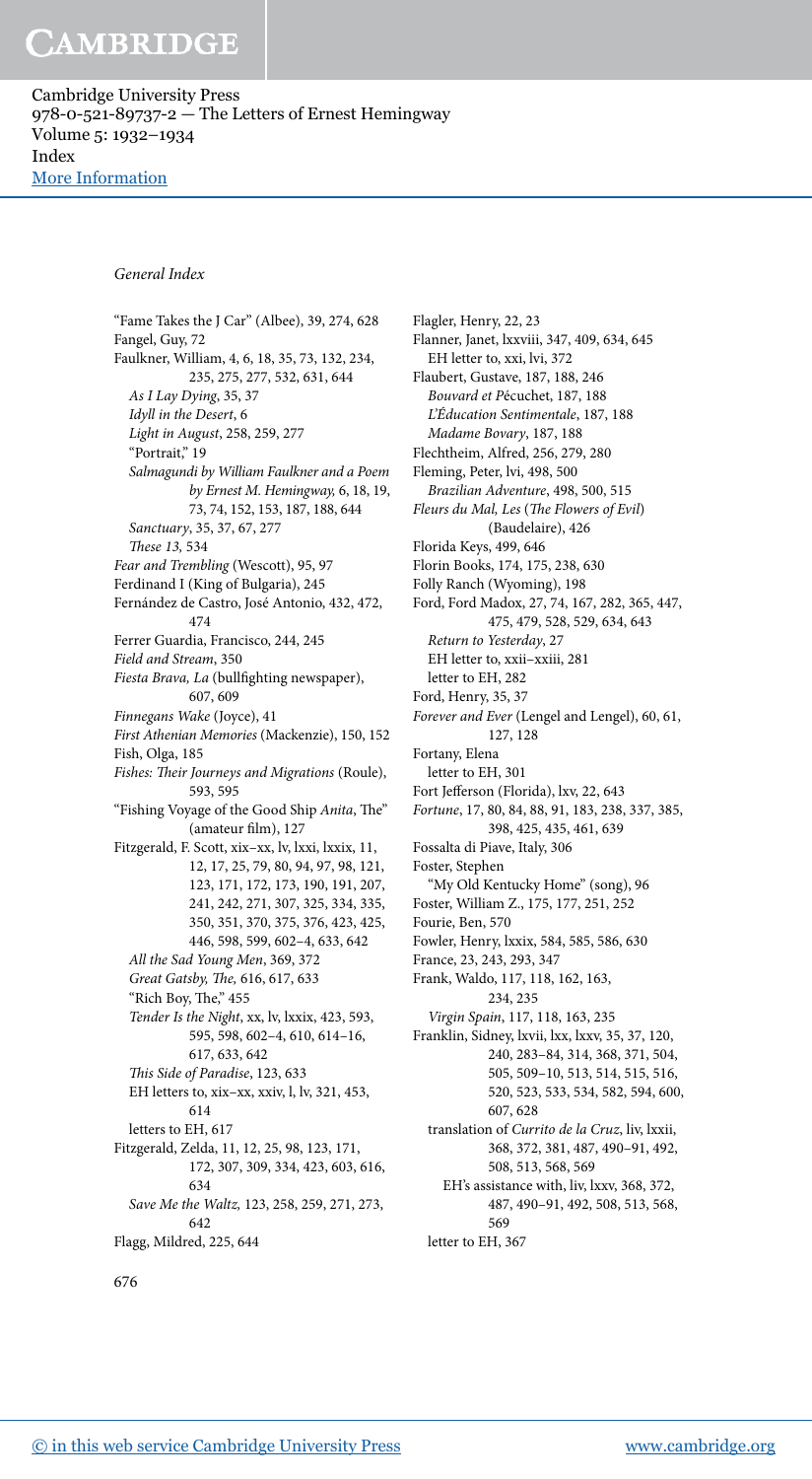*General Index*

"Fame Takes the J Car" (Albee), 39, 274, 628
Fangel, Guy, 72
Faulkner, William, 4, 6, 18, 35, 73, 132, 234, 235, 275, 277, 532, 631, 644
- *As I Lay Dying*, 35, 37
- *Idyll in the Desert*, 6
- *Light in August*, 258, 259, 277
- "Portrait," 19
- *Salmagundi by William Faulkner and a Poem by Ernest M. Hemingway,* 6, 18, 19, 73, 74, 152, 153, 187, 188, 644
- *Sanctuary*, 35, 37, 67, 277
- *These 13,* 534

*Fear and Trembling* (Wescott), 95, 97
Ferdinand I (King of Bulgaria), 245
Fernández de Castro, José Antonio, 432, 472, 474
Ferrer Guardia, Francisco, 244, 245
*Field and Stream*, 350
*Fiesta Brava, La* (bullfighting newspaper), 607, 609
*Finnegans Wake* (Joyce), 41
*First Athenian Memories* (Mackenzie), 150, 152
Fish, Olga, 185
*Fishes: Their Journeys and Migrations* (Roule), 593, 595
"Fishing Voyage of the Good Ship *Anita*, The" (amateur film), 127
Fitzgerald, F. Scott, xix–xx, lv, lxxi, lxxix, 11, 12, 17, 25, 79, 80, 94, 97, 98, 121, 123, 171, 172, 173, 190, 191, 207, 241, 242, 271, 307, 325, 334, 335, 350, 351, 370, 375, 376, 423, 425, 446, 598, 599, 602–4, 633, 642
- *All the Sad Young Men*, 369, 372
- *Great Gatsby, The,* 616, 617, 633
- "Rich Boy, The," 455
- *Tender Is the Night*, xx, lv, lxxix, 423, 593, 595, 598, 602–4, 610, 614–16, 617, 633, 642
- *This Side of Paradise*, 123, 633
- EH letters to, xix–xx, xxiv, l, lv, 321, 453, 614
- letters to EH, 617

Fitzgerald, Zelda, 11, 12, 25, 98, 123, 171, 172, 307, 309, 334, 423, 603, 616, 634
- *Save Me the Waltz,* 123, 258, 259, 271, 273, 642

Flagg, Mildred, 225, 644
Flagler, Henry, 22, 23
Flanner, Janet, lxxviii, 347, 409, 634, 645
- EH letter to, xxi, lvi, 372

Flaubert, Gustave, 187, 188, 246
- *Bouvard et Pécuchet*, 187, 188
- *L'Éducation Sentimentale*, 187, 188
- *Madame Bovary*, 187, 188

Flechtheim, Alfred, 256, 279, 280
Fleming, Peter, lvi, 498, 500
- *Brazilian Adventure*, 498, 500, 515

*Fleurs du Mal, Les* (*The Flowers of Evil*) (Baudelaire), 426
Florida Keys, 499, 646
Florin Books, 174, 175, 238, 630
Folly Ranch (Wyoming), 198
Ford, Ford Madox, 27, 74, 167, 282, 365, 447, 475, 479, 528, 529, 634, 643
- *Return to Yesterday*, 27
- EH letter to, xxii–xxiii, 281
- letter to EH, 282

Ford, Henry, 35, 37
*Forever and Ever* (Lengel and Lengel), 60, 61, 127, 128
Fortany, Elena
- letter to EH, 301

Fort Jefferson (Florida), lxv, 22, 643
*Fortune*, 17, 80, 84, 88, 91, 183, 238, 337, 385, 398, 425, 435, 461, 639
Fossalta di Piave, Italy, 306
Foster, Stephen
- "My Old Kentucky Home" (song), 96

Foster, William Z., 175, 177, 251, 252
Fourie, Ben, 570
Fowler, Henry, lxxix, 584, 585, 586, 630
France, 23, 243, 293, 347
Frank, Waldo, 117, 118, 162, 163, 234, 235
- *Virgin Spain*, 117, 118, 163, 235

Franklin, Sidney, lxvii, lxx, lxxv, 35, 37, 120, 240, 283–84, 314, 368, 371, 504, 505, 509–10, 513, 514, 515, 516, 520, 523, 533, 534, 582, 594, 600, 607, 628
- translation of *Currito de la Cruz*, liv, lxxii, 368, 372, 381, 487, 490–91, 492, 508, 513, 568, 569
  - EH's assistance with, liv, lxxv, 368, 372, 487, 490–91, 492, 508, 513, 568, 569
- letter to EH, 367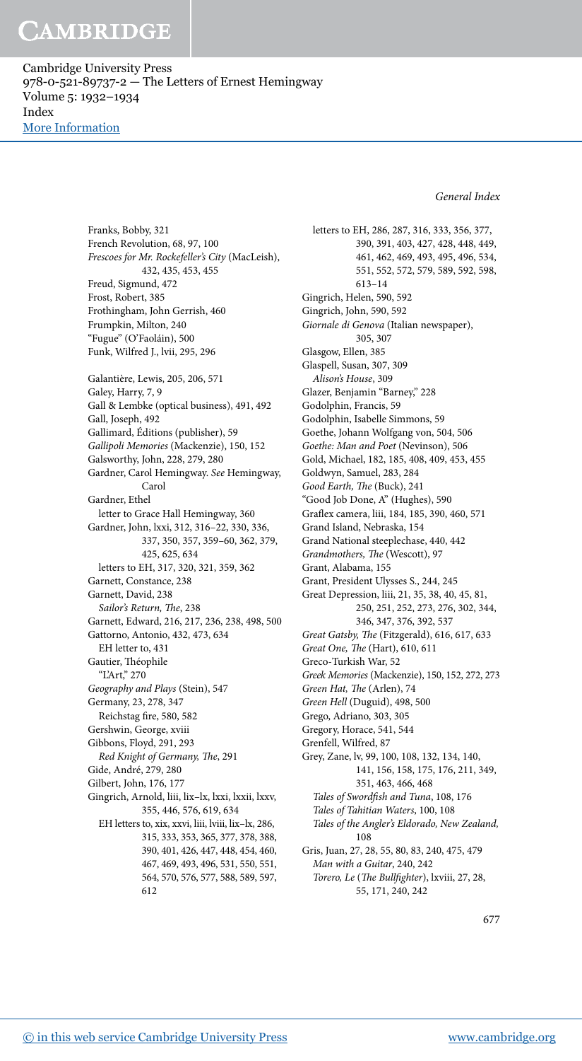Franks, Bobby, 321
French Revolution, 68, 97, 100
*Frescoes for Mr. Rockefeller's City* (MacLeish), 432, 435, 453, 455
Freud, Sigmund, 472
Frost, Robert, 385
Frothingham, John Gerrish, 460
Frumpkin, Milton, 240
"Fugue" (O'Faoláin), 500
Funk, Wilfred J., lvii, 295, 296

Galantière, Lewis, 205, 206, 571
Galey, Harry, 7, 9
Gall & Lembke (optical business), 491, 492
Gall, Joseph, 492
Gallimard, Éditions (publisher), 59
*Gallipoli Memories* (Mackenzie), 150, 152
Galsworthy, John, 228, 279, 280
Gardner, Carol Hemingway. *See* Hemingway, Carol
Gardner, Ethel
  letter to Grace Hall Hemingway, 360
Gardner, John, lxxi, 312, 316–22, 330, 336, 337, 350, 357, 359–60, 362, 379, 425, 625, 634
  letters to EH, 317, 320, 321, 359, 362
Garnett, Constance, 238
Garnett, David, 238
  *Sailor's Return, The*, 238
Garnett, Edward, 216, 217, 236, 238, 498, 500
Gattorno, Antonio, 432, 473, 634
  EH letter to, 431
Gautier, Théophile
  "L'Art," 270
*Geography and Plays* (Stein), 547
Germany, 23, 278, 347
  Reichstag fire, 580, 582
Gershwin, George, xviii
Gibbons, Floyd, 291, 293
  *Red Knight of Germany, The*, 291
Gide, André, 279, 280
Gilbert, John, 176, 177
Gingrich, Arnold, liii, lix–lx, lxxi, lxxii, lxxv, 355, 446, 576, 619, 634
  EH letters to, xix, xxvi, liii, lviii, lix–lx, 286, 315, 333, 353, 365, 377, 378, 388, 390, 401, 426, 447, 448, 454, 460, 467, 469, 493, 496, 531, 550, 551, 564, 570, 576, 577, 588, 589, 597, 612
  letters to EH, 286, 287, 316, 333, 356, 377, 390, 391, 403, 427, 428, 448, 449, 461, 462, 469, 493, 495, 496, 534, 551, 552, 572, 579, 589, 592, 598, 613–14
Gingrich, Helen, 590, 592
Gingrich, John, 590, 592
*Giornale di Genova* (Italian newspaper), 305, 307
Glasgow, Ellen, 385
Glaspell, Susan, 307, 309
  *Alison's House*, 309
Glazer, Benjamin "Barney," 228
Godolphin, Francis, 59
Godolphin, Isabelle Simmons, 59
Goethe, Johann Wolfgang von, 504, 506
*Goethe: Man and Poet* (Nevinson), 506
Gold, Michael, 182, 185, 408, 409, 453, 455
Goldwyn, Samuel, 283, 284
*Good Earth, The* (Buck), 241
"Good Job Done, A" (Hughes), 590
Graflex camera, liii, 184, 185, 390, 460, 571
Grand Island, Nebraska, 154
Grand National steeplechase, 440, 442
*Grandmothers, The* (Wescott), 97
Grant, Alabama, 155
Grant, President Ulysses S., 244, 245
Great Depression, liii, 21, 35, 38, 40, 45, 81, 250, 251, 252, 273, 276, 302, 344, 346, 347, 376, 392, 537
*Great Gatsby, The* (Fitzgerald), 616, 617, 633
*Great One, The* (Hart), 610, 611
Greco-Turkish War, 52
*Greek Memories* (Mackenzie), 150, 152, 272, 273
*Green Hat, The* (Arlen), 74
*Green Hell* (Duguid), 498, 500
Grego, Adriano, 303, 305
Gregory, Horace, 541, 544
Grenfell, Wilfred, 87
Grey, Zane, lv, 99, 100, 108, 132, 134, 140, 141, 156, 158, 175, 176, 211, 349, 351, 463, 466, 468
  *Tales of Swordfish and Tuna*, 108, 176
  *Tales of Tahitian Waters*, 100, 108
  *Tales of the Angler's Eldorado, New Zealand*, 108
Gris, Juan, 27, 28, 55, 80, 83, 240, 475, 479
  *Man with a Guitar*, 240, 242
  *Torero, Le* (*The Bullfighter*), lxviii, 27, 28, 55, 171, 240, 242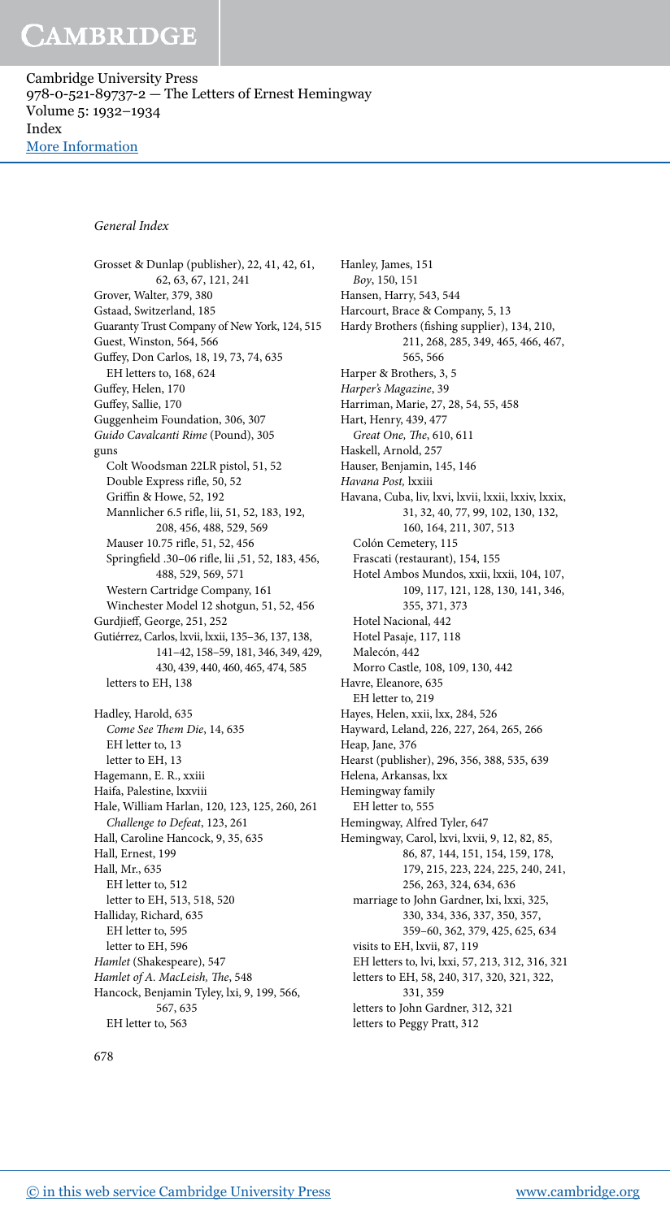*General Index*

Grosset & Dunlap (publisher), 22, 41, 42, 61, 62, 63, 67, 121, 241
Grover, Walter, 379, 380
Gstaad, Switzerland, 185
Guaranty Trust Company of New York, 124, 515
Guest, Winston, 564, 566
Guffey, Don Carlos, 18, 19, 73, 74, 635
  EH letters to, 168, 624
Guffey, Helen, 170
Guffey, Sallie, 170
Guggenheim Foundation, 306, 307
*Guido Cavalcanti Rime* (Pound), 305
guns
  Colt Woodsman 22LR pistol, 51, 52
  Double Express rifle, 50, 52
  Griffin & Howe, 52, 192
  Mannlicher 6.5 rifle, lii, 51, 52, 183, 192, 208, 456, 488, 529, 569
  Mauser 10.75 rifle, 51, 52, 456
  Springfield .30–06 rifle, lii ,51, 52, 183, 456, 488, 529, 569, 571
  Western Cartridge Company, 161
  Winchester Model 12 shotgun, 51, 52, 456
Gurdjieff, George, 251, 252
Gutiérrez, Carlos, lxvii, lxxii, 135–36, 137, 138, 141–42, 158–59, 181, 346, 349, 429, 430, 439, 440, 460, 465, 474, 585
  letters to EH, 138

Hadley, Harold, 635
  *Come See Them Die*, 14, 635
  EH letter to, 13
  letter to EH, 13
Hagemann, E. R., xxiii
Haifa, Palestine, lxxviii
Hale, William Harlan, 120, 123, 125, 260, 261
  *Challenge to Defeat*, 123, 261
Hall, Caroline Hancock, 9, 35, 635
Hall, Ernest, 199
Hall, Mr., 635
  EH letter to, 512
  letter to EH, 513, 518, 520
Halliday, Richard, 635
  EH letter to, 595
  letter to EH, 596
*Hamlet* (Shakespeare), 547
*Hamlet of A. MacLeish, The*, 548
Hancock, Benjamin Tyley, lxi, 9, 199, 566, 567, 635
  EH letter to, 563

Hanley, James, 151
  *Boy*, 150, 151
Hansen, Harry, 543, 544
Harcourt, Brace & Company, 5, 13
Hardy Brothers (fishing supplier), 134, 210, 211, 268, 285, 349, 465, 466, 467, 565, 566
Harper & Brothers, 3, 5
*Harper's Magazine*, 39
Harriman, Marie, 27, 28, 54, 55, 458
Hart, Henry, 439, 477
  *Great One, The*, 610, 611
Haskell, Arnold, 257
Hauser, Benjamin, 145, 146
*Havana Post,* lxxiii
Havana, Cuba, liv, lxvi, lxvii, lxxii, lxxiv, lxxix, 31, 32, 40, 77, 99, 102, 130, 132, 160, 164, 211, 307, 513
  Colón Cemetery, 115
  Frascati (restaurant), 154, 155
  Hotel Ambos Mundos, xxii, lxxii, 104, 107, 109, 117, 121, 128, 130, 141, 346, 355, 371, 373
  Hotel Nacional, 442
  Hotel Pasaje, 117, 118
  Malecón, 442
  Morro Castle, 108, 109, 130, 442
Havre, Eleanore, 635
  EH letter to, 219
Hayes, Helen, xxii, lxx, 284, 526
Hayward, Leland, 226, 227, 264, 265, 266
Heap, Jane, 376
Hearst (publisher), 296, 356, 388, 535, 639
Helena, Arkansas, lxx
Hemingway family
  EH letter to, 555
Hemingway, Alfred Tyler, 647
Hemingway, Carol, lxvi, lxvii, 9, 12, 82, 85, 86, 87, 144, 151, 154, 159, 178, 179, 215, 223, 224, 225, 240, 241, 256, 263, 324, 634, 636
  marriage to John Gardner, lxi, lxxi, 325, 330, 334, 336, 337, 350, 357, 359–60, 362, 379, 425, 625, 634
  visits to EH, lxvii, 87, 119
  EH letters to, lvi, lxxi, 57, 213, 312, 316, 321
  letters to EH, 58, 240, 317, 320, 321, 322, 331, 359
  letters to John Gardner, 312, 321
  letters to Peggy Pratt, 312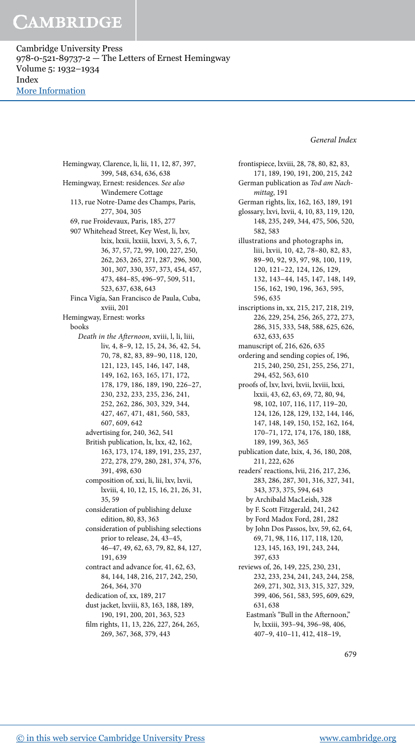Hemingway, Clarence, li, lii, 11, 12, 87, 397, 399, 548, 634, 636, 638

Hemingway, Ernest: residences. *See also* Windemere Cottage

- 113, rue Notre-Dame des Champs, Paris, 277, 304, 305
- 69, rue Froidevaux, Paris, 185, 277
- 907 Whitehead Street, Key West, li, lxv, lxix, lxxii, lxxiii, lxxvi, 3, 5, 6, 7, 36, 37, 57, 72, 99, 100, 227, 250, 262, 263, 265, 271, 287, 296, 300, 301, 307, 330, 357, 373, 454, 457, 473, 484–85, 496–97, 509, 511, 523, 637, 638, 643
- Finca Vigía, San Francisco de Paula, Cuba, xviii, 201

Hemingway, Ernest: works

- books
  - *Death in the Afternoon*, xviii, l, li, liii, liv, 4, 8–9, 12, 15, 24, 36, 42, 54, 70, 78, 82, 83, 89–90, 118, 120, 121, 123, 145, 146, 147, 148, 149, 162, 163, 165, 171, 172, 178, 179, 186, 189, 190, 226–27, 230, 232, 233, 235, 236, 241, 252, 262, 286, 303, 329, 344, 427, 467, 471, 481, 560, 583, 607, 609, 642
    - advertising for, 240, 362, 541
    - British publication, lx, lxx, 42, 162, 163, 173, 174, 189, 191, 235, 237, 272, 278, 279, 280, 281, 374, 376, 391, 498, 630
    - composition of, xxi, li, lii, lxv, lxvii, lxviii, 4, 10, 12, 15, 16, 21, 26, 31, 35, 59
    - consideration of publishing deluxe edition, 80, 83, 363
    - consideration of publishing selections prior to release, 24, 43–45, 46–47, 49, 62, 63, 79, 82, 84, 127, 191, 639
    - contract and advance for, 41, 62, 63, 84, 144, 148, 216, 217, 242, 250, 264, 364, 370
    - dedication of, xx, 189, 217
    - dust jacket, lxviii, 83, 163, 188, 189, 190, 191, 200, 201, 363, 523
    - film rights, 11, 13, 226, 227, 264, 265, 269, 367, 368, 379, 443
    - frontispiece, lxviii, 28, 78, 80, 82, 83, 171, 189, 190, 191, 200, 215, 242
    - German publication as *Tod am Nachmittag*, 191
    - German rights, lix, 162, 163, 189, 191
    - glossary, lxvi, lxvii, 4, 10, 83, 119, 120, 148, 235, 249, 344, 475, 506, 520, 582, 583
    - illustrations and photographs in, liii, lxvii, 10, 42, 78–80, 82, 83, 89–90, 92, 93, 97, 98, 100, 119, 120, 121–22, 124, 126, 129, 132, 143–44, 145, 147, 148, 149, 156, 162, 190, 196, 363, 595, 596, 635
    - inscriptions in, xx, 215, 217, 218, 219, 226, 229, 254, 256, 265, 272, 273, 286, 315, 333, 548, 588, 625, 626, 632, 633, 635
    - manuscript of, 216, 626, 635
    - ordering and sending copies of, 196, 215, 240, 250, 251, 255, 256, 271, 294, 452, 563, 610
    - proofs of, lxv, lxvi, lxvii, lxviii, lxxi, lxxii, 43, 62, 63, 69, 72, 80, 94, 98, 102, 107, 116, 117, 119–20, 124, 126, 128, 129, 132, 144, 146, 147, 148, 149, 150, 152, 162, 164, 170–71, 172, 174, 176, 180, 188, 189, 199, 363, 365
    - publication date, lxix, 4, 36, 180, 208, 211, 222, 626
    - readers' reactions, lvii, 216, 217, 236, 283, 286, 287, 301, 316, 327, 341, 343, 373, 375, 594, 643
      - by Archibald MacLeish, 328
      - by F. Scott Fitzgerald, 241, 242
      - by Ford Madox Ford, 281, 282
      - by John Dos Passos, lxv, 59, 62, 64, 69, 71, 98, 116, 117, 118, 120, 123, 145, 163, 191, 243, 244, 397, 633
    - reviews of, 26, 149, 225, 230, 231, 232, 233, 234, 241, 243, 244, 258, 269, 271, 302, 313, 315, 327, 329, 399, 406, 561, 583, 595, 609, 629, 631, 638
      - Eastman's "Bull in the Afternoon," lv, lxxiii, 393–94, 396–98, 406, 407–9, 410–11, 412, 418–19,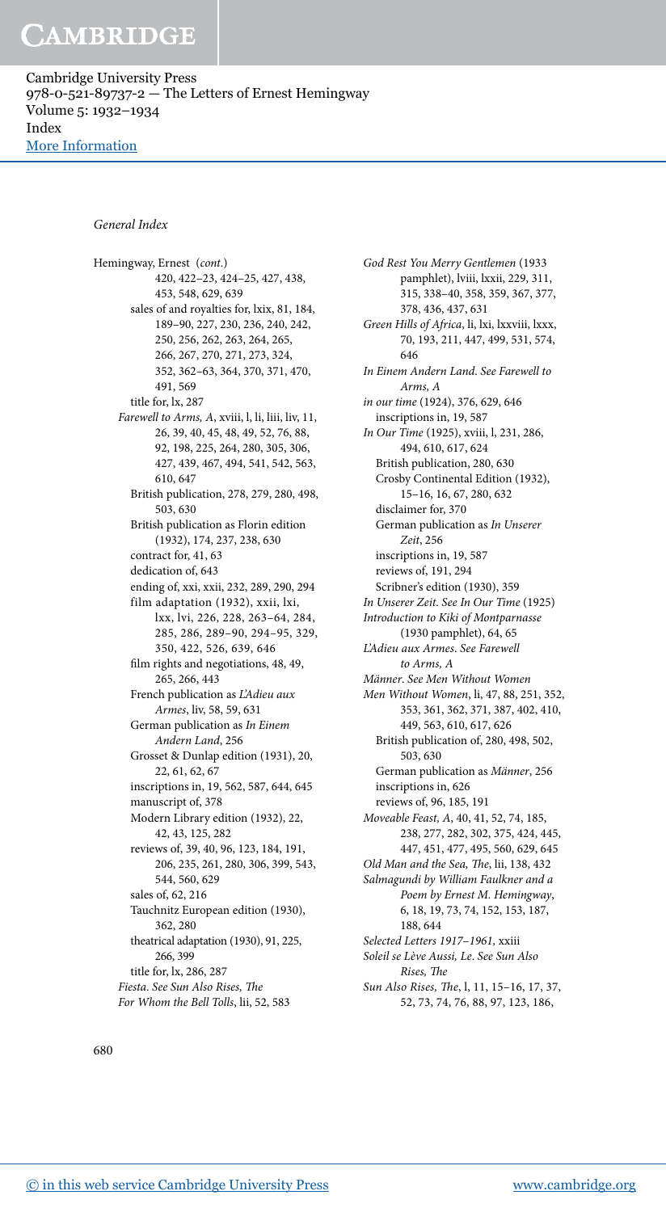*General Index*

Hemingway, Ernest (*cont.*)
420, 422–23, 424–25, 427, 438, 453, 548, 629, 639
sales of and royalties for, lxix, 81, 184, 189–90, 227, 230, 236, 240, 242, 250, 256, 262, 263, 264, 265, 266, 267, 270, 271, 273, 324, 352, 362–63, 364, 370, 371, 470, 491, 569
title for, lx, 287
*Farewell to Arms, A*, xviii, l, li, liii, liv, 11, 26, 39, 40, 45, 48, 49, 52, 76, 88, 92, 198, 225, 264, 280, 305, 306, 427, 439, 467, 494, 541, 542, 563, 610, 647
British publication, 278, 279, 280, 498, 503, 630
British publication as Florin edition (1932), 174, 237, 238, 630
contract for, 41, 63
dedication of, 643
ending of, xxi, xxii, 232, 289, 290, 294
film adaptation (1932), xxii, lxi, lxx, lvi, 226, 228, 263–64, 284, 285, 286, 289–90, 294–95, 329, 350, 422, 526, 639, 646
film rights and negotiations, 48, 49, 265, 266, 443
French publication as *L'Adieu aux Armes*, liv, 58, 59, 631
German publication as *In Einem Andern Land*, 256
Grosset & Dunlap edition (1931), 20, 22, 61, 62, 67
inscriptions in, 19, 562, 587, 644, 645
manuscript of, 378
Modern Library edition (1932), 22, 42, 43, 125, 282
reviews of, 39, 40, 96, 123, 184, 191, 206, 235, 261, 280, 306, 399, 543, 544, 560, 629
sales of, 62, 216
Tauchnitz European edition (1930), 362, 280
theatrical adaptation (1930), 91, 225, 266, 399
title for, lx, 286, 287
*Fiesta*. *See Sun Also Rises, The*
*For Whom the Bell Tolls*, lii, 52, 583
*God Rest You Merry Gentlemen* (1933 pamphlet), lviii, lxxii, 229, 311, 315, 338–40, 358, 359, 367, 377, 378, 436, 437, 631
*Green Hills of Africa*, li, lxi, lxxviii, lxxx, 70, 193, 211, 447, 499, 531, 574, 646
*In Einem Andern Land*. *See Farewell to Arms, A*
*in our time* (1924), 376, 629, 646
inscriptions in, 19, 587
*In Our Time* (1925), xviii, l, 231, 286, 494, 610, 617, 624
British publication, 280, 630
Crosby Continental Edition (1932), 15–16, 16, 67, 280, 632
disclaimer for, 370
German publication as *In Unserer Zeit*, 256
inscriptions in, 19, 587
reviews of, 191, 294
Scribner's edition (1930), 359
*In Unserer Zeit*. *See In Our Time* (1925)
*Introduction to Kiki of Montparnasse* (1930 pamphlet), 64, 65
*L'Adieu aux Armes*. *See Farewell to Arms, A*
*Männer*. *See Men Without Women*
*Men Without Women*, li, 47, 88, 251, 352, 353, 361, 362, 371, 387, 402, 410, 449, 563, 610, 617, 626
British publication of, 280, 498, 502, 503, 630
German publication as *Männer*, 256
inscriptions in, 626
reviews of, 96, 185, 191
*Moveable Feast, A*, 40, 41, 52, 74, 185, 238, 277, 282, 302, 375, 424, 445, 447, 451, 477, 495, 560, 629, 645
*Old Man and the Sea, The*, lii, 138, 432
*Salmagundi by William Faulkner and a Poem by Ernest M. Hemingway*, 6, 18, 19, 73, 74, 152, 153, 187, 188, 644
*Selected Letters 1917–1961*, xxiii
*Soleil se Lève Aussi, Le*. *See Sun Also Rises, The*
*Sun Also Rises, The*, l, 11, 15–16, 17, 37, 52, 73, 74, 76, 88, 97, 123, 186,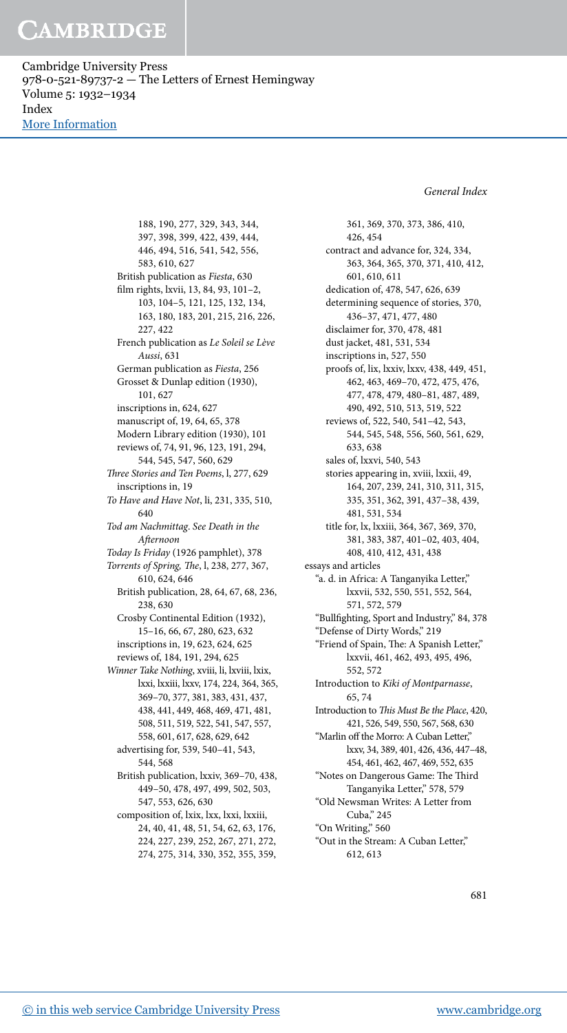188, 190, 277, 329, 343, 344, 397, 398, 399, 422, 439, 444, 446, 494, 516, 541, 542, 556, 583, 610, 627
- British publication as *Fiesta*, 630
- film rights, lxvii, 13, 84, 93, 101–2, 103, 104–5, 121, 125, 132, 134, 163, 180, 183, 201, 215, 216, 226, 227, 422
- French publication as *Le Soleil se Lève Aussi*, 631
- German publication as *Fiesta*, 256
- Grosset & Dunlap edition (1930), 101, 627
- inscriptions in, 624, 627
- manuscript of, 19, 64, 65, 378
- Modern Library edition (1930), 101
- reviews of, 74, 91, 96, 123, 191, 294, 544, 545, 547, 560, 629

*Three Stories and Ten Poems*, l, 277, 629
- inscriptions in, 19

*To Have and Have Not*, li, 231, 335, 510, 640

*Tod am Nachmittag*. See *Death in the Afternoon*

*Today Is Friday* (1926 pamphlet), 378

*Torrents of Spring, The*, l, 238, 277, 367, 610, 624, 646
- British publication, 28, 64, 67, 68, 236, 238, 630
- Crosby Continental Edition (1932), 15–16, 66, 67, 280, 623, 632
- inscriptions in, 19, 623, 624, 625
- reviews of, 184, 191, 294, 625

*Winner Take Nothing*, xviii, li, lxviii, lxix, lxxi, lxxiii, lxxv, 174, 224, 364, 365, 369–70, 377, 381, 383, 431, 437, 438, 441, 449, 468, 469, 471, 481, 508, 511, 519, 522, 541, 547, 557, 558, 601, 617, 628, 629, 642
- advertising for, 539, 540–41, 543, 544, 568
- British publication, lxxiv, 369–70, 438, 449–50, 478, 497, 499, 502, 503, 547, 553, 626, 630
- composition of, lxix, lxx, lxxi, lxxiii, 24, 40, 41, 48, 51, 54, 62, 63, 176, 224, 227, 239, 252, 267, 271, 272, 274, 275, 314, 330, 352, 355, 359, 361, 369, 370, 373, 386, 410, 426, 454
- contract and advance for, 324, 334, 363, 364, 365, 370, 371, 410, 412, 601, 610, 611
- dedication of, 478, 547, 626, 639
- determining sequence of stories, 370, 436–37, 471, 477, 480
- disclaimer for, 370, 478, 481
- dust jacket, 481, 531, 534
- inscriptions in, 527, 550
- proofs of, lix, lxxiv, lxxv, 438, 449, 451, 462, 463, 469–70, 472, 475, 476, 477, 478, 479, 480–81, 487, 489, 490, 492, 510, 513, 519, 522
- reviews of, 522, 540, 541–42, 543, 544, 545, 548, 556, 560, 561, 629, 633, 638
- sales of, lxxvi, 540, 543
- stories appearing in, xviii, lxxii, 49, 164, 207, 239, 241, 310, 311, 315, 335, 351, 362, 391, 437–38, 439, 481, 531, 534
- title for, lx, lxxiii, 364, 367, 369, 370, 381, 383, 387, 401–02, 403, 404, 408, 410, 412, 431, 438

essays and articles
- "a. d. in Africa: A Tanganyika Letter," lxxvii, 532, 550, 551, 552, 564, 571, 572, 579
- "Bullfighting, Sport and Industry," 84, 378
- "Defense of Dirty Words," 219
- "Friend of Spain, The: A Spanish Letter," lxxvii, 461, 462, 493, 495, 496, 552, 572
- Introduction to *Kiki of Montparnasse*, 65, 74
- Introduction to *This Must Be the Place*, 420, 421, 526, 549, 550, 567, 568, 630
- "Marlin off the Morro: A Cuban Letter," lxxv, 34, 389, 401, 426, 436, 447–48, 454, 461, 462, 467, 469, 552, 635
- "Notes on Dangerous Game: The Third Tanganyika Letter," 578, 579
- "Old Newsman Writes: A Letter from Cuba," 245
- "On Writing," 560
- "Out in the Stream: A Cuban Letter," 612, 613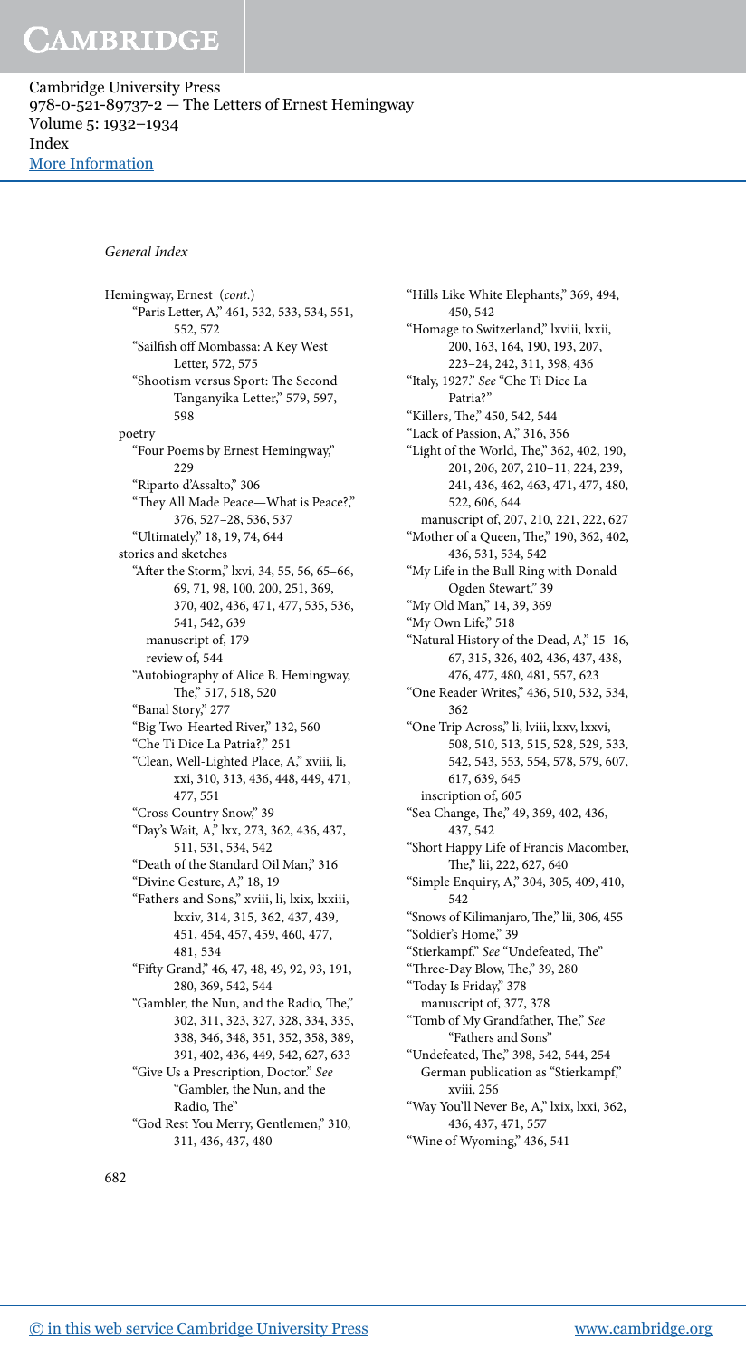*General Index*

Hemingway, Ernest (*cont.*)

- "Paris Letter, A," 461, 532, 533, 534, 551, 552, 572
- "Sailfish off Mombassa: A Key West Letter, 572, 575
- "Shootism versus Sport: The Second Tanganyika Letter," 579, 597, 598

poetry

- "Four Poems by Ernest Hemingway," 229
- "Riparto d'Assalto," 306
- "They All Made Peace—What is Peace?," 376, 527–28, 536, 537
- "Ultimately," 18, 19, 74, 644

stories and sketches

- "After the Storm," lxvi, 34, 55, 56, 65–66, 69, 71, 98, 100, 200, 251, 369, 370, 402, 436, 471, 477, 535, 536, 541, 542, 639
  - manuscript of, 179
  - review of, 544
- "Autobiography of Alice B. Hemingway, The," 517, 518, 520
- "Banal Story," 277
- "Big Two-Hearted River," 132, 560
- "Che Ti Dice La Patria?," 251
- "Clean, Well-Lighted Place, A," xviii, li, xxi, 310, 313, 436, 448, 449, 471, 477, 551
- "Cross Country Snow," 39
- "Day's Wait, A," lxx, 273, 362, 436, 437, 511, 531, 534, 542
- "Death of the Standard Oil Man," 316
- "Divine Gesture, A," 18, 19
- "Fathers and Sons," xviii, li, lxix, lxxiii, lxxiv, 314, 315, 362, 437, 439, 451, 454, 457, 459, 460, 477, 481, 534
- "Fifty Grand," 46, 47, 48, 49, 92, 93, 191, 280, 369, 542, 544
- "Gambler, the Nun, and the Radio, The," 302, 311, 323, 327, 328, 334, 335, 338, 346, 348, 351, 352, 358, 389, 391, 402, 436, 449, 542, 627, 633
- "Give Us a Prescription, Doctor." *See* "Gambler, the Nun, and the Radio, The"
- "God Rest You Merry, Gentlemen," 310, 311, 436, 437, 480
- "Hills Like White Elephants," 369, 494, 450, 542
- "Homage to Switzerland," lxviii, lxxii, 200, 163, 164, 190, 193, 207, 223–24, 242, 311, 398, 436
- "Italy, 1927." *See* "Che Ti Dice La Patria?"
- "Killers, The," 450, 542, 544
- "Lack of Passion, A," 316, 356
- "Light of the World, The," 362, 402, 190, 201, 206, 207, 210–11, 224, 239, 241, 436, 462, 463, 471, 477, 480, 522, 606, 644
  - manuscript of, 207, 210, 221, 222, 627
- "Mother of a Queen, The," 190, 362, 402, 436, 531, 534, 542
- "My Life in the Bull Ring with Donald Ogden Stewart," 39
- "My Old Man," 14, 39, 369
- "My Own Life," 518
- "Natural History of the Dead, A," 15–16, 67, 315, 326, 402, 436, 437, 438, 476, 477, 480, 481, 557, 623
- "One Reader Writes," 436, 510, 532, 534, 362
- "One Trip Across," li, lviii, lxxv, lxxvi, 508, 510, 513, 515, 528, 529, 533, 542, 543, 553, 554, 578, 579, 607, 617, 639, 645
  - inscription of, 605
- "Sea Change, The," 49, 369, 402, 436, 437, 542
- "Short Happy Life of Francis Macomber, The," lii, 222, 627, 640
- "Simple Enquiry, A," 304, 305, 409, 410, 542
- "Snows of Kilimanjaro, The," lii, 306, 455
- "Soldier's Home," 39
- "Stierkampf." *See* "Undefeated, The"
- "Three-Day Blow, The," 39, 280
- "Today Is Friday," 378
  - manuscript of, 377, 378
- "Tomb of My Grandfather, The," *See* "Fathers and Sons"
- "Undefeated, The," 398, 542, 544, 254
  - German publication as "Stierkampf," xviii, 256
- "Way You'll Never Be, A," lxix, lxxi, 362, 436, 437, 471, 557
- "Wine of Wyoming," 436, 541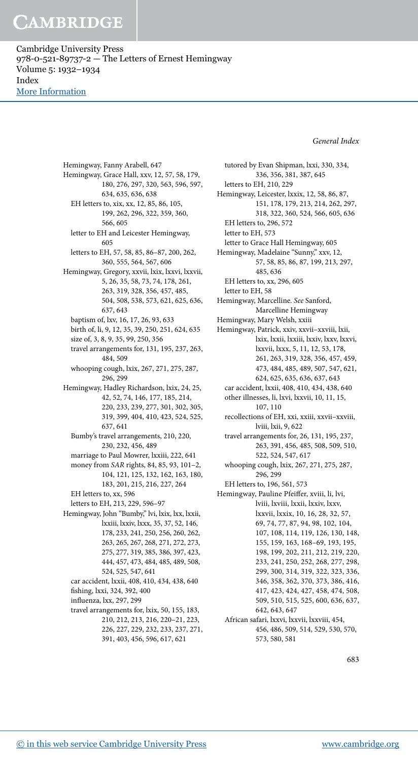Hemingway, Fanny Arabell, 647
Hemingway, Grace Hall, xxv, 12, 57, 58, 179, 180, 276, 297, 320, 563, 596, 597, 634, 635, 636, 638
  EH letters to, xix, xx, 12, 85, 86, 105, 199, 262, 296, 322, 359, 360, 566, 605
  letter to EH and Leicester Hemingway, 605
  letters to EH, 57, 58, 85, 86–87, 200, 262, 360, 555, 564, 567, 606
Hemingway, Gregory, xxvii, lxix, lxxvi, lxxvii, 5, 26, 35, 58, 73, 74, 178, 261, 263, 319, 328, 356, 457, 485, 504, 508, 538, 573, 621, 625, 636, 637, 643
  baptism of, lxv, 16, 17, 26, 93, 633
  birth of, li, 9, 12, 35, 39, 250, 251, 624, 635
  size of, 3, 8, 9, 35, 99, 250, 356
  travel arrangements for, 131, 195, 237, 263, 484, 509
  whooping cough, lxix, 267, 271, 275, 287, 296, 299
Hemingway, Hadley Richardson, lxix, 24, 25, 42, 52, 74, 146, 177, 185, 214, 220, 233, 239, 277, 301, 302, 305, 319, 399, 404, 410, 423, 524, 525, 637, 641
  Bumby's travel arrangements, 210, 220, 230, 232, 456, 489
  marriage to Paul Mowrer, lxxiii, 222, 641
  money from *SAR* rights, 84, 85, 93, 101–2, 104, 121, 125, 132, 162, 163, 180, 183, 201, 215, 216, 227, 264
  EH letters to, xx, 596
  letters to EH, 213, 229, 596–97
Hemingway, John "Bumby," lvi, lxix, lxx, lxxii, lxxiii, lxxiv, lxxx, 35, 37, 52, 146, 178, 233, 241, 250, 256, 260, 262, 263, 265, 267, 268, 271, 272, 273, 275, 277, 319, 385, 386, 397, 423, 444, 457, 473, 484, 485, 489, 508, 524, 525, 547, 641
  car accident, lxxii, 408, 410, 434, 438, 640
  fishing, lxxi, 324, 392, 400
  influenza, lxx, 297, 299
  travel arrangements for, lxix, 50, 155, 183, 210, 212, 213, 216, 220–21, 223, 226, 227, 229, 232, 233, 237, 271, 391, 403, 456, 596, 617, 621
  tutored by Evan Shipman, lxxi, 330, 334, 336, 356, 381, 387, 645
  letters to EH, 210, 229
Hemingway, Leicester, lxxix, 12, 58, 86, 87, 151, 178, 179, 213, 214, 262, 297, 318, 322, 360, 524, 566, 605, 636
  EH letters to, 296, 572
  letter to EH, 573
  letter to Grace Hall Hemingway, 605
Hemingway, Madelaine "Sunny," xxv, 12, 57, 58, 85, 86, 87, 199, 213, 297, 485, 636
  EH letters to, xx, 296, 605
  letter to EH, 58
Hemingway, Marcelline. *See* Sanford, Marcelline Hemingway
Hemingway, Mary Welsh, xxiii
Hemingway, Patrick, xxiv, xxvii–xxviii, lxii, lxix, lxxii, lxxiii, lxxiv, lxxv, lxxvi, lxxvii, lxxx, 5, 11, 12, 53, 178, 261, 263, 319, 328, 356, 457, 459, 473, 484, 485, 489, 507, 547, 621, 624, 625, 635, 636, 637, 643
  car accident, lxxii, 408, 410, 434, 438, 640
  other illnesses, li, lxvi, lxvii, 10, 11, 15, 107, 110
  recollections of EH, xxi, xxiii, xxvii–xxviii, lviii, lxii, 9, 622
  travel arrangements for, 26, 131, 195, 237, 263, 391, 456, 485, 508, 509, 510, 522, 524, 547, 617
  whooping cough, lxix, 267, 271, 275, 287, 296, 299
  EH letters to, 196, 561, 573
Hemingway, Pauline Pfeiffer, xviii, li, lvi, lviii, lxviii, lxxii, lxxiv, lxxv, lxxvii, lxxix, 10, 16, 28, 32, 57, 69, 74, 77, 87, 94, 98, 102, 104, 107, 108, 114, 119, 126, 130, 148, 155, 159, 163, 168–69, 193, 195, 198, 199, 202, 211, 212, 219, 220, 233, 241, 250, 252, 268, 277, 298, 299, 300, 314, 319, 322, 323, 336, 346, 358, 362, 370, 373, 386, 416, 417, 423, 424, 427, 458, 474, 508, 509, 510, 515, 525, 600, 636, 637, 642, 643, 647
  African safari, lxxvi, lxxvii, lxxviii, 454, 456, 486, 509, 514, 529, 530, 570, 573, 580, 581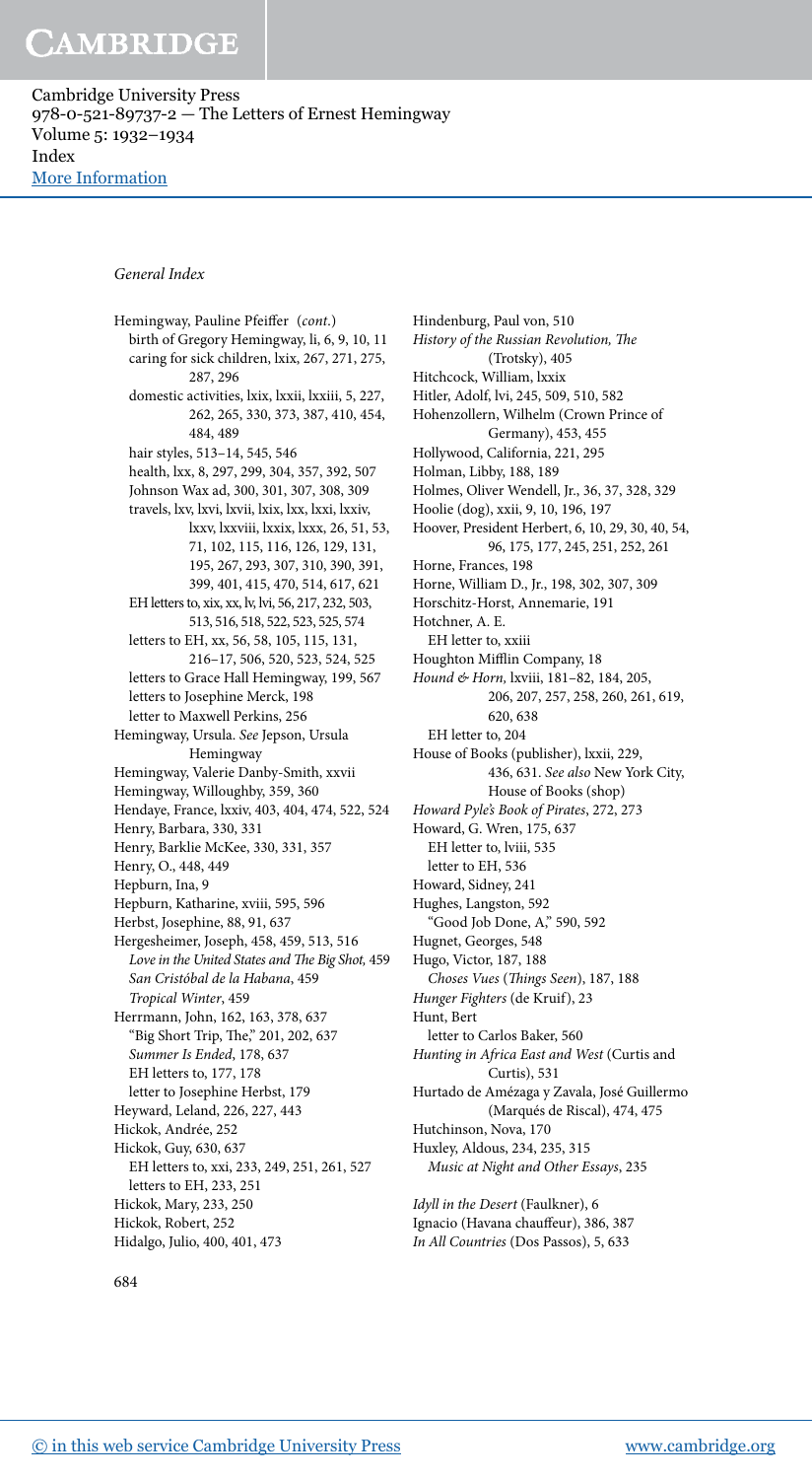*General Index*

Hemingway, Pauline Pfeiffer (*cont.*)
  birth of Gregory Hemingway, li, 6, 9, 10, 11
  caring for sick children, lxix, 267, 271, 275, 287, 296
  domestic activities, lxix, lxxii, lxxiii, 5, 227, 262, 265, 330, 373, 387, 410, 454, 484, 489
  hair styles, 513–14, 545, 546
  health, lxx, 8, 297, 299, 304, 357, 392, 507
  Johnson Wax ad, 300, 301, 307, 308, 309
  travels, lxv, lxvi, lxvii, lxix, lxx, lxxi, lxxiv, lxxv, lxxviii, lxxix, lxxx, 26, 51, 53, 71, 102, 115, 116, 126, 129, 131, 195, 267, 293, 307, 310, 390, 391, 399, 401, 415, 470, 514, 617, 621
  EH letters to, xix, xx, lv, lvi, 56, 217, 232, 503, 513, 516, 518, 522, 523, 525, 574
  letters to EH, xx, 56, 58, 105, 115, 131, 216–17, 506, 520, 523, 524, 525
  letters to Grace Hall Hemingway, 199, 567
  letters to Josephine Merck, 198
  letter to Maxwell Perkins, 256
Hemingway, Ursula. *See* Jepson, Ursula Hemingway
Hemingway, Valerie Danby-Smith, xxvii
Hemingway, Willoughby, 359, 360
Hendaye, France, lxxiv, 403, 404, 474, 522, 524
Henry, Barbara, 330, 331
Henry, Barklie McKee, 330, 331, 357
Henry, O., 448, 449
Hepburn, Ina, 9
Hepburn, Katharine, xviii, 595, 596
Herbst, Josephine, 88, 91, 637
Hergesheimer, Joseph, 458, 459, 513, 516
  *Love in the United States and The Big Shot,* 459
  *San Cristóbal de la Habana*, 459
  *Tropical Winter*, 459
Herrmann, John, 162, 163, 378, 637
  "Big Short Trip, The," 201, 202, 637
  *Summer Is Ended*, 178, 637
  EH letters to, 177, 178
  letter to Josephine Herbst, 179
Heyward, Leland, 226, 227, 443
Hickok, Andrée, 252
Hickok, Guy, 630, 637
  EH letters to, xxi, 233, 249, 251, 261, 527
  letters to EH, 233, 251
Hickok, Mary, 233, 250
Hickok, Robert, 252
Hidalgo, Julio, 400, 401, 473
Hindenburg, Paul von, 510
*History of the Russian Revolution, The* (Trotsky), 405
Hitchcock, William, lxxix
Hitler, Adolf, lvi, 245, 509, 510, 582
Hohenzollern, Wilhelm (Crown Prince of Germany), 453, 455
Hollywood, California, 221, 295
Holman, Libby, 188, 189
Holmes, Oliver Wendell, Jr., 36, 37, 328, 329
Hoolie (dog), xxii, 9, 10, 196, 197
Hoover, President Herbert, 6, 10, 29, 30, 40, 54, 96, 175, 177, 245, 251, 252, 261
Horne, Frances, 198
Horne, William D., Jr., 198, 302, 307, 309
Horschitz-Horst, Annemarie, 191
Hotchner, A. E.
  EH letter to, xxiii
Houghton Mifflin Company, 18
*Hound & Horn,* lxviii, 181–82, 184, 205, 206, 207, 257, 258, 260, 261, 619, 620, 638
  EH letter to, 204
House of Books (publisher), lxxii, 229, 436, 631. *See also* New York City, House of Books (shop)
*Howard Pyle's Book of Pirates*, 272, 273
Howard, G. Wren, 175, 637
  EH letter to, lviii, 535
  letter to EH, 536
Howard, Sidney, 241
Hughes, Langston, 592
  "Good Job Done, A," 590, 592
Hugnet, Georges, 548
Hugo, Victor, 187, 188
  *Choses Vues* (*Things Seen*), 187, 188
*Hunger Fighters* (de Kruif), 23
Hunt, Bert
  letter to Carlos Baker, 560
*Hunting in Africa East and West* (Curtis and Curtis), 531
Hurtado de Amézaga y Zavala, José Guillermo (Marqués de Riscal), 474, 475
Hutchinson, Nova, 170
Huxley, Aldous, 234, 235, 315
  *Music at Night and Other Essays*, 235

*Idyll in the Desert* (Faulkner), 6
Ignacio (Havana chauffeur), 386, 387
*In All Countries* (Dos Passos), 5, 633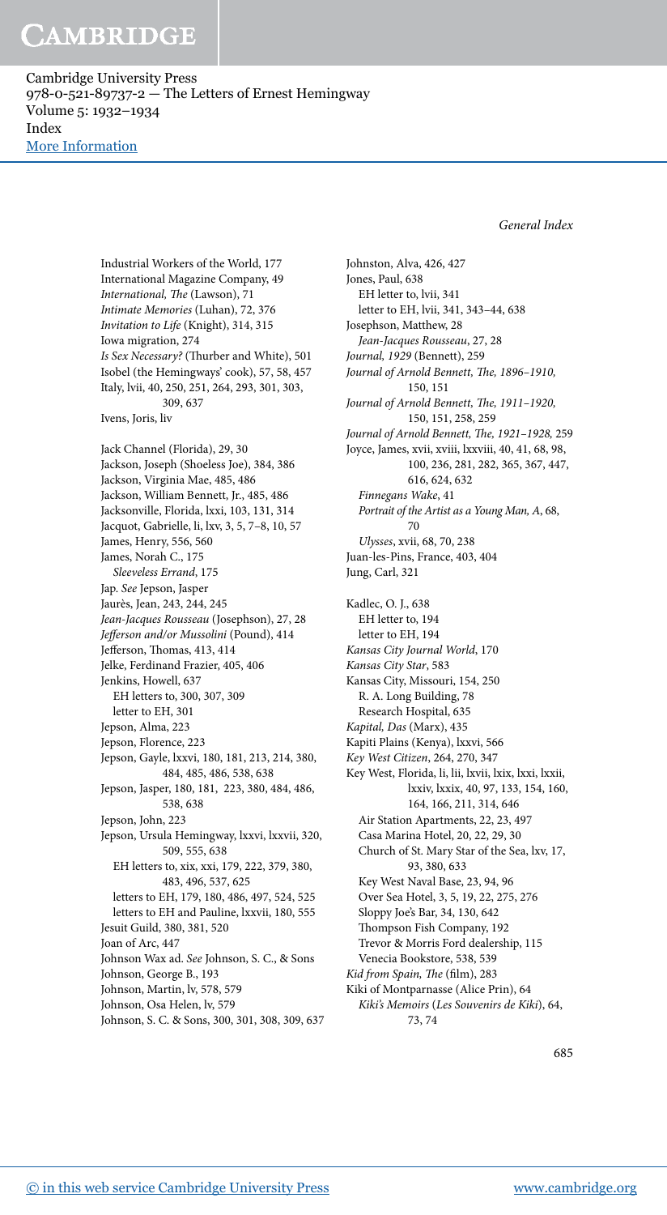Industrial Workers of the World, 177
International Magazine Company, 49
*International, The* (Lawson), 71
*Intimate Memories* (Luhan), 72, 376
*Invitation to Life* (Knight), 314, 315
Iowa migration, 274
*Is Sex Necessary?* (Thurber and White), 501
Isobel (the Hemingways' cook), 57, 58, 457
Italy, lvii, 40, 250, 251, 264, 293, 301, 303, 309, 637
Ivens, Joris, liv

Jack Channel (Florida), 29, 30
Jackson, Joseph (Shoeless Joe), 384, 386
Jackson, Virginia Mae, 485, 486
Jackson, William Bennett, Jr., 485, 486
Jacksonville, Florida, lxxi, 103, 131, 314
Jacquot, Gabrielle, li, lxv, 3, 5, 7–8, 10, 57
James, Henry, 556, 560
James, Norah C., 175
  *Sleeveless Errand*, 175
Jap. *See* Jepson, Jasper
Jaurès, Jean, 243, 244, 245
*Jean-Jacques Rousseau* (Josephson), 27, 28
*Jefferson and/or Mussolini* (Pound), 414
Jefferson, Thomas, 413, 414
Jelke, Ferdinand Frazier, 405, 406
Jenkins, Howell, 637
  EH letters to, 300, 307, 309
  letter to EH, 301
Jepson, Alma, 223
Jepson, Florence, 223
Jepson, Gayle, lxxvi, 180, 181, 213, 214, 380, 484, 485, 486, 538, 638
Jepson, Jasper, 180, 181, 223, 380, 484, 486, 538, 638
Jepson, John, 223
Jepson, Ursula Hemingway, lxxvi, lxxvii, 320, 509, 555, 638
  EH letters to, xix, xxi, 179, 222, 379, 380, 483, 496, 537, 625
  letters to EH, 179, 180, 486, 497, 524, 525
  letters to EH and Pauline, lxxvii, 180, 555
Jesuit Guild, 380, 381, 520
Joan of Arc, 447
Johnson Wax ad. *See* Johnson, S. C., & Sons
Johnson, George B., 193
Johnson, Martin, lv, 578, 579
Johnson, Osa Helen, lv, 579
Johnson, S. C. & Sons, 300, 301, 308, 309, 637
Johnston, Alva, 426, 427
Jones, Paul, 638
  EH letter to, lvii, 341
  letter to EH, lvii, 341, 343–44, 638
Josephson, Matthew, 28
  *Jean-Jacques Rousseau*, 27, 28
*Journal, 1929* (Bennett), 259
*Journal of Arnold Bennett, The, 1896–1910,* 150, 151
*Journal of Arnold Bennett, The, 1911–1920,* 150, 151, 258, 259
*Journal of Arnold Bennett, The, 1921–1928,* 259
Joyce, James, xvii, xviii, lxxviii, 40, 41, 68, 98, 100, 236, 281, 282, 365, 367, 447, 616, 624, 632
  *Finnegans Wake*, 41
  *Portrait of the Artist as a Young Man, A*, 68, 70
  *Ulysses*, xvii, 68, 70, 238
Juan-les-Pins, France, 403, 404
Jung, Carl, 321

Kadlec, O. J., 638
  EH letter to, 194
  letter to EH, 194
*Kansas City Journal World*, 170
*Kansas City Star*, 583
Kansas City, Missouri, 154, 250
  R. A. Long Building, 78
  Research Hospital, 635
*Kapital, Das* (Marx), 435
Kapiti Plains (Kenya), lxxvi, 566
*Key West Citizen*, 264, 270, 347
Key West, Florida, li, lii, lxvii, lxix, lxxi, lxxii, lxxiv, lxxix, 40, 97, 133, 154, 160, 164, 166, 211, 314, 646
  Air Station Apartments, 22, 23, 497
  Casa Marina Hotel, 20, 22, 29, 30
  Church of St. Mary Star of the Sea, lxv, 17, 93, 380, 633
  Key West Naval Base, 23, 94, 96
  Over Sea Hotel, 3, 5, 19, 22, 275, 276
  Sloppy Joe's Bar, 34, 130, 642
  Thompson Fish Company, 192
  Trevor & Morris Ford dealership, 115
  Venecia Bookstore, 538, 539
*Kid from Spain, The* (film), 283
Kiki of Montparnasse (Alice Prin), 64
  *Kiki's Memoirs* (*Les Souvenirs de Kiki*), 64, 73, 74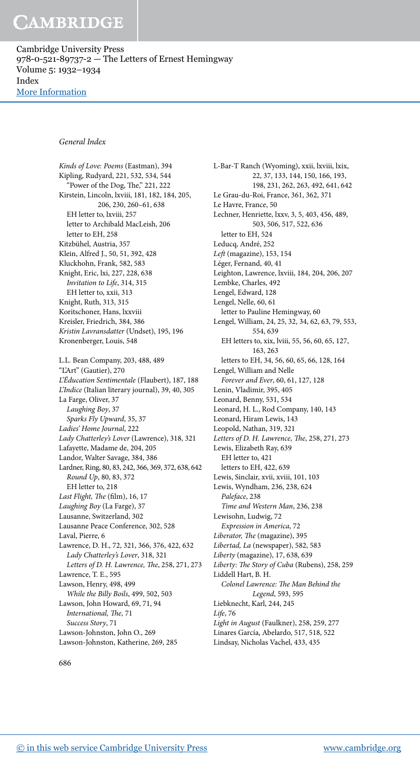## General Index

*Kinds of Love: Poems* (Eastman), 394
Kipling, Rudyard, 221, 532, 534, 544
 "Power of the Dog, The," 221, 222
Kirstein, Lincoln, lxviii, 181, 182, 184, 205, 206, 230, 260–61, 638
 EH letter to, lxviii, 257
 letter to Archibald MacLeish, 206
 letter to EH, 258
Kitzbühel, Austria, 357
Klein, Alfred J., 50, 51, 392, 428
Kluckhohn, Frank, 582, 583
Knight, Eric, lxi, 227, 228, 638
 *Invitation to Life*, 314, 315
 EH letter to, xxii, 313
Knight, Ruth, 313, 315
Koritschoner, Hans, lxxviii
Kreisler, Friedrich, 384, 386
*Kristin Lavransdatter* (Undset), 195, 196
Kronenberger, Louis, 548

L.L. Bean Company, 203, 488, 489
"L'Art" (Gautier), 270
*L'Éducation Sentimentale* (Flaubert), 187, 188
*L'Indice* (Italian literary journal), 39, 40, 305
La Farge, Oliver, 37
 *Laughing Boy*, 37
 *Sparks Fly Upward*, 35, 37
*Ladies' Home Journal*, 222
*Lady Chatterley's Lover* (Lawrence), 318, 321
Lafayette, Madame de, 204, 205
Landor, Walter Savage, 384, 386
Lardner, Ring, 80, 83, 242, 366, 369, 372, 638, 642
 *Round Up*, 80, 83, 372
 EH letter to, 218
*Last Flight, The* (film), 16, 17
*Laughing Boy* (La Farge), 37
Lausanne, Switzerland, 302
Lausanne Peace Conference, 302, 528
Laval, Pierre, 6
Lawrence, D. H., 72, 321, 366, 376, 422, 632
 *Lady Chatterley's Lover*, 318, 321
 *Letters of D. H. Lawrence, The*, 258, 271, 273
Lawrence, T. E., 595
Lawson, Henry, 498, 499
 *While the Billy Boils*, 499, 502, 503
Lawson, John Howard, 69, 71, 94
 *International, The*, 71
 *Success Story*, 71
Lawson-Johnston, John O., 269
Lawson-Johnston, Katherine, 269, 285

L-Bar-T Ranch (Wyoming), xxii, lxviii, lxix, 22, 37, 133, 144, 150, 166, 193, 198, 231, 262, 263, 492, 641, 642
Le Grau-du-Roi, France, 361, 362, 371
Le Havre, France, 50
Lechner, Henriette, lxxv, 3, 5, 403, 456, 489, 503, 506, 517, 522, 636
 letter to EH, 524
Leducq, André, 252
*Left* (magazine), 153, 154
Léger, Fernand, 40, 41
Leighton, Lawrence, lxviii, 184, 204, 206, 207
Lembke, Charles, 492
Lengel, Edward, 128
Lengel, Nelle, 60, 61
 letter to Pauline Hemingway, 60
Lengel, William, 24, 25, 32, 34, 62, 63, 79, 553, 554, 639
 EH letters to, xix, lviii, 55, 56, 60, 65, 127, 163, 263
 letters to EH, 34, 56, 60, 65, 66, 128, 164
Lengel, William and Nelle
 *Forever and Ever*, 60, 61, 127, 128
Lenin, Vladimir, 395, 405
Leonard, Benny, 531, 534
Leonard, H. L., Rod Company, 140, 143
Leonard, Hiram Lewis, 143
Leopold, Nathan, 319, 321
*Letters of D. H. Lawrence, The*, 258, 271, 273
Lewis, Elizabeth Ray, 639
 EH letter to, 421
 letters to EH, 422, 639
Lewis, Sinclair, xvii, xviii, 101, 103
Lewis, Wyndham, 236, 238, 624
 *Paleface*, 238
 *Time and Western Man*, 236, 238
Lewisohn, Ludwig, 72
 *Expression in America*, 72
*Liberator, The* (magazine), 395
*Libertad, La* (newspaper), 582, 583
*Liberty* (magazine), 17, 638, 639
*Liberty: The Story of Cuba* (Rubens), 258, 259
Liddell Hart, B. H.
 *Colonel Lawrence: The Man Behind the Legend*, 593, 595
Liebknecht, Karl, 244, 245
*Life*, 76
*Light in August* (Faulkner), 258, 259, 277
Linares García, Abelardo, 517, 518, 522
Lindsay, Nicholas Vachel, 433, 435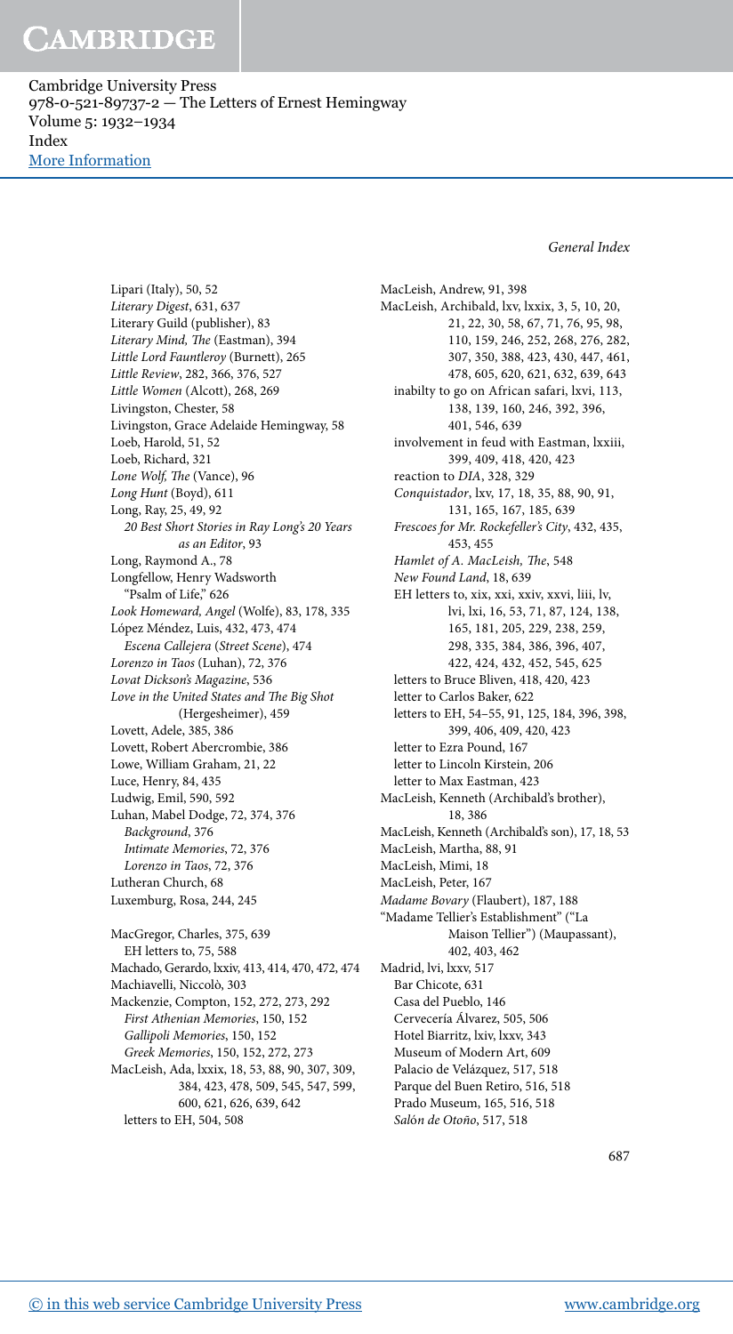Lipari (Italy), 50, 52
*Literary Digest*, 631, 637
Literary Guild (publisher), 83
*Literary Mind, The* (Eastman), 394
*Little Lord Fauntleroy* (Burnett), 265
*Little Review*, 282, 366, 376, 527
*Little Women* (Alcott), 268, 269
Livingston, Chester, 58
Livingston, Grace Adelaide Hemingway, 58
Loeb, Harold, 51, 52
Loeb, Richard, 321
*Lone Wolf, The* (Vance), 96
*Long Hunt* (Boyd), 611
Long, Ray, 25, 49, 92
  *20 Best Short Stories in Ray Long's 20 Years as an Editor*, 93
Long, Raymond A., 78
Longfellow, Henry Wadsworth
  "Psalm of Life," 626
*Look Homeward, Angel* (Wolfe), 83, 178, 335
López Méndez, Luis, 432, 473, 474
  *Escena Callejera* (*Street Scene*), 474
*Lorenzo in Taos* (Luhan), 72, 376
*Lovat Dickson's Magazine*, 536
*Love in the United States and The Big Shot* (Hergesheimer), 459
Lovett, Adele, 385, 386
Lovett, Robert Abercrombie, 386
Lowe, William Graham, 21, 22
Luce, Henry, 84, 435
Ludwig, Emil, 590, 592
Luhan, Mabel Dodge, 72, 374, 376
  *Background*, 376
  *Intimate Memories*, 72, 376
  *Lorenzo in Taos*, 72, 376
Lutheran Church, 68
Luxemburg, Rosa, 244, 245

MacGregor, Charles, 375, 639
  EH letters to, 75, 588
Machado, Gerardo, lxxiv, 413, 414, 470, 472, 474
Machiavelli, Niccolò, 303
Mackenzie, Compton, 152, 272, 273, 292
  *First Athenian Memories*, 150, 152
  *Gallipoli Memories*, 150, 152
  *Greek Memories*, 150, 152, 272, 273
MacLeish, Ada, lxxix, 18, 53, 88, 90, 307, 309, 384, 423, 478, 509, 545, 547, 599, 600, 621, 626, 639, 642
  letters to EH, 504, 508
MacLeish, Andrew, 91, 398
MacLeish, Archibald, lxv, lxxix, 3, 5, 10, 20, 21, 22, 30, 58, 67, 71, 76, 95, 98, 110, 159, 246, 252, 268, 276, 282, 307, 350, 388, 423, 430, 447, 461, 478, 605, 620, 621, 632, 639, 643
  inabilty to go on African safari, lxvi, 113, 138, 139, 160, 246, 392, 396, 401, 546, 639
  involvement in feud with Eastman, lxxiii, 399, 409, 418, 420, 423
  reaction to *DIA*, 328, 329
  *Conquistador*, lxv, 17, 18, 35, 88, 90, 91, 131, 165, 167, 185, 639
  *Frescoes for Mr. Rockefeller's City*, 432, 435, 453, 455
  *Hamlet of A. MacLeish, The*, 548
  *New Found Land*, 18, 639
  EH letters to, xix, xxi, xxiv, xxvi, liii, lv, lvi, lxi, 16, 53, 71, 87, 124, 138, 165, 181, 205, 229, 238, 259, 298, 335, 384, 386, 396, 407, 422, 424, 432, 452, 545, 625
  letters to Bruce Bliven, 418, 420, 423
  letter to Carlos Baker, 622
  letters to EH, 54–55, 91, 125, 184, 396, 398, 399, 406, 409, 420, 423
  letter to Ezra Pound, 167
  letter to Lincoln Kirstein, 206
  letter to Max Eastman, 423
MacLeish, Kenneth (Archibald's brother), 18, 386
MacLeish, Kenneth (Archibald's son), 17, 18, 53
MacLeish, Martha, 88, 91
MacLeish, Mimi, 18
MacLeish, Peter, 167
*Madame Bovary* (Flaubert), 187, 188
"Madame Tellier's Establishment" ("La Maison Tellier") (Maupassant), 402, 403, 462
Madrid, lvi, lxxv, 517
  Bar Chicote, 631
  Casa del Pueblo, 146
  Cervecería Álvarez, 505, 506
  Hotel Biarritz, lxiv, lxxv, 343
  Museum of Modern Art, 609
  Palacio de Velázquez, 517, 518
  Parque del Buen Retiro, 516, 518
  Prado Museum, 165, 516, 518
  *Salón de Otoño*, 517, 518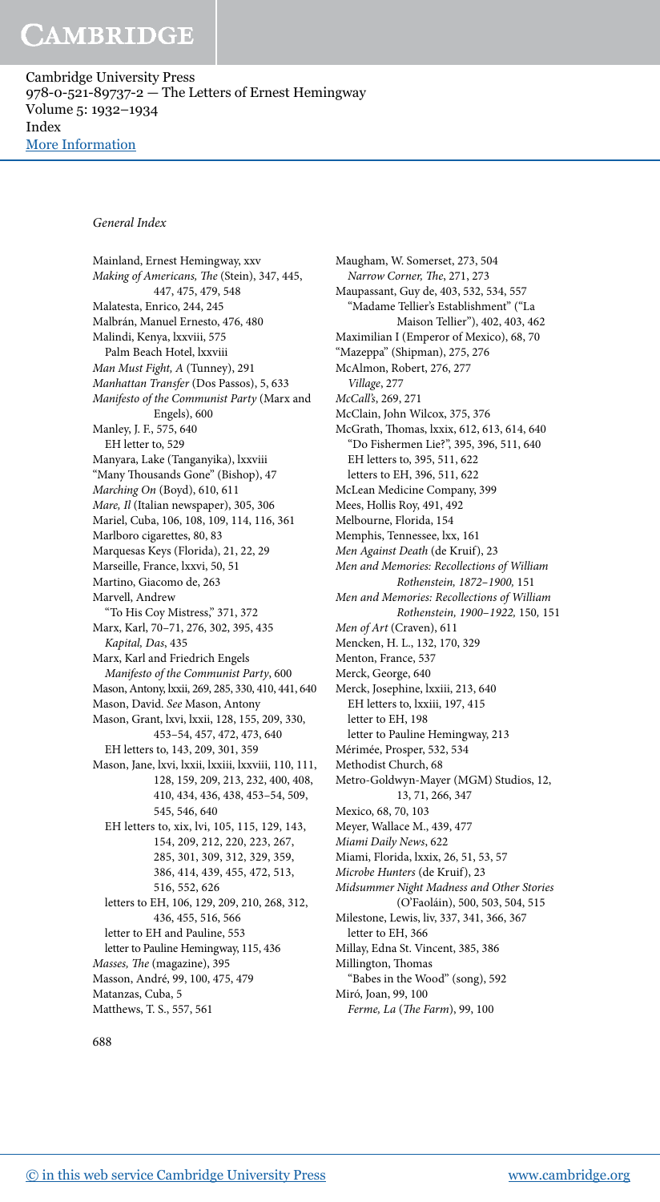## General Index

Mainland, Ernest Hemingway, xxv
*Making of Americans, The* (Stein), 347, 445, 447, 475, 479, 548
Malatesta, Enrico, 244, 245
Malbrán, Manuel Ernesto, 476, 480
Malindi, Kenya, lxxviii, 575
  Palm Beach Hotel, lxxviii
*Man Must Fight, A* (Tunney), 291
*Manhattan Transfer* (Dos Passos), 5, 633
*Manifesto of the Communist Party* (Marx and Engels), 600
Manley, J. F., 575, 640
  EH letter to, 529
Manyara, Lake (Tanganyika), lxxviii
"Many Thousands Gone" (Bishop), 47
*Marching On* (Boyd), 610, 611
*Mare, Il* (Italian newspaper), 305, 306
Mariel, Cuba, 106, 108, 109, 114, 116, 361
Marlboro cigarettes, 80, 83
Marquesas Keys (Florida), 21, 22, 29
Marseille, France, lxxvi, 50, 51
Martino, Giacomo de, 263
Marvell, Andrew
  "To His Coy Mistress," 371, 372
Marx, Karl, 70–71, 276, 302, 395, 435
  *Kapital, Das*, 435
Marx, Karl and Friedrich Engels
  *Manifesto of the Communist Party*, 600
Mason, Antony, lxxii, 269, 285, 330, 410, 441, 640
Mason, David. *See* Mason, Antony
Mason, Grant, lxvi, lxxii, 128, 155, 209, 330, 453–54, 457, 472, 473, 640
  EH letters to, 143, 209, 301, 359
Mason, Jane, lxvi, lxxii, lxxiii, lxxviii, 110, 111, 128, 159, 209, 213, 232, 400, 408, 410, 434, 436, 438, 453–54, 509, 545, 546, 640
  EH letters to, xix, lvi, 105, 115, 129, 143, 154, 209, 212, 220, 223, 267, 285, 301, 309, 312, 329, 359, 386, 414, 439, 455, 472, 513, 516, 552, 626
  letters to EH, 106, 129, 209, 210, 268, 312, 436, 455, 516, 566
  letter to EH and Pauline, 553
  letter to Pauline Hemingway, 115, 436
*Masses, The* (magazine), 395
Masson, André, 99, 100, 475, 479
Matanzas, Cuba, 5
Matthews, T. S., 557, 561
Maugham, W. Somerset, 273, 504
  *Narrow Corner, The*, 271, 273
Maupassant, Guy de, 403, 532, 534, 557
  "Madame Tellier's Establishment" ("La Maison Tellier"), 402, 403, 462
Maximilian I (Emperor of Mexico), 68, 70
"Mazeppa" (Shipman), 275, 276
McAlmon, Robert, 276, 277
  *Village*, 277
*McCall's*, 269, 271
McClain, John Wilcox, 375, 376
McGrath, Thomas, lxxix, 612, 613, 614, 640
  "Do Fishermen Lie?", 395, 396, 511, 640
  EH letters to, 395, 511, 622
  letters to EH, 396, 511, 622
McLean Medicine Company, 399
Mees, Hollis Roy, 491, 492
Melbourne, Florida, 154
Memphis, Tennessee, lxx, 161
*Men Against Death* (de Kruif), 23
*Men and Memories: Recollections of William Rothenstein, 1872–1900*, 151
*Men and Memories: Recollections of William Rothenstein, 1900–1922*, 150, 151
*Men of Art* (Craven), 611
Mencken, H. L., 132, 170, 329
Menton, France, 537
Merck, George, 640
Merck, Josephine, lxxiii, 213, 640
  EH letters to, lxxiii, 197, 415
  letter to EH, 198
  letter to Pauline Hemingway, 213
Mérimée, Prosper, 532, 534
Methodist Church, 68
Metro-Goldwyn-Mayer (MGM) Studios, 12, 13, 71, 266, 347
Mexico, 68, 70, 103
Meyer, Wallace M., 439, 477
*Miami Daily News*, 622
Miami, Florida, lxxix, 26, 51, 53, 57
*Microbe Hunters* (de Kruif), 23
*Midsummer Night Madness and Other Stories* (O'Faoláin), 500, 503, 504, 515
Milestone, Lewis, liv, 337, 341, 366, 367
  letter to EH, 366
Millay, Edna St. Vincent, 385, 386
Millington, Thomas
  "Babes in the Wood" (song), 592
Miró, Joan, 99, 100
  *Ferme, La* (*The Farm*), 99, 100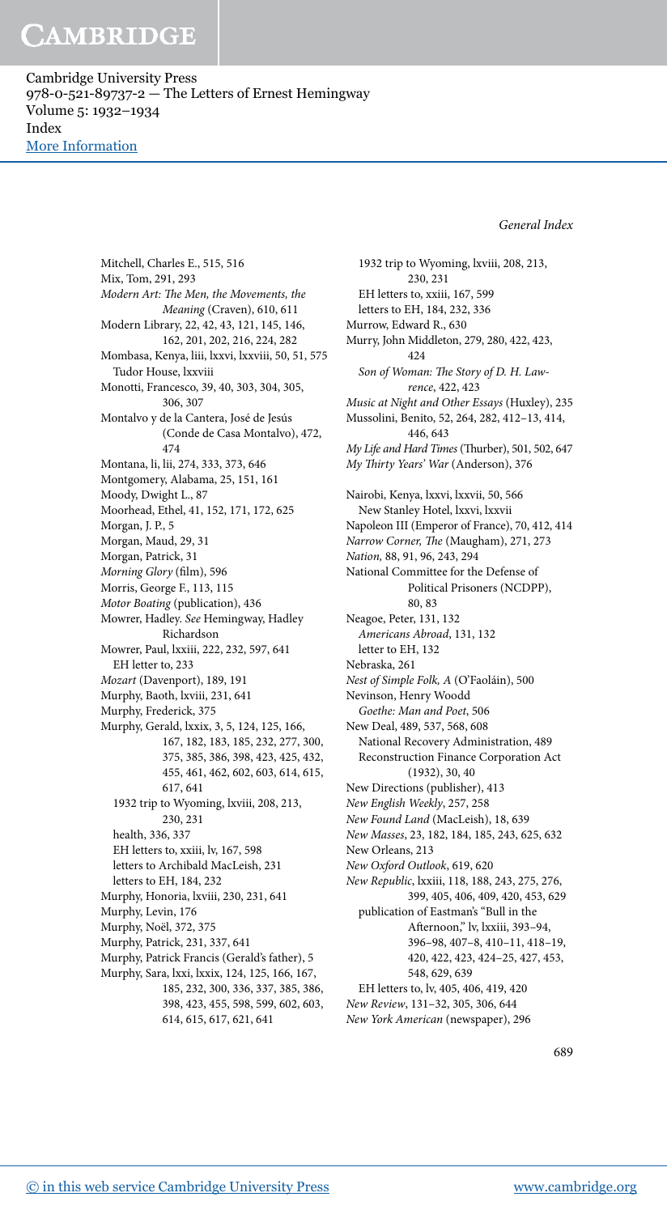Mitchell, Charles E., 515, 516
Mix, Tom, 291, 293
*Modern Art: The Men, the Movements, the Meaning* (Craven), 610, 611
Modern Library, 22, 42, 43, 121, 145, 146, 162, 201, 202, 216, 224, 282
Mombasa, Kenya, liii, lxxvi, lxxviii, 50, 51, 575
  Tudor House, lxxviii
Monotti, Francesco, 39, 40, 303, 304, 305, 306, 307
Montalvo y de la Cantera, José de Jesús (Conde de Casa Montalvo), 472, 474
Montana, li, lii, 274, 333, 373, 646
Montgomery, Alabama, 25, 151, 161
Moody, Dwight L., 87
Moorhead, Ethel, 41, 152, 171, 172, 625
Morgan, J. P., 5
Morgan, Maud, 29, 31
Morgan, Patrick, 31
*Morning Glory* (film), 596
Morris, George F., 113, 115
*Motor Boating* (publication), 436
Mowrer, Hadley. *See* Hemingway, Hadley Richardson
Mowrer, Paul, lxxiii, 222, 232, 597, 641
  EH letter to, 233
*Mozart* (Davenport), 189, 191
Murphy, Baoth, lxviii, 231, 641
Murphy, Frederick, 375
Murphy, Gerald, lxxix, 3, 5, 124, 125, 166, 167, 182, 183, 185, 232, 277, 300, 375, 385, 386, 398, 423, 425, 432, 455, 461, 462, 602, 603, 614, 615, 617, 641
  1932 trip to Wyoming, lxviii, 208, 213, 230, 231
  health, 336, 337
  EH letters to, xxiii, lv, 167, 598
  letters to Archibald MacLeish, 231
  letters to EH, 184, 232
Murphy, Honoria, lxviii, 230, 231, 641
Murphy, Levin, 176
Murphy, Noël, 372, 375
Murphy, Patrick, 231, 337, 641
Murphy, Patrick Francis (Gerald's father), 5
Murphy, Sara, lxxi, lxxix, 124, 125, 166, 167, 185, 232, 300, 336, 337, 385, 386, 398, 423, 455, 598, 599, 602, 603, 614, 615, 617, 621, 641
  1932 trip to Wyoming, lxviii, 208, 213, 230, 231
  EH letters to, xxiii, 167, 599
  letters to EH, 184, 232, 336
Murrow, Edward R., 630
Murry, John Middleton, 279, 280, 422, 423, 424
  *Son of Woman: The Story of D. H. Lawrence*, 422, 423
*Music at Night and Other Essays* (Huxley), 235
Mussolini, Benito, 52, 264, 282, 412–13, 414, 446, 643
*My Life and Hard Times* (Thurber), 501, 502, 647
*My Thirty Years' War* (Anderson), 376

Nairobi, Kenya, lxxvi, lxxvii, 50, 566
  New Stanley Hotel, lxxvi, lxxvii
Napoleon III (Emperor of France), 70, 412, 414
*Narrow Corner, The* (Maugham), 271, 273
*Nation*, 88, 91, 96, 243, 294
National Committee for the Defense of Political Prisoners (NCDPP), 80, 83
Neagoe, Peter, 131, 132
  *Americans Abroad*, 131, 132
  letter to EH, 132
Nebraska, 261
*Nest of Simple Folk, A* (O'Faoláin), 500
Nevinson, Henry Woodd
  *Goethe: Man and Poet*, 506
New Deal, 489, 537, 568, 608
  National Recovery Administration, 489
  Reconstruction Finance Corporation Act (1932), 30, 40
New Directions (publisher), 413
*New English Weekly*, 257, 258
*New Found Land* (MacLeish), 18, 639
*New Masses*, 23, 182, 184, 185, 243, 625, 632
New Orleans, 213
*New Oxford Outlook*, 619, 620
*New Republic*, lxxiii, 118, 188, 243, 275, 276, 399, 405, 406, 409, 420, 453, 629
  publication of Eastman's "Bull in the Afternoon," lv, lxxiii, 393–94, 396–98, 407–8, 410–11, 418–19, 420, 422, 423, 424–25, 427, 453, 548, 629, 639
  EH letters to, lv, 405, 406, 419, 420
*New Review*, 131–32, 305, 306, 644
*New York American* (newspaper), 296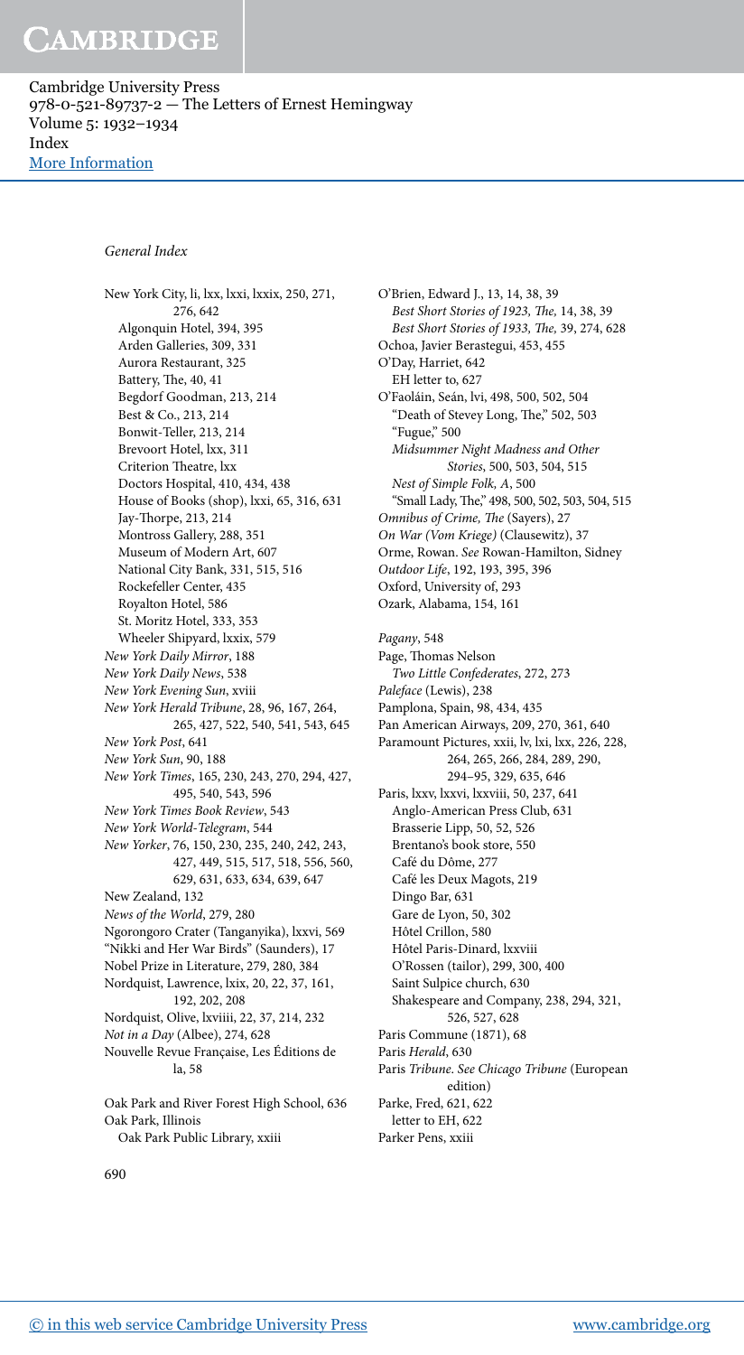*General Index*

New York City, li, lxx, lxxi, lxxix, 250, 271, 276, 642
  Algonquin Hotel, 394, 395
  Arden Galleries, 309, 331
  Aurora Restaurant, 325
  Battery, The, 40, 41
  Begdorf Goodman, 213, 214
  Best & Co., 213, 214
  Bonwit-Teller, 213, 214
  Brevoort Hotel, lxx, 311
  Criterion Theatre, lxx
  Doctors Hospital, 410, 434, 438
  House of Books (shop), lxxi, 65, 316, 631
  Jay-Thorpe, 213, 214
  Montross Gallery, 288, 351
  Museum of Modern Art, 607
  National City Bank, 331, 515, 516
  Rockefeller Center, 435
  Royalton Hotel, 586
  St. Moritz Hotel, 333, 353
  Wheeler Shipyard, lxxix, 579
*New York Daily Mirror*, 188
*New York Daily News*, 538
*New York Evening Sun*, xviii
*New York Herald Tribune*, 28, 96, 167, 264, 265, 427, 522, 540, 541, 543, 645
*New York Post*, 641
*New York Sun*, 90, 188
*New York Times*, 165, 230, 243, 270, 294, 427, 495, 540, 543, 596
*New York Times Book Review*, 543
*New York World-Telegram*, 544
*New Yorker*, 76, 150, 230, 235, 240, 242, 243, 427, 449, 515, 517, 518, 556, 560, 629, 631, 633, 634, 639, 647
New Zealand, 132
*News of the World*, 279, 280
Ngorongoro Crater (Tanganyika), lxxvi, 569
"Nikki and Her War Birds" (Saunders), 17
Nobel Prize in Literature, 279, 280, 384
Nordquist, Lawrence, lxix, 20, 22, 37, 161, 192, 202, 208
Nordquist, Olive, lxviiii, 22, 37, 214, 232
*Not in a Day* (Albee), 274, 628
Nouvelle Revue Française, Les Éditions de la, 58

Oak Park and River Forest High School, 636
Oak Park, Illinois
  Oak Park Public Library, xxiii

O'Brien, Edward J., 13, 14, 38, 39
  *Best Short Stories of 1923, The*, 14, 38, 39
  *Best Short Stories of 1933, The*, 39, 274, 628
Ochoa, Javier Berastegui, 453, 455
O'Day, Harriet, 642
  EH letter to, 627
O'Faoláin, Seán, lvi, 498, 500, 502, 504
  "Death of Stevey Long, The," 502, 503
  "Fugue," 500
  *Midsummer Night Madness and Other Stories*, 500, 503, 504, 515
  *Nest of Simple Folk, A*, 500
  "Small Lady, The," 498, 500, 502, 503, 504, 515
*Omnibus of Crime, The* (Sayers), 27
*On War (Vom Kriege)* (Clausewitz), 37
Orme, Rowan. *See* Rowan-Hamilton, Sidney
*Outdoor Life*, 192, 193, 395, 396
Oxford, University of, 293
Ozark, Alabama, 154, 161

*Pagany*, 548
Page, Thomas Nelson
  *Two Little Confederates*, 272, 273
*Paleface* (Lewis), 238
Pamplona, Spain, 98, 434, 435
Pan American Airways, 209, 270, 361, 640
Paramount Pictures, xxii, lv, lxi, lxx, 226, 228, 264, 265, 266, 284, 289, 290, 294–95, 329, 635, 646
Paris, lxxv, lxxvi, lxxviii, 50, 237, 641
  Anglo-American Press Club, 631
  Brasserie Lipp, 50, 52, 526
  Brentano's book store, 550
  Café du Dôme, 277
  Café les Deux Magots, 219
  Dingo Bar, 631
  Gare de Lyon, 50, 302
  Hôtel Crillon, 580
  Hôtel Paris-Dinard, lxxviii
  O'Rossen (tailor), 299, 300, 400
  Saint Sulpice church, 630
  Shakespeare and Company, 238, 294, 321, 526, 527, 628
Paris Commune (1871), 68
Paris *Herald*, 630
Paris *Tribune*. *See Chicago Tribune* (European edition)
Parke, Fred, 621, 622
  letter to EH, 622
Parker Pens, xxiii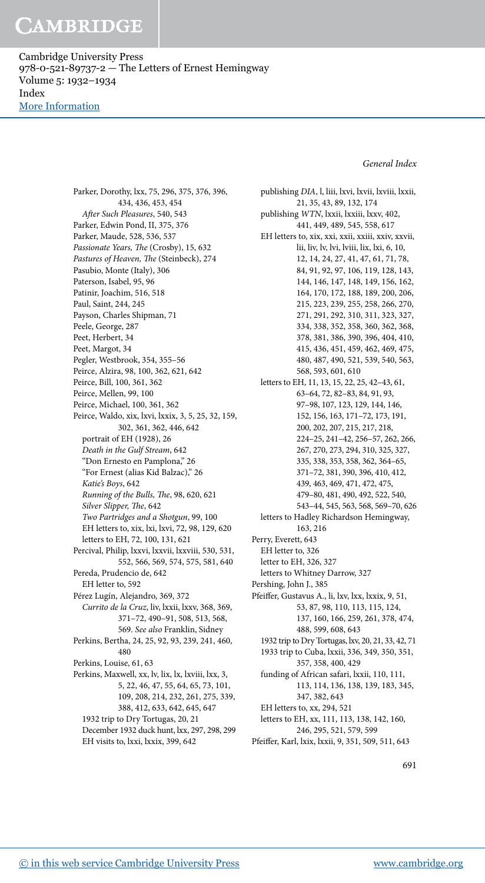Parker, Dorothy, lxx, 75, 296, 375, 376, 396, 434, 436, 453, 454
  *After Such Pleasures*, 540, 543
Parker, Edwin Pond, II, 375, 376
Parker, Maude, 528, 536, 537
*Passionate Years, The* (Crosby), 15, 632
*Pastures of Heaven, The* (Steinbeck), 274
Pasubio, Monte (Italy), 306
Paterson, Isabel, 95, 96
Patinir, Joachim, 516, 518
Paul, Saint, 244, 245
Payson, Charles Shipman, 71
Peele, George, 287
Peet, Herbert, 34
Peet, Margot, 34
Pegler, Westbrook, 354, 355–56
Peirce, Alzira, 98, 100, 362, 621, 642
Peirce, Bill, 100, 361, 362
Peirce, Mellen, 99, 100
Peirce, Michael, 100, 361, 362
Peirce, Waldo, xix, lxvi, lxxix, 3, 5, 25, 32, 159, 302, 361, 362, 446, 642
  portrait of EH (1928), 26
  *Death in the Gulf Stream*, 642
  "Don Ernesto en Pamplona," 26
  "For Ernest (alias Kid Balzac)," 26
  *Katie's Boys*, 642
  *Running of the Bulls, The*, 98, 620, 621
  *Silver Slipper, The*, 642
  *Two Partridges and a Shotgun*, 99, 100
  EH letters to, xix, lxi, lxvi, 72, 98, 129, 620
  letters to EH, 72, 100, 131, 621
Percival, Philip, lxxvi, lxxvii, lxxviii, 530, 531, 552, 566, 569, 574, 575, 581, 640
Pereda, Prudencio de, 642
  EH letter to, 592
Pérez Lugín, Alejandro, 369, 372
  *Currito de la Cruz*, liv, lxxii, lxxv, 368, 369, 371–72, 490–91, 508, 513, 568, 569. *See also* Franklin, Sidney
Perkins, Bertha, 24, 25, 92, 93, 239, 241, 460, 480
Perkins, Louise, 61, 63
Perkins, Maxwell, xx, lv, lix, lx, lxviii, lxx, 3, 5, 22, 46, 47, 55, 64, 65, 73, 101, 109, 208, 214, 232, 261, 275, 339, 388, 412, 633, 642, 645, 647
  1932 trip to Dry Tortugas, 20, 21
  December 1932 duck hunt, lxx, 297, 298, 299
  EH visits to, lxxi, lxxix, 399, 642
  publishing *DIA*, l, liii, lxvi, lxvii, lxviii, lxxii, 21, 35, 43, 89, 132, 174
  publishing *WTN*, lxxii, lxxiii, lxxv, 402, 441, 449, 489, 545, 558, 617
  EH letters to, xix, xxi, xxii, xxiii, xxiv, xxvii, lii, liv, lv, lvi, lviii, lix, lxi, 6, 10, 12, 14, 24, 27, 41, 47, 61, 71, 78, 84, 91, 92, 97, 106, 119, 128, 143, 144, 146, 147, 148, 149, 156, 162, 164, 170, 172, 188, 189, 200, 206, 215, 223, 239, 255, 258, 266, 270, 271, 291, 292, 310, 311, 323, 327, 334, 338, 352, 358, 360, 362, 368, 378, 381, 386, 390, 396, 404, 410, 415, 436, 451, 459, 462, 469, 475, 480, 487, 490, 521, 539, 540, 563, 568, 593, 601, 610
  letters to EH, 11, 13, 15, 22, 25, 42–43, 61, 63–64, 72, 82–83, 84, 91, 93, 97–98, 107, 123, 129, 144, 146, 152, 156, 163, 171–72, 173, 191, 200, 202, 207, 215, 217, 218, 224–25, 241–42, 256–57, 262, 266, 267, 270, 273, 294, 310, 325, 327, 335, 338, 353, 358, 362, 364–65, 371–72, 381, 390, 396, 410, 412, 439, 463, 469, 471, 472, 475, 479–80, 481, 490, 492, 522, 540, 543–44, 545, 563, 568, 569–70, 626
  letters to Hadley Richardson Hemingway, 163, 216
Perry, Everett, 643
  EH letter to, 326
  letter to EH, 326, 327
  letters to Whitney Darrow, 327
Pershing, John J., 385
Pfeiffer, Gustavus A., li, lxv, lxx, lxxix, 9, 51, 53, 87, 98, 110, 113, 115, 124, 137, 160, 166, 259, 261, 378, 474, 488, 599, 608, 643
  1932 trip to Dry Tortugas, lxv, 20, 21, 33, 42, 71
  1933 trip to Cuba, lxxii, 336, 349, 350, 351, 357, 358, 400, 429
  funding of African safari, lxxii, 110, 111, 113, 114, 136, 138, 139, 183, 345, 347, 382, 643
  EH letters to, xx, 294, 521
  letters to EH, xx, 111, 113, 138, 142, 160, 246, 295, 521, 579, 599
Pfeiffer, Karl, lxix, lxxii, 9, 351, 509, 511, 643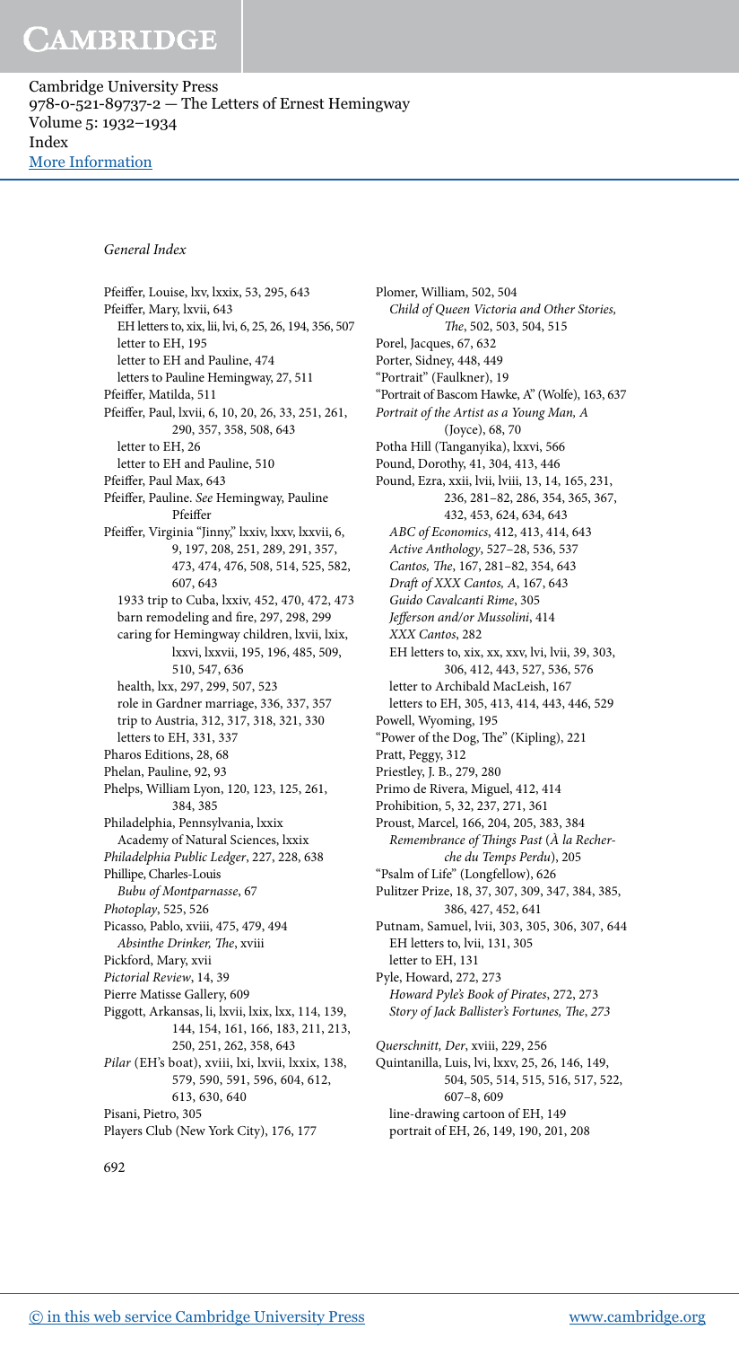*General Index*

Pfeiffer, Louise, lxv, lxxix, 53, 295, 643
Pfeiffer, Mary, lxvii, 643
  EH letters to, xix, lii, lvi, 6, 25, 26, 194, 356, 507
  letter to EH, 195
  letter to EH and Pauline, 474
  letters to Pauline Hemingway, 27, 511
Pfeiffer, Matilda, 511
Pfeiffer, Paul, lxvii, 6, 10, 20, 26, 33, 251, 261, 290, 357, 358, 508, 643
  letter to EH, 26
  letter to EH and Pauline, 510
Pfeiffer, Paul Max, 643
Pfeiffer, Pauline. *See* Hemingway, Pauline Pfeiffer
Pfeiffer, Virginia "Jinny," lxxiv, lxxv, lxxvii, 6, 9, 197, 208, 251, 289, 291, 357, 473, 474, 476, 508, 514, 525, 582, 607, 643
  1933 trip to Cuba, lxxiv, 452, 470, 472, 473
  barn remodeling and fire, 297, 298, 299
  caring for Hemingway children, lxvii, lxix, lxxvi, lxxvii, 195, 196, 485, 509, 510, 547, 636
  health, lxx, 297, 299, 507, 523
  role in Gardner marriage, 336, 337, 357
  trip to Austria, 312, 317, 318, 321, 330
  letters to EH, 331, 337
Pharos Editions, 28, 68
Phelan, Pauline, 92, 93
Phelps, William Lyon, 120, 123, 125, 261, 384, 385
Philadelphia, Pennsylvania, lxxix
  Academy of Natural Sciences, lxxix
*Philadelphia Public Ledger*, 227, 228, 638
Phillipe, Charles-Louis
  *Bubu of Montparnasse*, 67
*Photoplay*, 525, 526
Picasso, Pablo, xviii, 475, 479, 494
  *Absinthe Drinker, The*, xviii
Pickford, Mary, xvii
*Pictorial Review*, 14, 39
Pierre Matisse Gallery, 609
Piggott, Arkansas, li, lxvii, lxix, lxx, 114, 139, 144, 154, 161, 166, 183, 211, 213, 250, 251, 262, 358, 643
*Pilar* (EH's boat), xviii, lxi, lxvii, lxxix, 138, 579, 590, 591, 596, 604, 612, 613, 630, 640
Pisani, Pietro, 305
Players Club (New York City), 176, 177
Plomer, William, 502, 504
  *Child of Queen Victoria and Other Stories, The*, 502, 503, 504, 515
Porel, Jacques, 67, 632
Porter, Sidney, 448, 449
"Portrait" (Faulkner), 19
"Portrait of Bascom Hawke, A" (Wolfe), 163, 637
*Portrait of the Artist as a Young Man, A* (Joyce), 68, 70
Potha Hill (Tanganyika), lxxvi, 566
Pound, Dorothy, 41, 304, 413, 446
Pound, Ezra, xxii, lvii, lviii, 13, 14, 165, 231, 236, 281–82, 286, 354, 365, 367, 432, 453, 624, 634, 643
  *ABC of Economics*, 412, 413, 414, 643
  *Active Anthology*, 527–28, 536, 537
  *Cantos, The*, 167, 281–82, 354, 643
  *Draft of XXX Cantos, A*, 167, 643
  *Guido Cavalcanti Rime*, 305
  *Jefferson and/or Mussolini*, 414
  *XXX Cantos*, 282
  EH letters to, xix, xx, xxv, lvi, lvii, 39, 303, 306, 412, 443, 527, 536, 576
  letter to Archibald MacLeish, 167
  letters to EH, 305, 413, 414, 443, 446, 529
Powell, Wyoming, 195
"Power of the Dog, The" (Kipling), 221
Pratt, Peggy, 312
Priestley, J. B., 279, 280
Primo de Rivera, Miguel, 412, 414
Prohibition, 5, 32, 237, 271, 361
Proust, Marcel, 166, 204, 205, 383, 384
  *Remembrance of Things Past* (*À la Recherche du Temps Perdu*), 205
"Psalm of Life" (Longfellow), 626
Pulitzer Prize, 18, 37, 307, 309, 347, 384, 385, 386, 427, 452, 641
Putnam, Samuel, lvii, 303, 305, 306, 307, 644
  EH letters to, lvii, 131, 305
  letter to EH, 131
Pyle, Howard, 272, 273
  *Howard Pyle's Book of Pirates*, 272, 273
  *Story of Jack Ballister's Fortunes, The*, 273

*Querschnitt, Der*, xviii, 229, 256
Quintanilla, Luis, lvi, lxxv, 25, 26, 146, 149, 504, 505, 514, 515, 516, 517, 522, 607–8, 609
  line-drawing cartoon of EH, 149
  portrait of EH, 26, 149, 190, 201, 208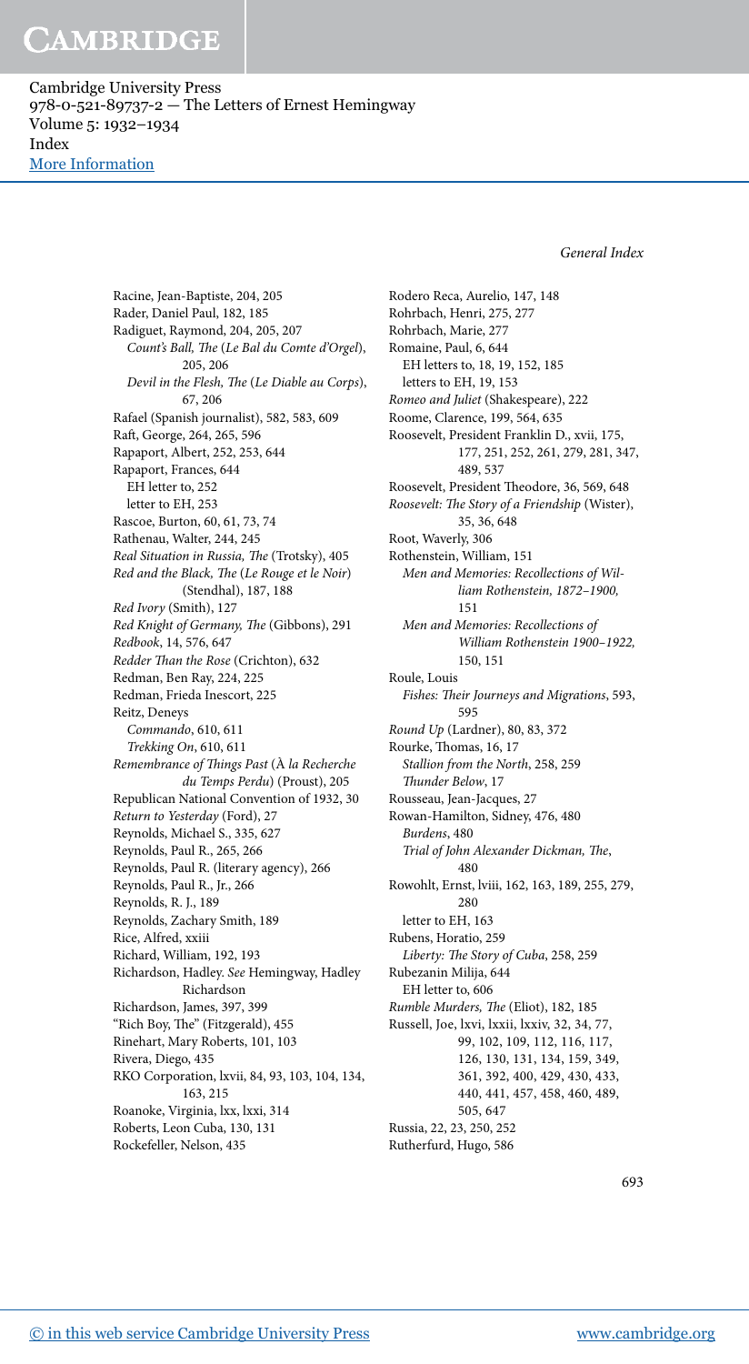Racine, Jean-Baptiste, 204, 205
Rader, Daniel Paul, 182, 185
Radiguet, Raymond, 204, 205, 207
  *Count's Ball, The* (*Le Bal du Comte d'Orgel*), 205, 206
  *Devil in the Flesh, The* (*Le Diable au Corps*), 67, 206
Rafael (Spanish journalist), 582, 583, 609
Raft, George, 264, 265, 596
Rapaport, Albert, 252, 253, 644
Rapaport, Frances, 644
  EH letter to, 252
  letter to EH, 253
Rascoe, Burton, 60, 61, 73, 74
Rathenau, Walter, 244, 245
*Real Situation in Russia, The* (Trotsky), 405
*Red and the Black, The* (*Le Rouge et le Noir*) (Stendhal), 187, 188
*Red Ivory* (Smith), 127
*Red Knight of Germany, The* (Gibbons), 291
*Redbook*, 14, 576, 647
*Redder Than the Rose* (Crichton), 632
Redman, Ben Ray, 224, 225
Redman, Frieda Inescort, 225
Reitz, Deneys
  *Commando*, 610, 611
  *Trekking On*, 610, 611
*Remembrance of Things Past* (*À la Recherche du Temps Perdu*) (Proust), 205
Republican National Convention of 1932, 30
*Return to Yesterday* (Ford), 27
Reynolds, Michael S., 335, 627
Reynolds, Paul R., 265, 266
Reynolds, Paul R. (literary agency), 266
Reynolds, Paul R., Jr., 266
Reynolds, R. J., 189
Reynolds, Zachary Smith, 189
Rice, Alfred, xxiii
Richard, William, 192, 193
Richardson, Hadley. *See* Hemingway, Hadley Richardson
Richardson, James, 397, 399
"Rich Boy, The" (Fitzgerald), 455
Rinehart, Mary Roberts, 101, 103
Rivera, Diego, 435
RKO Corporation, lxvii, 84, 93, 103, 104, 134, 163, 215
Roanoke, Virginia, lxx, lxxi, 314
Roberts, Leon Cuba, 130, 131
Rockefeller, Nelson, 435
Rodero Reca, Aurelio, 147, 148
Rohrbach, Henri, 275, 277
Rohrbach, Marie, 277
Romaine, Paul, 6, 644
  EH letters to, 18, 19, 152, 185
  letters to EH, 19, 153
*Romeo and Juliet* (Shakespeare), 222
Roome, Clarence, 199, 564, 635
Roosevelt, President Franklin D., xvii, 175, 177, 251, 252, 261, 279, 281, 347, 489, 537
Roosevelt, President Theodore, 36, 569, 648
*Roosevelt: The Story of a Friendship* (Wister), 35, 36, 648
Root, Waverly, 306
Rothenstein, William, 151
  *Men and Memories: Recollections of William Rothenstein, 1872–1900*, 151
  *Men and Memories: Recollections of William Rothenstein 1900–1922*, 150, 151
Roule, Louis
  *Fishes: Their Journeys and Migrations*, 593, 595
*Round Up* (Lardner), 80, 83, 372
Rourke, Thomas, 16, 17
  *Stallion from the North*, 258, 259
  *Thunder Below*, 17
Rousseau, Jean-Jacques, 27
Rowan-Hamilton, Sidney, 476, 480
  *Burdens*, 480
  *Trial of John Alexander Dickman, The*, 480
Rowohlt, Ernst, lviii, 162, 163, 189, 255, 279, 280
  letter to EH, 163
Rubens, Horatio, 259
  *Liberty: The Story of Cuba*, 258, 259
Rubezanin Milija, 644
  EH letter to, 606
*Rumble Murders, The* (Eliot), 182, 185
Russell, Joe, lxvi, lxxii, lxxiv, 32, 34, 77, 99, 102, 109, 112, 116, 117, 126, 130, 131, 134, 159, 349, 361, 392, 400, 429, 430, 433, 440, 441, 457, 458, 460, 489, 505, 647
Russia, 22, 23, 250, 252
Rutherfurd, Hugo, 586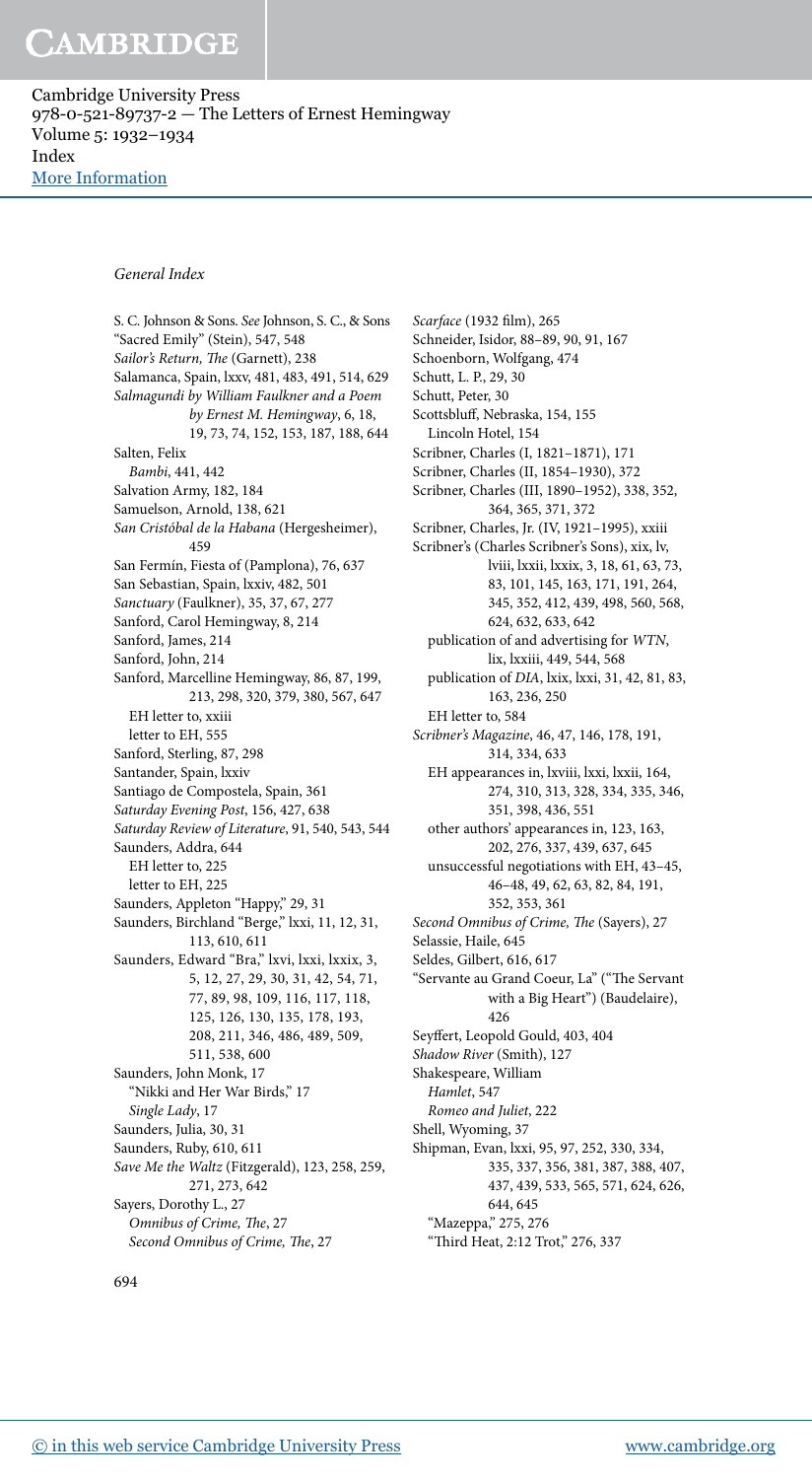General Index

S. C. Johnson & Sons. *See* Johnson, S. C., & Sons
"Sacred Emily" (Stein), 547, 548
*Sailor's Return, The* (Garnett), 238
Salamanca, Spain, lxxv, 481, 483, 491, 514, 629
*Salmagundi by William Faulkner and a Poem by Ernest M. Hemingway*, 6, 18, 19, 73, 74, 152, 153, 187, 188, 644
Salten, Felix
  *Bambi*, 441, 442
Salvation Army, 182, 184
Samuelson, Arnold, 138, 621
*San Cristóbal de la Habana* (Hergesheimer), 459
San Fermín, Fiesta of (Pamplona), 76, 637
San Sebastian, Spain, lxxiv, 482, 501
*Sanctuary* (Faulkner), 35, 37, 67, 277
Sanford, Carol Hemingway, 8, 214
Sanford, James, 214
Sanford, John, 214
Sanford, Marcelline Hemingway, 86, 87, 199, 213, 298, 320, 379, 380, 567, 647
  EH letter to, xxiii
  letter to EH, 555
Sanford, Sterling, 87, 298
Santander, Spain, lxxiv
Santiago de Compostela, Spain, 361
*Saturday Evening Post*, 156, 427, 638
*Saturday Review of Literature*, 91, 540, 543, 544
Saunders, Addra, 644
  EH letter to, 225
  letter to EH, 225
Saunders, Appleton "Happy," 29, 31
Saunders, Birchland "Berge," lxxi, 11, 12, 31, 113, 610, 611
Saunders, Edward "Bra," lxvi, lxxi, lxxix, 3, 5, 12, 27, 29, 30, 31, 42, 54, 71, 77, 89, 98, 109, 116, 117, 118, 125, 126, 130, 135, 178, 193, 208, 211, 346, 486, 489, 509, 511, 538, 600
Saunders, John Monk, 17
  "Nikki and Her War Birds," 17
  *Single Lady*, 17
Saunders, Julia, 30, 31
Saunders, Ruby, 610, 611
*Save Me the Waltz* (Fitzgerald), 123, 258, 259, 271, 273, 642
Sayers, Dorothy L., 27
  *Omnibus of Crime, The*, 27
  *Second Omnibus of Crime, The*, 27
*Scarface* (1932 film), 265
Schneider, Isidor, 88–89, 90, 91, 167
Schoenborn, Wolfgang, 474
Schutt, L. P., 29, 30
Schutt, Peter, 30
Scottsbluff, Nebraska, 154, 155
  Lincoln Hotel, 154
Scribner, Charles (I, 1821–1871), 171
Scribner, Charles (II, 1854–1930), 372
Scribner, Charles (III, 1890–1952), 338, 352, 364, 365, 371, 372
Scribner, Charles, Jr. (IV, 1921–1995), xxiii
Scribner's (Charles Scribner's Sons), xix, lv, lviii, lxxii, lxxix, 3, 18, 61, 63, 73, 83, 101, 145, 163, 171, 191, 264, 345, 352, 412, 439, 498, 560, 568, 624, 632, 633, 642
  publication of and advertising for *WTN*, lix, lxxiii, 449, 544, 568
  publication of *DIA*, lxix, lxxi, 31, 42, 81, 83, 163, 236, 250
  EH letter to, 584
*Scribner's Magazine*, 46, 47, 146, 178, 191, 314, 334, 633
  EH appearances in, lxviii, lxxi, lxxii, 164, 274, 310, 313, 328, 334, 335, 346, 351, 398, 436, 551
  other authors' appearances in, 123, 163, 202, 276, 337, 439, 637, 645
  unsuccessful negotiations with EH, 43–45, 46–48, 49, 62, 63, 82, 84, 191, 352, 353, 361
*Second Omnibus of Crime, The* (Sayers), 27
Selassie, Haile, 645
Seldes, Gilbert, 616, 617
"Servante au Grand Coeur, La" ("The Servant with a Big Heart") (Baudelaire), 426
Seyffert, Leopold Gould, 403, 404
*Shadow River* (Smith), 127
Shakespeare, William
  *Hamlet*, 547
  *Romeo and Juliet*, 222
Shell, Wyoming, 37
Shipman, Evan, lxxi, 95, 97, 252, 330, 334, 335, 337, 356, 381, 387, 388, 407, 437, 439, 533, 565, 571, 624, 626, 644, 645
  "Mazeppa," 275, 276
  "Third Heat, 2:12 Trot," 276, 337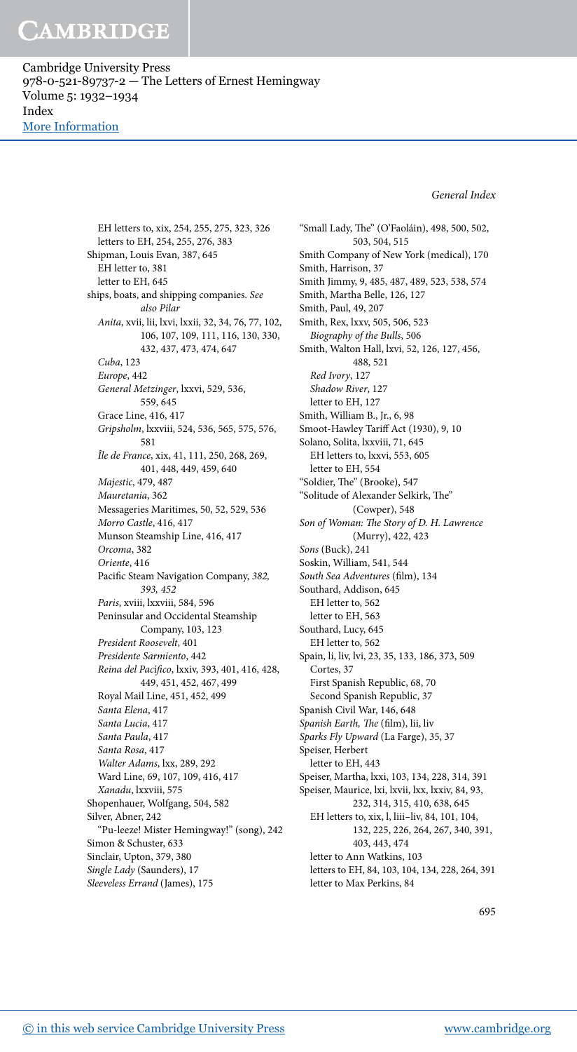EH letters to, xix, 254, 255, 275, 323, 326
letters to EH, 254, 255, 276, 383
Shipman, Louis Evan, 387, 645
EH letter to, 381
letter to EH, 645
ships, boats, and shipping companies. *See also Pilar*
*Anita*, xvii, lii, lxvi, lxxii, 32, 34, 76, 77, 102, 106, 107, 109, 111, 116, 130, 330, 432, 437, 473, 474, 647
*Cuba*, 123
*Europe*, 442
*General Metzinger*, lxxvi, 529, 536, 559, 645
Grace Line, 416, 417
*Gripsholm*, lxxviii, 524, 536, 565, 575, 576, 581
*Île de France*, xix, 41, 111, 250, 268, 269, 401, 448, 449, 459, 640
*Majestic*, 479, 487
*Mauretania*, 362
Messageries Maritimes, 50, 52, 529, 536
*Morro Castle*, 416, 417
Munson Steamship Line, 416, 417
*Orcoma*, 382
*Oriente*, 416
Pacific Steam Navigation Company, *382, 393, 452*
*Paris*, xviii, lxxviii, 584, 596
Peninsular and Occidental Steamship Company, 103, 123
*President Roosevelt*, 401
*Presidente Sarmiento*, 442
*Reina del Pacífico*, lxxiv, 393, 401, 416, 428, 449, 451, 452, 467, 499
Royal Mail Line, 451, 452, 499
*Santa Elena*, 417
*Santa Lucia*, 417
*Santa Paula*, 417
*Santa Rosa*, 417
*Walter Adams*, lxx, 289, 292
Ward Line, 69, 107, 109, 416, 417
*Xanadu*, lxxviii, 575
Shopenhauer, Wolfgang, 504, 582
Silver, Abner, 242
"Pu-leeze! Mister Hemingway!" (song), 242
Simon & Schuster, 633
Sinclair, Upton, 379, 380
*Single Lady* (Saunders), 17
*Sleeveless Errand* (James), 175
"Small Lady, The" (O'Faoláin), 498, 500, 502, 503, 504, 515
Smith Company of New York (medical), 170
Smith, Harrison, 37
Smith Jimmy, 9, 485, 487, 489, 523, 538, 574
Smith, Martha Belle, 126, 127
Smith, Paul, 49, 207
Smith, Rex, lxxv, 505, 506, 523
*Biography of the Bulls*, 506
Smith, Walton Hall, lxvi, 52, 126, 127, 456, 488, 521
*Red Ivory*, 127
*Shadow River*, 127
letter to EH, 127
Smith, William B., Jr., 6, 98
Smoot-Hawley Tariff Act (1930), 9, 10
Solano, Solita, lxxviii, 71, 645
EH letters to, lxxvi, 553, 605
letter to EH, 554
"Soldier, The" (Brooke), 547
"Solitude of Alexander Selkirk, The" (Cowper), 548
*Son of Woman: The Story of D. H. Lawrence* (Murry), 422, 423
*Sons* (Buck), 241
Soskin, William, 541, 544
*South Sea Adventures* (film), 134
Southard, Addison, 645
EH letter to, 562
letter to EH, 563
Southard, Lucy, 645
EH letter to, 562
Spain, li, liv, lvi, 23, 35, 133, 186, 373, 509
Cortes, 37
First Spanish Republic, 68, 70
Second Spanish Republic, 37
Spanish Civil War, 146, 648
*Spanish Earth, The* (film), lii, liv
*Sparks Fly Upward* (La Farge), 35, 37
Speiser, Herbert
letter to EH, 443
Speiser, Martha, lxxi, 103, 134, 228, 314, 391
Speiser, Maurice, lxi, lxvii, lxx, lxxiv, 84, 93, 232, 314, 315, 410, 638, 645
EH letters to, xix, l, liii–liv, 84, 101, 104, 132, 225, 226, 264, 267, 340, 391, 403, 443, 474
letter to Ann Watkins, 103
letters to EH, 84, 103, 104, 134, 228, 264, 391
letter to Max Perkins, 84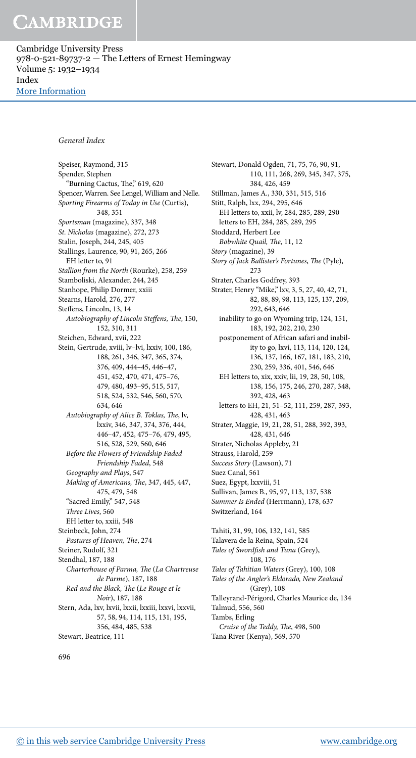General Index

Speiser, Raymond, 315
Spender, Stephen
  "Burning Cactus, The," 619, 620
Spencer, Warren. See Lengel, William and Nelle.
*Sporting Firearms of Today in Use* (Curtis), 348, 351
*Sportsman* (magazine), 337, 348
*St. Nicholas* (magazine), 272, 273
Stalin, Joseph, 244, 245, 405
Stallings, Laurence, 90, 91, 265, 266
  EH letter to, 91
*Stallion from the North* (Rourke), 258, 259
Stamboliski, Alexander, 244, 245
Stanhope, Philip Dormer, xxiii
Stearns, Harold, 276, 277
Steffens, Lincoln, 13, 14
  *Autobiography of Lincoln Steffens, The*, 150, 152, 310, 311
Steichen, Edward, xvii, 222
Stein, Gertrude, xviii, lv–lvi, lxxiv, 100, 186, 188, 261, 346, 347, 365, 374, 376, 409, 444–45, 446–47, 451, 452, 470, 471, 475–76, 479, 480, 493–95, 515, 517, 518, 524, 532, 546, 560, 570, 634, 646
  *Autobiography of Alice B. Toklas, The*, lv, lxxiv, 346, 347, 374, 376, 444, 446–47, 452, 475–76, 479, 495, 516, 528, 529, 560, 646
  *Before the Flowers of Friendship Faded Friendship Faded*, 548
  *Geography and Plays*, 547
  *Making of Americans, The*, 347, 445, 447, 475, 479, 548
  "Sacred Emily," 547, 548
  *Three Lives*, 560
  EH letter to, xxiii, 548
Steinbeck, John, 274
  *Pastures of Heaven, The*, 274
Steiner, Rudolf, 321
Stendhal, 187, 188
  *Charterhouse of Parma, The* (*La Chartreuse de Parme*), 187, 188
  *Red and the Black, The* (*Le Rouge et le Noir*), 187, 188
Stern, Ada, lxv, lxvii, lxxii, lxxiii, lxxvi, lxxvii, 57, 58, 94, 114, 115, 131, 195, 356, 484, 485, 538
Stewart, Beatrice, 111
Stewart, Donald Ogden, 71, 75, 76, 90, 91, 110, 111, 268, 269, 345, 347, 375, 384, 426, 459
Stillman, James A., 330, 331, 515, 516
Stitt, Ralph, lxx, 294, 295, 646
  EH letters to, xxii, lv, 284, 285, 289, 290
  letters to EH, 284, 285, 289, 295
Stoddard, Herbert Lee
  *Bobwhite Quail, The*, 11, 12
*Story* (magazine), 39
*Story of Jack Ballister's Fortunes, The* (Pyle), 273
Strater, Charles Godfrey, 393
Strater, Henry "Mike," lxv, 3, 5, 27, 40, 42, 71, 82, 88, 89, 98, 113, 125, 137, 209, 292, 643, 646
  inability to go on Wyoming trip, 124, 151, 183, 192, 202, 210, 230
  postponement of African safari and inability to go, lxvi, 113, 114, 120, 124, 136, 137, 166, 167, 181, 183, 210, 230, 259, 336, 401, 546, 646
  EH letters to, xix, xxiv, lii, 19, 28, 50, 108, 138, 156, 175, 246, 270, 287, 348, 392, 428, 463
  letters to EH, 21, 51–52, 111, 259, 287, 393, 428, 431, 463
Strater, Maggie, 19, 21, 28, 51, 288, 392, 393, 428, 431, 646
Strater, Nicholas Appleby, 21
Strauss, Harold, 259
*Success Story* (Lawson), 71
Suez Canal, 561
Suez, Egypt, lxxviii, 51
Sullivan, James B., 95, 97, 113, 137, 538
*Summer Is Ended* (Herrmann), 178, 637
Switzerland, 164

Tahiti, 31, 99, 106, 132, 141, 585
Talavera de la Reina, Spain, 524
*Tales of Swordfish and Tuna* (Grey), 108, 176
*Tales of Tahitian Waters* (Grey), 100, 108
*Tales of the Angler's Eldorado, New Zealand* (Grey), 108
Talleyrand-Périgord, Charles Maurice de, 134
Talmud, 556, 560
Tambs, Erling
  *Cruise of the Teddy, The*, 498, 500
Tana River (Kenya), 569, 570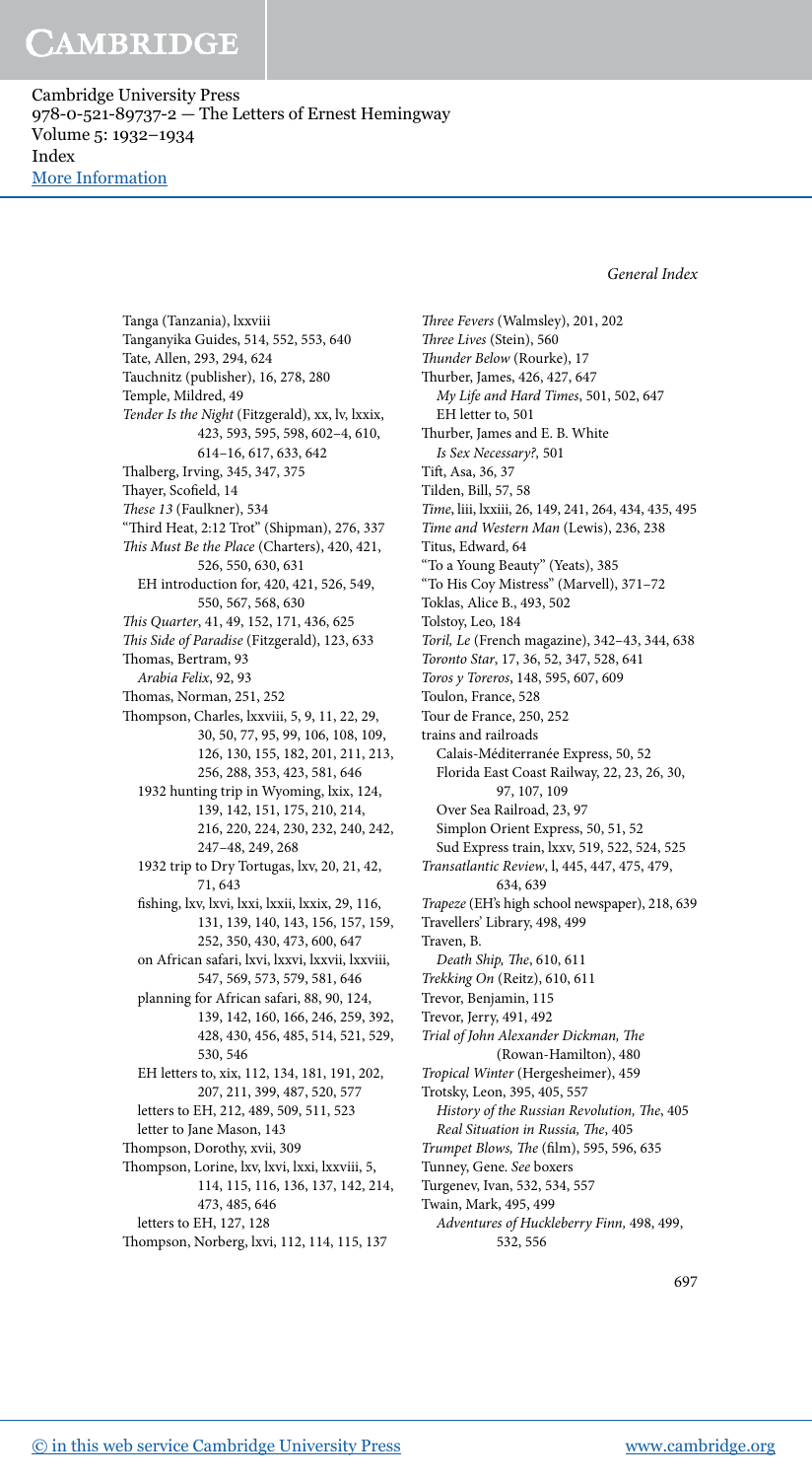Tanga (Tanzania), lxxviii
Tanganyika Guides, 514, 552, 553, 640
Tate, Allen, 293, 294, 624
Tauchnitz (publisher), 16, 278, 280
Temple, Mildred, 49
*Tender Is the Night* (Fitzgerald), xx, lv, lxxix, 423, 593, 595, 598, 602–4, 610, 614–16, 617, 633, 642
Thalberg, Irving, 345, 347, 375
Thayer, Scofield, 14
*These 13* (Faulkner), 534
"Third Heat, 2:12 Trot" (Shipman), 276, 337
*This Must Be the Place* (Charters), 420, 421, 526, 550, 630, 631
  EH introduction for, 420, 421, 526, 549, 550, 567, 568, 630
*This Quarter*, 41, 49, 152, 171, 436, 625
*This Side of Paradise* (Fitzgerald), 123, 633
Thomas, Bertram, 93
  *Arabia Felix*, 92, 93
Thomas, Norman, 251, 252
Thompson, Charles, lxxviii, 5, 9, 11, 22, 29, 30, 50, 77, 95, 99, 106, 108, 109, 126, 130, 155, 182, 201, 211, 213, 256, 288, 353, 423, 581, 646
  1932 hunting trip in Wyoming, lxix, 124, 139, 142, 151, 175, 210, 214, 216, 220, 224, 230, 232, 240, 242, 247–48, 249, 268
  1932 trip to Dry Tortugas, lxv, 20, 21, 42, 71, 643
  fishing, lxv, lxvi, lxxi, lxxii, lxxix, 29, 116, 131, 139, 140, 143, 156, 157, 159, 252, 350, 430, 473, 600, 647
  on African safari, lxvi, lxxvi, lxxvii, lxxviii, 547, 569, 573, 579, 581, 646
  planning for African safari, 88, 90, 124, 139, 142, 160, 166, 246, 259, 392, 428, 430, 456, 485, 514, 521, 529, 530, 546
  EH letters to, xix, 112, 134, 181, 191, 202, 207, 211, 399, 487, 520, 577
  letters to EH, 212, 489, 509, 511, 523
  letter to Jane Mason, 143
Thompson, Dorothy, xvii, 309
Thompson, Lorine, lxv, lxvi, lxxi, lxxviii, 5, 114, 115, 116, 136, 137, 142, 214, 473, 485, 646
  letters to EH, 127, 128
Thompson, Norberg, lxvi, 112, 114, 115, 137
*Three Fevers* (Walmsley), 201, 202
*Three Lives* (Stein), 560
*Thunder Below* (Rourke), 17
Thurber, James, 426, 427, 647
  *My Life and Hard Times*, 501, 502, 647
  EH letter to, 501
Thurber, James and E. B. White
  *Is Sex Necessary?*, 501
Tift, Asa, 36, 37
Tilden, Bill, 57, 58
*Time*, liii, lxxiii, 26, 149, 241, 264, 434, 435, 495
*Time and Western Man* (Lewis), 236, 238
Titus, Edward, 64
"To a Young Beauty" (Yeats), 385
"To His Coy Mistress" (Marvell), 371–72
Toklas, Alice B., 493, 502
Tolstoy, Leo, 184
*Toril, Le* (French magazine), 342–43, 344, 638
*Toronto Star*, 17, 36, 52, 347, 528, 641
*Toros y Toreros*, 148, 595, 607, 609
Toulon, France, 528
Tour de France, 250, 252
trains and railroads
  Calais-Méditerranée Express, 50, 52
  Florida East Coast Railway, 22, 23, 26, 30, 97, 107, 109
  Over Sea Railroad, 23, 97
  Simplon Orient Express, 50, 51, 52
  Sud Express train, lxxv, 519, 522, 524, 525
*Transatlantic Review*, l, 445, 447, 475, 479, 634, 639
*Trapeze* (EH's high school newspaper), 218, 639
Travellers' Library, 498, 499
Traven, B.
  *Death Ship, The*, 610, 611
*Trekking On* (Reitz), 610, 611
Trevor, Benjamin, 115
Trevor, Jerry, 491, 492
*Trial of John Alexander Dickman, The* (Rowan-Hamilton), 480
*Tropical Winter* (Hergesheimer), 459
Trotsky, Leon, 395, 405, 557
  *History of the Russian Revolution, The*, 405
  *Real Situation in Russia, The*, 405
*Trumpet Blows, The* (film), 595, 596, 635
Tunney, Gene. *See* boxers
Turgenev, Ivan, 532, 534, 557
Twain, Mark, 495, 499
  *Adventures of Huckleberry Finn*, 498, 499, 532, 556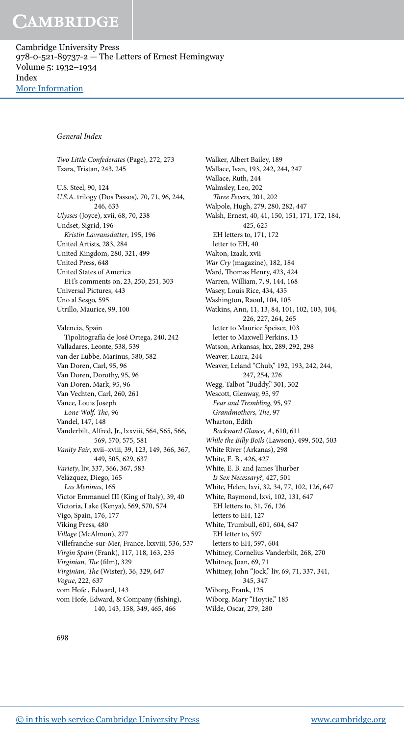*General Index*

*Two Little Confederates* (Page), 272, 273
Tzara, Tristan, 243, 245

U.S. Steel, 90, 124
*U.S.A.* trilogy (Dos Passos), 70, 71, 96, 244, 246, 633
*Ulysses* (Joyce), xvii, 68, 70, 238
Undset, Sigrid, 196
  *Kristin Lavransdatter*, 195, 196
United Artists, 283, 284
United Kingdom, 280, 321, 499
United Press, 648
United States of America
  EH's comments on, 23, 250, 251, 303
Universal Pictures, 443
Uno al Sesgo, 595
Utrillo, Maurice, 99, 100

Valencia, Spain
  Tipolitografía de José Ortega, 240, 242
Valladares, Leonte, 538, 539
van der Lubbe, Marinus, 580, 582
Van Doren, Carl, 95, 96
Van Doren, Dorothy, 95, 96
Van Doren, Mark, 95, 96
Van Vechten, Carl, 260, 261
Vance, Louis Joseph
  *Lone Wolf, The*, 96
Vandel, 147, 148
Vanderbilt, Alfred, Jr., lxxviii, 564, 565, 566, 569, 570, 575, 581
*Vanity Fair*, xvii–xviii, 39, 123, 149, 366, 367, 449, 505, 629, 637
*Variety*, liv, 337, 366, 367, 583
Velázquez, Diego, 165
  *Las Meninas*, 165
Victor Emmanuel III (King of Italy), 39, 40
Victoria, Lake (Kenya), 569, 570, 574
Vigo, Spain, 176, 177
Viking Press, 480
*Village* (McAlmon), 277
Villefranche-sur-Mer, France, lxxviii, 536, 537
*Virgin Spain* (Frank), 117, 118, 163, 235
*Virginian, The* (film), 329
*Virginian, The* (Wister), 36, 329, 647
*Vogue*, 222, 637
vom Hofe , Edward, 143
vom Hofe, Edward, & Company (fishing), 140, 143, 158, 349, 465, 466

Walker, Albert Bailey, 189
Wallace, Ivan, 193, 242, 244, 247
Wallace, Ruth, 244
Walmsley, Leo, 202
  *Three Fevers*, 201, 202
Walpole, Hugh, 279, 280, 282, 447
Walsh, Ernest, 40, 41, 150, 151, 171, 172, 184, 425, 625
  EH letters to, 171, 172
  letter to EH, 40
Walton, Izaak, xvii
*War Cry* (magazine), 182, 184
Ward, Thomas Henry, 423, 424
Warren, William, 7, 9, 144, 168
Wasey, Louis Rice, 434, 435
Washington, Raoul, 104, 105
Watkins, Ann, 11, 13, 84, 101, 102, 103, 104, 226, 227, 264, 265
  letter to Maurice Speiser, 103
  letter to Maxwell Perkins, 13
Watson, Arkansas, lxx, 289, 292, 298
Weaver, Laura, 244
Weaver, Leland "Chub," 192, 193, 242, 244, 247, 254, 276
Wegg, Talbot "Buddy," 301, 302
Wescott, Glenway, 95, 97
  *Fear and Trembling*, 95, 97
  *Grandmothers, The*, 97
Wharton, Edith
  *Backward Glance, A*, 610, 611
*While the Billy Boils* (Lawson), 499, 502, 503
White River (Arkanas), 298
White, E. B., 426, 427
White, E. B. and James Thurber
  *Is Sex Necessary?*, 427, 501
White, Helen, lxvi, 32, 34, 77, 102, 126, 647
White, Raymond, lxvi, 102, 131, 647
  EH letters to, 31, 76, 126
  letters to EH, 127
White, Trumbull, 601, 604, 647
  EH letter to, 597
  letters to EH, 597, 604
Whitney, Cornelius Vanderbilt, 268, 270
Whitney, Joan, 69, 71
Whitney, John "Jock," liv, 69, 71, 337, 341, 345, 347
Wiborg, Frank, 125
Wiborg, Mary "Hoytie," 185
Wilde, Oscar, 279, 280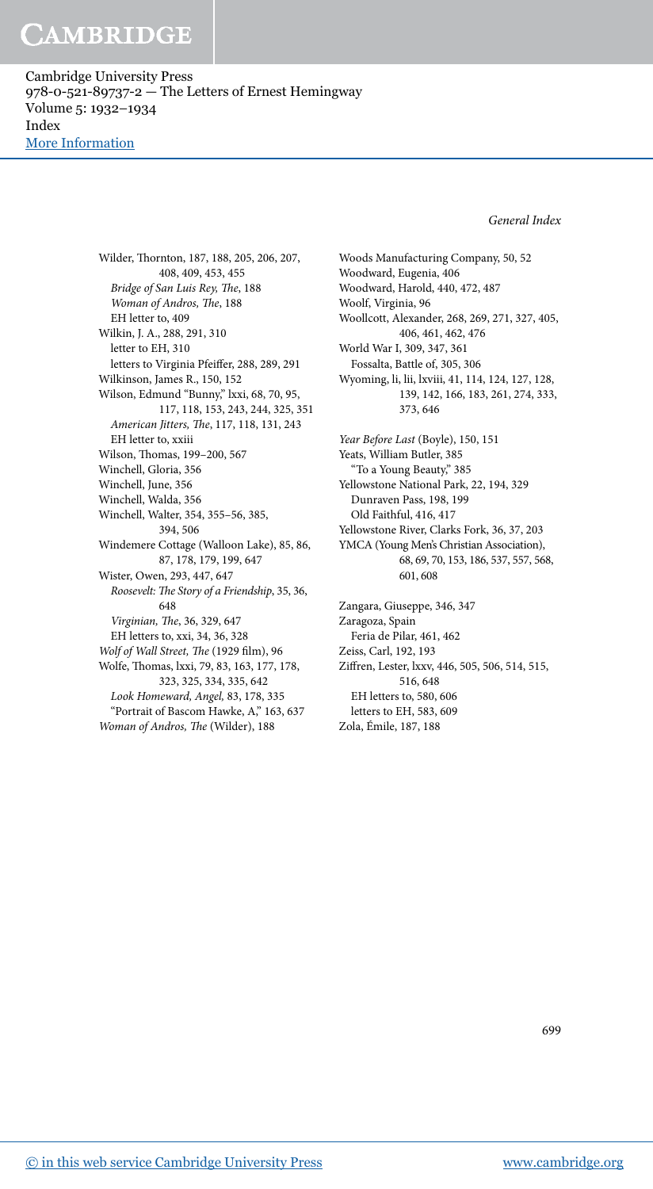Wilder, Thornton, 187, 188, 205, 206, 207, 408, 409, 453, 455
  *Bridge of San Luis Rey, The*, 188
  *Woman of Andros, The*, 188
  EH letter to, 409
Wilkin, J. A., 288, 291, 310
  letter to EH, 310
  letters to Virginia Pfeiffer, 288, 289, 291
Wilkinson, James R., 150, 152
Wilson, Edmund "Bunny," lxxi, 68, 70, 95, 117, 118, 153, 243, 244, 325, 351
  *American Jitters, The*, 117, 118, 131, 243
  EH letter to, xxiii
Wilson, Thomas, 199–200, 567
Winchell, Gloria, 356
Winchell, June, 356
Winchell, Walda, 356
Winchell, Walter, 354, 355–56, 385, 394, 506
Windemere Cottage (Walloon Lake), 85, 86, 87, 178, 179, 199, 647
Wister, Owen, 293, 447, 647
  *Roosevelt: The Story of a Friendship*, 35, 36, 648
  *Virginian, The*, 36, 329, 647
  EH letters to, xxi, 34, 36, 328
*Wolf of Wall Street, The* (1929 film), 96
Wolfe, Thomas, lxxi, 79, 83, 163, 177, 178, 323, 325, 334, 335, 642
  *Look Homeward, Angel*, 83, 178, 335
  "Portrait of Bascom Hawke, A," 163, 637
*Woman of Andros, The* (Wilder), 188
Woods Manufacturing Company, 50, 52
Woodward, Eugenia, 406
Woodward, Harold, 440, 472, 487
Woolf, Virginia, 96
Woollcott, Alexander, 268, 269, 271, 327, 405, 406, 461, 462, 476
World War I, 309, 347, 361
  Fossalta, Battle of, 305, 306
Wyoming, li, lii, lxviii, 41, 114, 124, 127, 128, 139, 142, 166, 183, 261, 274, 333, 373, 646

*Year Before Last* (Boyle), 150, 151
Yeats, William Butler, 385
  "To a Young Beauty," 385
Yellowstone National Park, 22, 194, 329
  Dunraven Pass, 198, 199
  Old Faithful, 416, 417
Yellowstone River, Clarks Fork, 36, 37, 203
YMCA (Young Men's Christian Association), 68, 69, 70, 153, 186, 537, 557, 568, 601, 608

Zangara, Giuseppe, 346, 347
Zaragoza, Spain
  Feria de Pilar, 461, 462
Zeiss, Carl, 192, 193
Ziffren, Lester, lxxv, 446, 505, 506, 514, 515, 516, 648
  EH letters to, 580, 606
  letters to EH, 583, 609
Zola, Émile, 187, 188